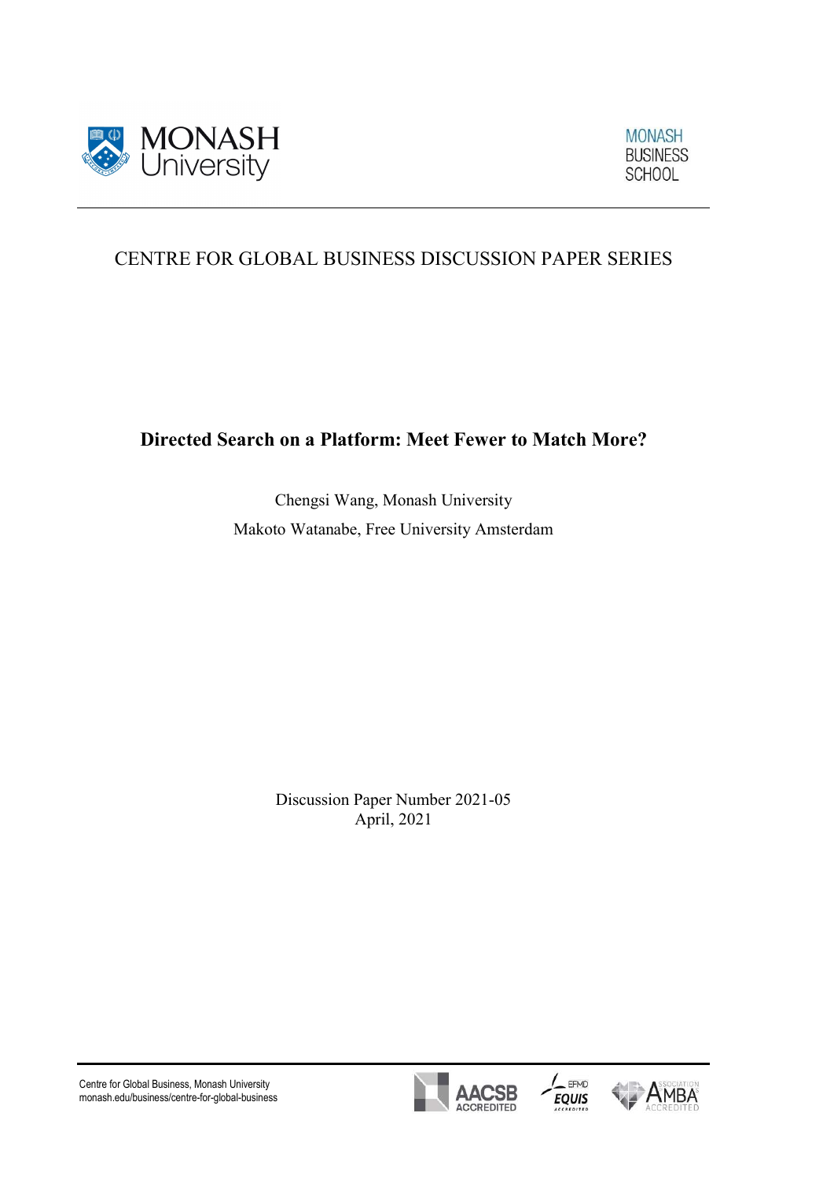MONASH University

MONASH BUSINESS SCHOOL

CENTRE FOR GLOBAL BUSINESS DISCUSSION PAPER SERIES

# Directed Search on a Platform: Meet Fewer to Match More?

Chengsi Wang, Monash University

Makoto Watanabe, Free University Amsterdam

Discussion Paper Number 2021-05

April, 2021

Centre for Global Business, Monash University
monash.edu/business/centre-for-global-business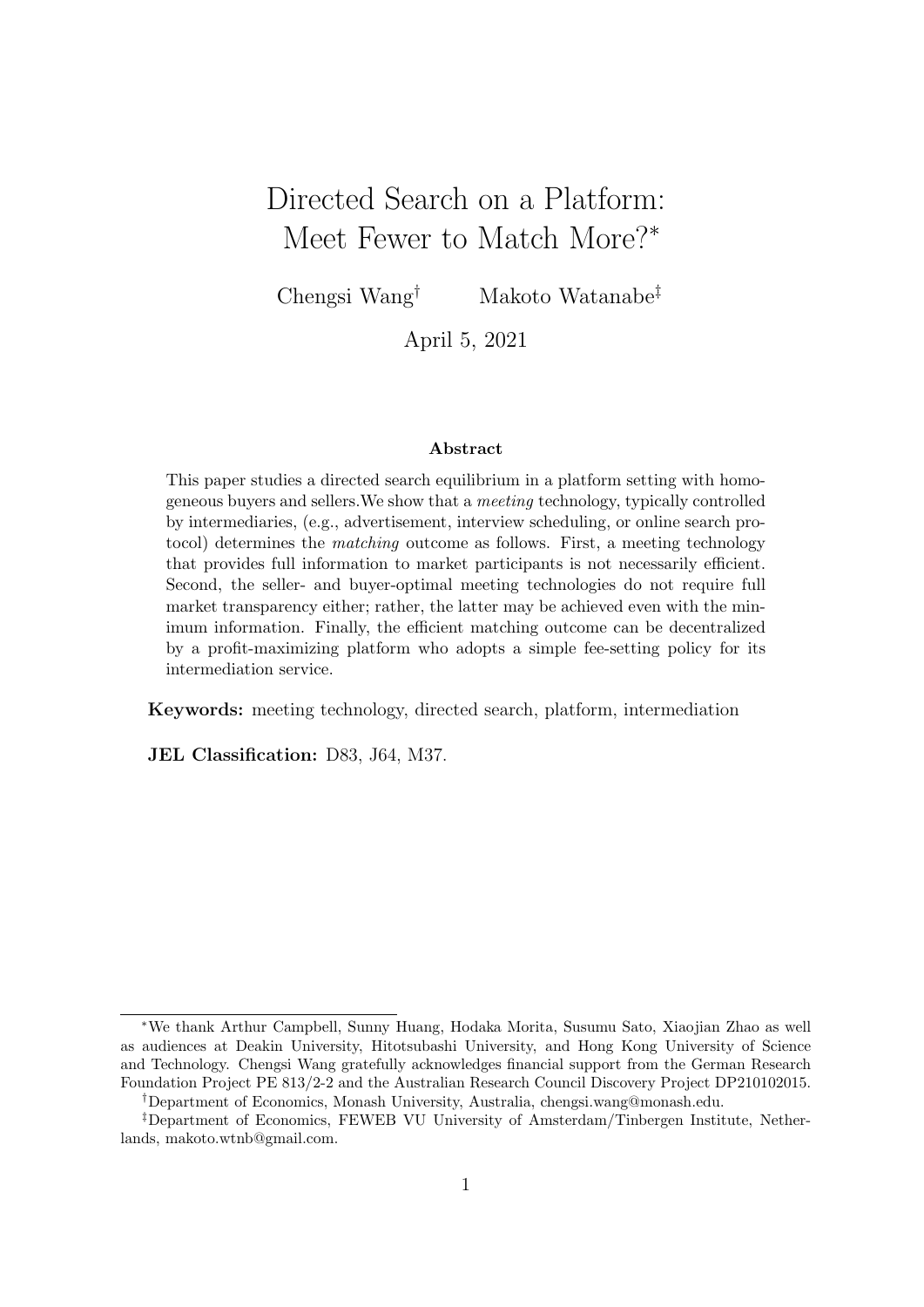# Directed Search on a Platform: Meet Fewer to Match More?*

Chengsi Wang[†] Makoto Watanabe[‡]

April 5, 2021

**Abstract**

This paper studies a directed search equilibrium in a platform setting with homogeneous buyers and sellers.We show that a *meeting* technology, typically controlled by intermediaries, (e.g., advertisement, interview scheduling, or online search protocol) determines the *matching* outcome as follows. First, a meeting technology that provides full information to market participants is not necessarily efficient. Second, the seller- and buyer-optimal meeting technologies do not require full market transparency either; rather, the latter may be achieved even with the minimum information. Finally, the efficient matching outcome can be decentralized by a profit-maximizing platform who adopts a simple fee-setting policy for its intermediation service.

**Keywords:** meeting technology, directed search, platform, intermediation

**JEL Classification:** D83, J64, M37.

---

*We thank Arthur Campbell, Sunny Huang, Hodaka Morita, Susumu Sato, Xiaojian Zhao as well as audiences at Deakin University, Hitotsubashi University, and Hong Kong University of Science and Technology. Chengsi Wang gratefully acknowledges financial support from the German Research Foundation Project PE 813/2-2 and the Australian Research Council Discovery Project DP210102015.

[†]Department of Economics, Monash University, Australia, chengsi.wang@monash.edu.

[‡]Department of Economics, FEWEB VU University of Amsterdam/Tinbergen Institute, Netherlands, makoto.wtnb@gmail.com.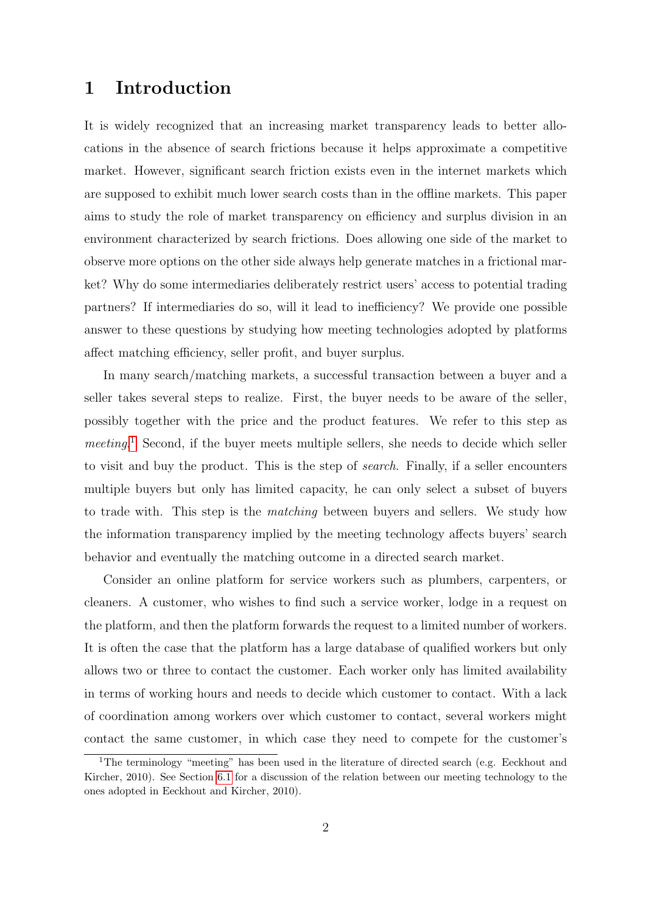# 1 Introduction

It is widely recognized that an increasing market transparency leads to better allocations in the absence of search frictions because it helps approximate a competitive market. However, significant search friction exists even in the internet markets which are supposed to exhibit much lower search costs than in the offline markets. This paper aims to study the role of market transparency on efficiency and surplus division in an environment characterized by search frictions. Does allowing one side of the market to observe more options on the other side always help generate matches in a frictional market? Why do some intermediaries deliberately restrict users' access to potential trading partners? If intermediaries do so, will it lead to inefficiency? We provide one possible answer to these questions by studying how meeting technologies adopted by platforms affect matching efficiency, seller profit, and buyer surplus.

In many search/matching markets, a successful transaction between a buyer and a seller takes several steps to realize. First, the buyer needs to be aware of the seller, possibly together with the price and the product features. We refer to this step as *meeting*.[1] Second, if the buyer meets multiple sellers, she needs to decide which seller to visit and buy the product. This is the step of *search*. Finally, if a seller encounters multiple buyers but only has limited capacity, he can only select a subset of buyers to trade with. This step is the *matching* between buyers and sellers. We study how the information transparency implied by the meeting technology affects buyers' search behavior and eventually the matching outcome in a directed search market.

Consider an online platform for service workers such as plumbers, carpenters, or cleaners. A customer, who wishes to find such a service worker, lodge in a request on the platform, and then the platform forwards the request to a limited number of workers. It is often the case that the platform has a large database of qualified workers but only allows two or three to contact the customer. Each worker only has limited availability in terms of working hours and needs to decide which customer to contact. With a lack of coordination among workers over which customer to contact, several workers might contact the same customer, in which case they need to compete for the customer's

[1] The terminology "meeting" has been used in the literature of directed search (e.g. Eeckhout and Kircher, 2010). See Section 6.1 for a discussion of the relation between our meeting technology to the ones adopted in Eeckhout and Kircher, 2010).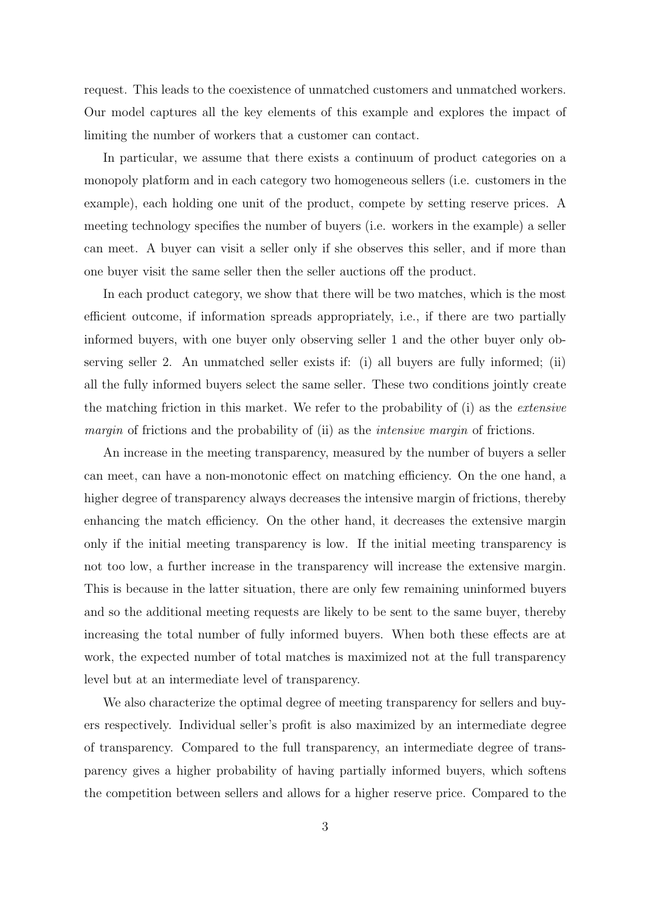request. This leads to the coexistence of unmatched customers and unmatched workers. Our model captures all the key elements of this example and explores the impact of limiting the number of workers that a customer can contact.

In particular, we assume that there exists a continuum of product categories on a monopoly platform and in each category two homogeneous sellers (i.e. customers in the example), each holding one unit of the product, compete by setting reserve prices. A meeting technology specifies the number of buyers (i.e. workers in the example) a seller can meet. A buyer can visit a seller only if she observes this seller, and if more than one buyer visit the same seller then the seller auctions off the product.

In each product category, we show that there will be two matches, which is the most efficient outcome, if information spreads appropriately, i.e., if there are two partially informed buyers, with one buyer only observing seller 1 and the other buyer only observing seller 2. An unmatched seller exists if: (i) all buyers are fully informed; (ii) all the fully informed buyers select the same seller. These two conditions jointly create the matching friction in this market. We refer to the probability of (i) as the *extensive margin* of frictions and the probability of (ii) as the *intensive margin* of frictions.

An increase in the meeting transparency, measured by the number of buyers a seller can meet, can have a non-monotonic effect on matching efficiency. On the one hand, a higher degree of transparency always decreases the intensive margin of frictions, thereby enhancing the match efficiency. On the other hand, it decreases the extensive margin only if the initial meeting transparency is low. If the initial meeting transparency is not too low, a further increase in the transparency will increase the extensive margin. This is because in the latter situation, there are only few remaining uninformed buyers and so the additional meeting requests are likely to be sent to the same buyer, thereby increasing the total number of fully informed buyers. When both these effects are at work, the expected number of total matches is maximized not at the full transparency level but at an intermediate level of transparency.

We also characterize the optimal degree of meeting transparency for sellers and buyers respectively. Individual seller's profit is also maximized by an intermediate degree of transparency. Compared to the full transparency, an intermediate degree of transparency gives a higher probability of having partially informed buyers, which softens the competition between sellers and allows for a higher reserve price. Compared to the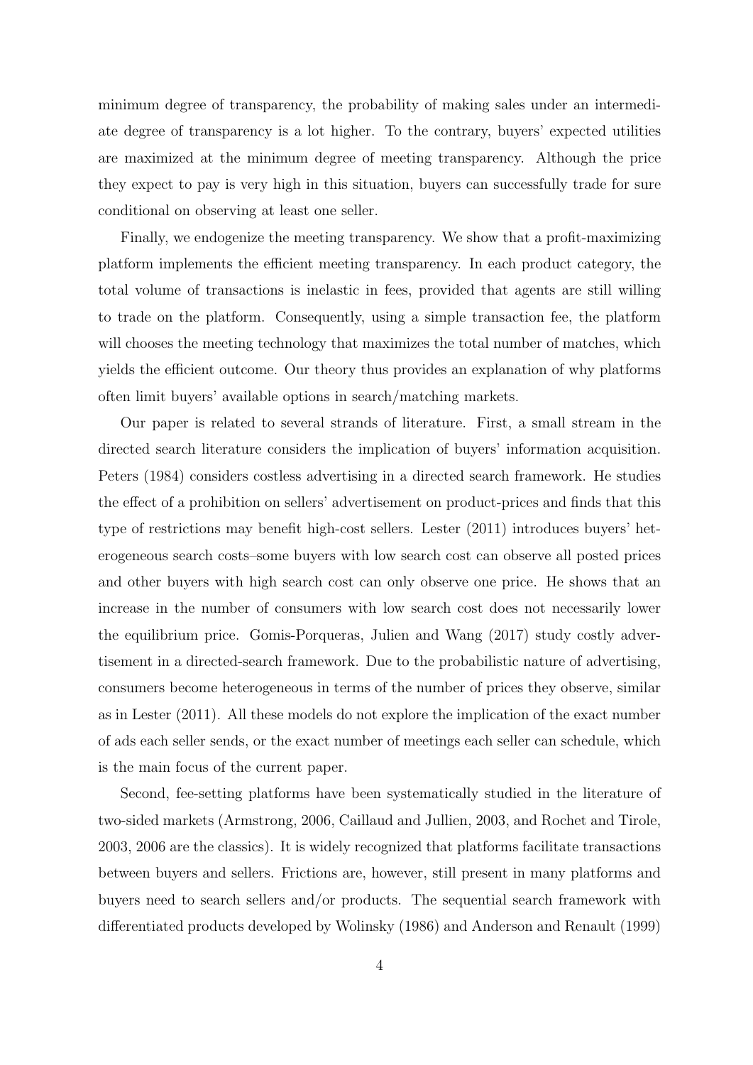minimum degree of transparency, the probability of making sales under an intermediate degree of transparency is a lot higher. To the contrary, buyers' expected utilities are maximized at the minimum degree of meeting transparency. Although the price they expect to pay is very high in this situation, buyers can successfully trade for sure conditional on observing at least one seller.

Finally, we endogenize the meeting transparency. We show that a profit-maximizing platform implements the efficient meeting transparency. In each product category, the total volume of transactions is inelastic in fees, provided that agents are still willing to trade on the platform. Consequently, using a simple transaction fee, the platform will chooses the meeting technology that maximizes the total number of matches, which yields the efficient outcome. Our theory thus provides an explanation of why platforms often limit buyers' available options in search/matching markets.

Our paper is related to several strands of literature. First, a small stream in the directed search literature considers the implication of buyers' information acquisition. Peters (1984) considers costless advertising in a directed search framework. He studies the effect of a prohibition on sellers' advertisement on product-prices and finds that this type of restrictions may benefit high-cost sellers. Lester (2011) introduces buyers' heterogeneous search costs–some buyers with low search cost can observe all posted prices and other buyers with high search cost can only observe one price. He shows that an increase in the number of consumers with low search cost does not necessarily lower the equilibrium price. Gomis-Porqueras, Julien and Wang (2017) study costly advertisement in a directed-search framework. Due to the probabilistic nature of advertising, consumers become heterogeneous in terms of the number of prices they observe, similar as in Lester (2011). All these models do not explore the implication of the exact number of ads each seller sends, or the exact number of meetings each seller can schedule, which is the main focus of the current paper.

Second, fee-setting platforms have been systematically studied in the literature of two-sided markets (Armstrong, 2006, Caillaud and Jullien, 2003, and Rochet and Tirole, 2003, 2006 are the classics). It is widely recognized that platforms facilitate transactions between buyers and sellers. Frictions are, however, still present in many platforms and buyers need to search sellers and/or products. The sequential search framework with differentiated products developed by Wolinsky (1986) and Anderson and Renault (1999)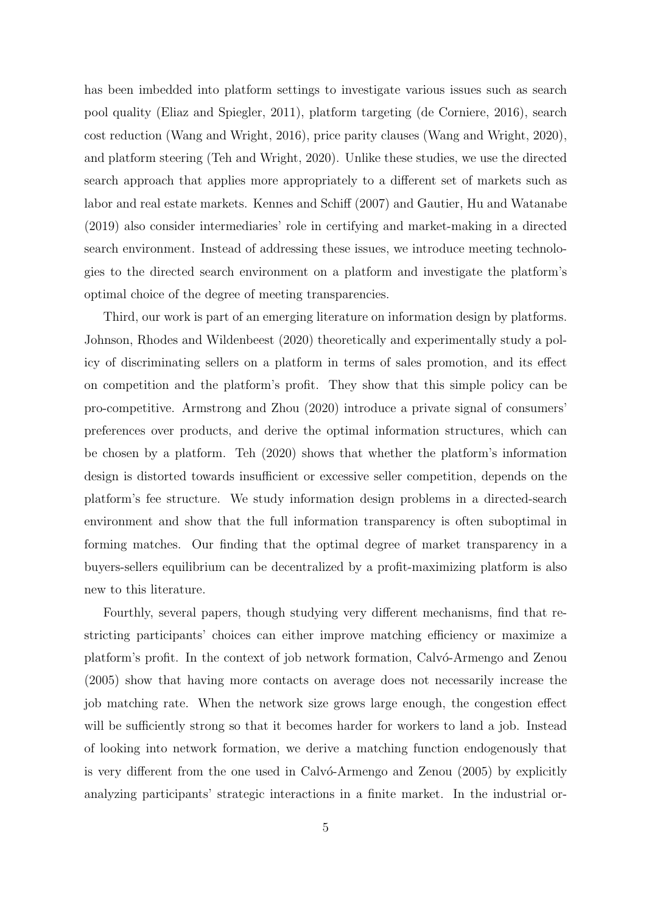has been imbedded into platform settings to investigate various issues such as search pool quality (Eliaz and Spiegler, 2011), platform targeting (de Corniere, 2016), search cost reduction (Wang and Wright, 2016), price parity clauses (Wang and Wright, 2020), and platform steering (Teh and Wright, 2020). Unlike these studies, we use the directed search approach that applies more appropriately to a different set of markets such as labor and real estate markets. Kennes and Schiff (2007) and Gautier, Hu and Watanabe (2019) also consider intermediaries' role in certifying and market-making in a directed search environment. Instead of addressing these issues, we introduce meeting technologies to the directed search environment on a platform and investigate the platform's optimal choice of the degree of meeting transparencies.

Third, our work is part of an emerging literature on information design by platforms. Johnson, Rhodes and Wildenbeest (2020) theoretically and experimentally study a policy of discriminating sellers on a platform in terms of sales promotion, and its effect on competition and the platform's profit. They show that this simple policy can be pro-competitive. Armstrong and Zhou (2020) introduce a private signal of consumers' preferences over products, and derive the optimal information structures, which can be chosen by a platform. Teh (2020) shows that whether the platform's information design is distorted towards insufficient or excessive seller competition, depends on the platform's fee structure. We study information design problems in a directed-search environment and show that the full information transparency is often suboptimal in forming matches. Our finding that the optimal degree of market transparency in a buyers-sellers equilibrium can be decentralized by a profit-maximizing platform is also new to this literature.

Fourthly, several papers, though studying very different mechanisms, find that restricting participants' choices can either improve matching efficiency or maximize a platform's profit. In the context of job network formation, Calvó-Armengo and Zenou (2005) show that having more contacts on average does not necessarily increase the job matching rate. When the network size grows large enough, the congestion effect will be sufficiently strong so that it becomes harder for workers to land a job. Instead of looking into network formation, we derive a matching function endogenously that is very different from the one used in Calvó-Armengo and Zenou (2005) by explicitly analyzing participants' strategic interactions in a finite market. In the industrial or-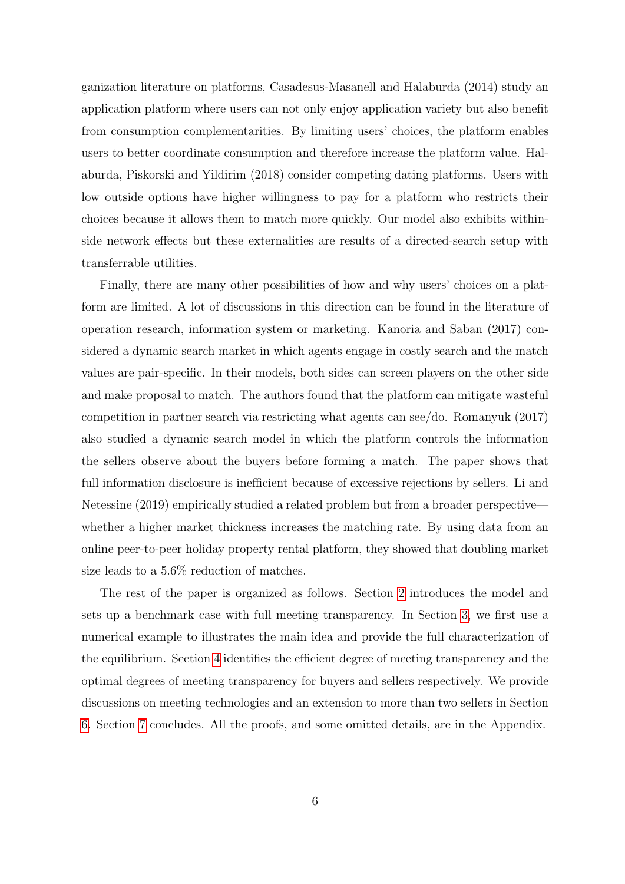ganization literature on platforms, Casadesus-Masanell and Halaburda (2014) study an application platform where users can not only enjoy application variety but also benefit from consumption complementarities. By limiting users' choices, the platform enables users to better coordinate consumption and therefore increase the platform value. Halaburda, Piskorski and Yildirim (2018) consider competing dating platforms. Users with low outside options have higher willingness to pay for a platform who restricts their choices because it allows them to match more quickly. Our model also exhibits within-side network effects but these externalities are results of a directed-search setup with transferrable utilities.

Finally, there are many other possibilities of how and why users' choices on a platform are limited. A lot of discussions in this direction can be found in the literature of operation research, information system or marketing. Kanoria and Saban (2017) considered a dynamic search market in which agents engage in costly search and the match values are pair-specific. In their models, both sides can screen players on the other side and make proposal to match. The authors found that the platform can mitigate wasteful competition in partner search via restricting what agents can see/do. Romanyuk (2017) also studied a dynamic search model in which the platform controls the information the sellers observe about the buyers before forming a match. The paper shows that full information disclosure is inefficient because of excessive rejections by sellers. Li and Netessine (2019) empirically studied a related problem but from a broader perspective—whether a higher market thickness increases the matching rate. By using data from an online peer-to-peer holiday property rental platform, they showed that doubling market size leads to a 5.6% reduction of matches.

The rest of the paper is organized as follows. Section 2 introduces the model and sets up a benchmark case with full meeting transparency. In Section 3, we first use a numerical example to illustrates the main idea and provide the full characterization of the equilibrium. Section 4 identifies the efficient degree of meeting transparency and the optimal degrees of meeting transparency for buyers and sellers respectively. We provide discussions on meeting technologies and an extension to more than two sellers in Section 6. Section 7 concludes. All the proofs, and some omitted details, are in the Appendix.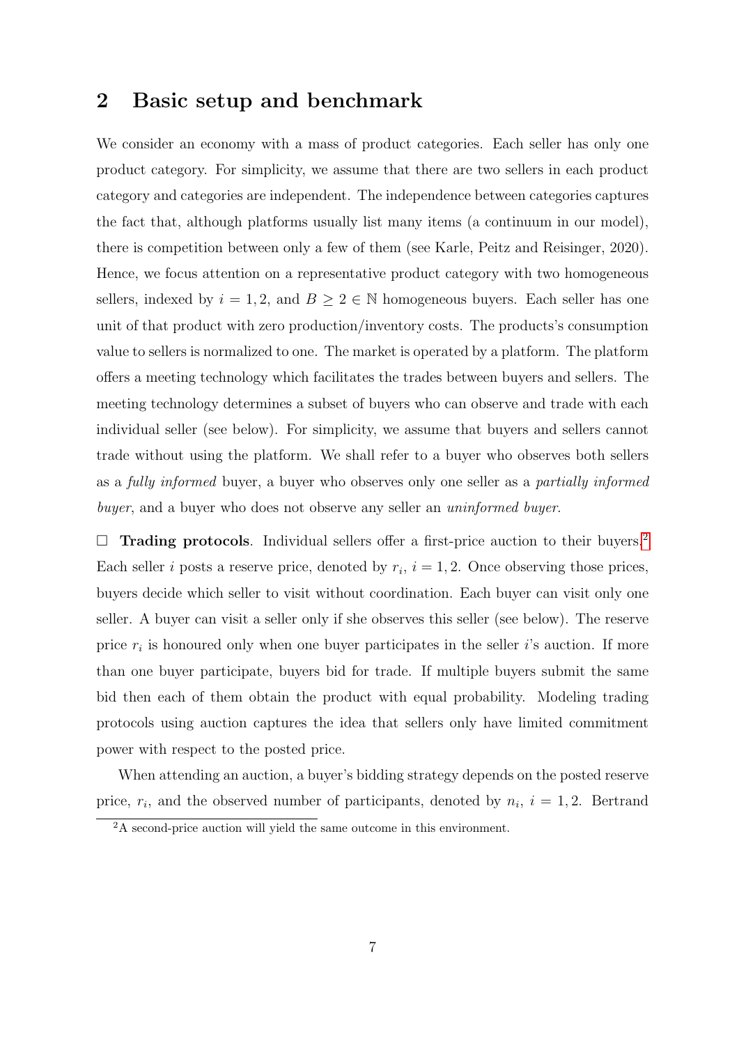## 2 Basic setup and benchmark

We consider an economy with a mass of product categories. Each seller has only one product category. For simplicity, we assume that there are two sellers in each product category and categories are independent. The independence between categories captures the fact that, although platforms usually list many items (a continuum in our model), there is competition between only a few of them (see Karle, Peitz and Reisinger, 2020). Hence, we focus attention on a representative product category with two homogeneous sellers, indexed by $i = 1, 2$, and $B \geq 2 \in \mathbb{N}$ homogeneous buyers. Each seller has one unit of that product with zero production/inventory costs. The products's consumption value to sellers is normalized to one. The market is operated by a platform. The platform offers a meeting technology which facilitates the trades between buyers and sellers. The meeting technology determines a subset of buyers who can observe and trade with each individual seller (see below). For simplicity, we assume that buyers and sellers cannot trade without using the platform. We shall refer to a buyer who observes both sellers as a *fully informed* buyer, a buyer who observes only one seller as a *partially informed buyer*, and a buyer who does not observe any seller an *uninformed buyer*.

□ **Trading protocols**. Individual sellers offer a first-price auction to their buyers.[2] Each seller $i$ posts a reserve price, denoted by $r_i$, $i = 1, 2$. Once observing those prices, buyers decide which seller to visit without coordination. Each buyer can visit only one seller. A buyer can visit a seller only if she observes this seller (see below). The reserve price $r_i$ is honoured only when one buyer participates in the seller $i$'s auction. If more than one buyer participate, buyers bid for trade. If multiple buyers submit the same bid then each of them obtain the product with equal probability. Modeling trading protocols using auction captures the idea that sellers only have limited commitment power with respect to the posted price.

When attending an auction, a buyer's bidding strategy depends on the posted reserve price, $r_i$, and the observed number of participants, denoted by $n_i$, $i = 1, 2$. Bertrand

[2] A second-price auction will yield the same outcome in this environment.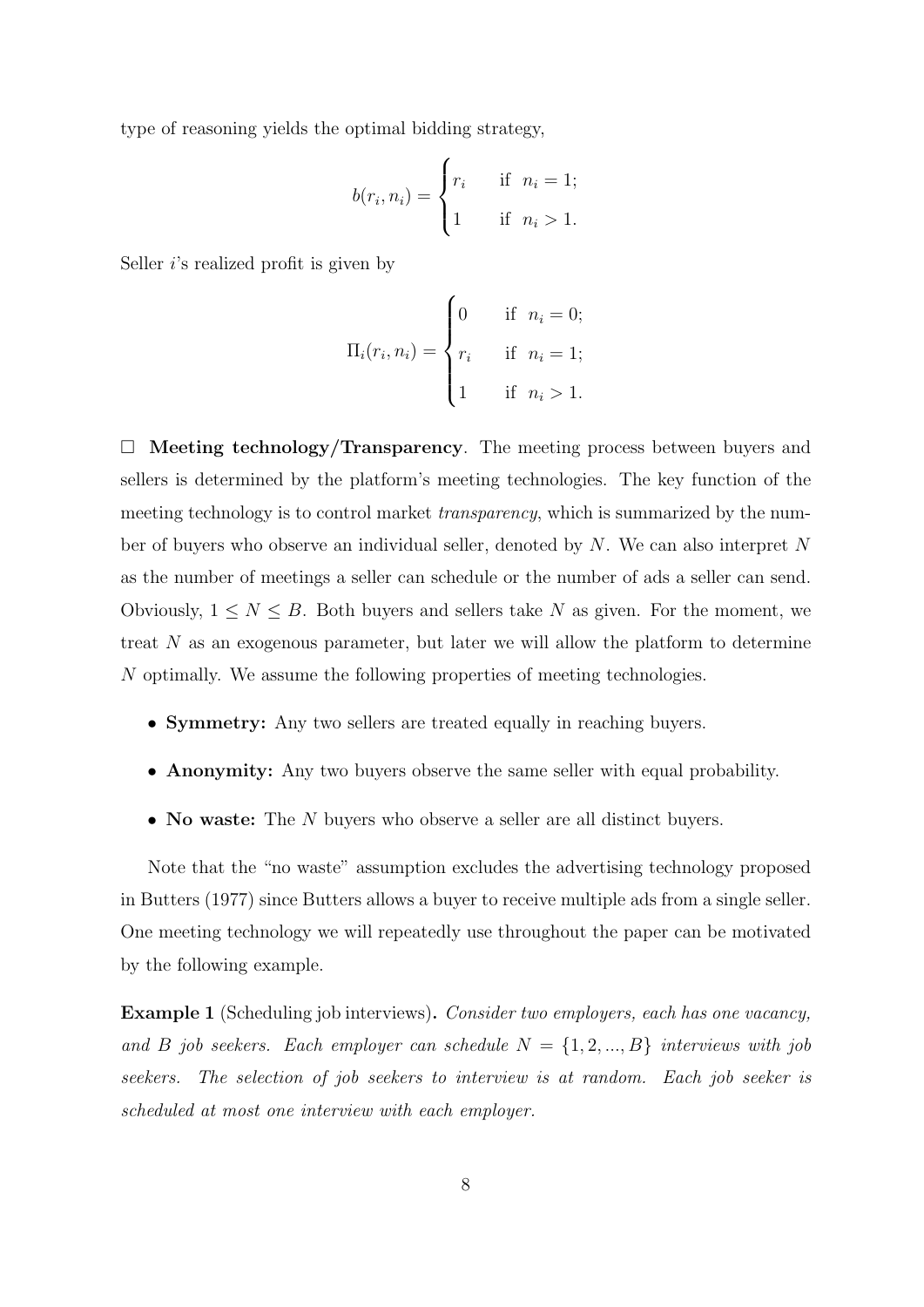type of reasoning yields the optimal bidding strategy,

$$b(r_i, n_i) = \begin{cases} r_i & \text{if } \ n_i = 1; \\ 1 & \text{if } \ n_i > 1. \end{cases}$$

Seller $i$'s realized profit is given by

$$\Pi_i(r_i, n_i) = \begin{cases} 0 & \text{if } \ n_i = 0; \\ r_i & \text{if } \ n_i = 1; \\ 1 & \text{if } \ n_i > 1. \end{cases}$$

□ **Meeting technology/Transparency**. The meeting process between buyers and sellers is determined by the platform's meeting technologies. The key function of the meeting technology is to control market *transparency*, which is summarized by the number of buyers who observe an individual seller, denoted by $N$. We can also interpret $N$ as the number of meetings a seller can schedule or the number of ads a seller can send. Obviously, $1 \leq N \leq B$. Both buyers and sellers take $N$ as given. For the moment, we treat $N$ as an exogenous parameter, but later we will allow the platform to determine $N$ optimally. We assume the following properties of meeting technologies.

- **Symmetry:** Any two sellers are treated equally in reaching buyers.
- **Anonymity:** Any two buyers observe the same seller with equal probability.
- **No waste:** The $N$ buyers who observe a seller are all distinct buyers.

Note that the "no waste" assumption excludes the advertising technology proposed in Butters (1977) since Butters allows a buyer to receive multiple ads from a single seller. One meeting technology we will repeatedly use throughout the paper can be motivated by the following example.

**Example 1** (Scheduling job interviews)**.** *Consider two employers, each has one vacancy, and $B$ job seekers. Each employer can schedule $N = \{1, 2, ..., B\}$ interviews with job seekers. The selection of job seekers to interview is at random. Each job seeker is scheduled at most one interview with each employer.*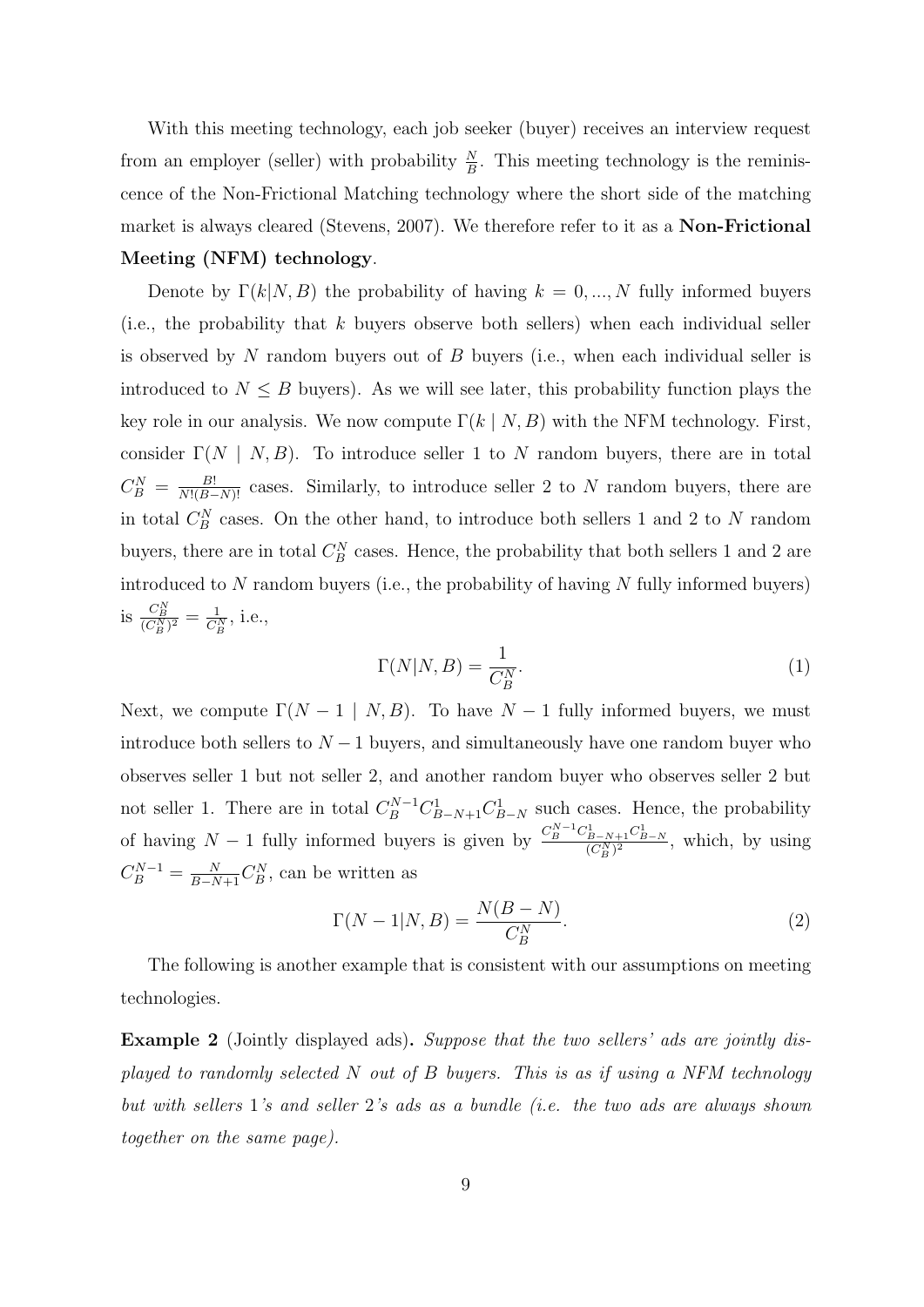With this meeting technology, each job seeker (buyer) receives an interview request from an employer (seller) with probability $\frac{N}{B}$. This meeting technology is the reminiscence of the Non-Frictional Matching technology where the short side of the matching market is always cleared (Stevens, 2007). We therefore refer to it as a **Non-Frictional Meeting (NFM) technology**.

Denote by $\Gamma(k|N, B)$ the probability of having $k = 0, ..., N$ fully informed buyers (i.e., the probability that $k$ buyers observe both sellers) when each individual seller is observed by $N$ random buyers out of $B$ buyers (i.e., when each individual seller is introduced to $N \leq B$ buyers). As we will see later, this probability function plays the key role in our analysis. We now compute $\Gamma(k \mid N, B)$ with the NFM technology. First, consider $\Gamma(N \mid N, B)$. To introduce seller 1 to $N$ random buyers, there are in total $C_B^N = \frac{B!}{N!(B-N)!}$ cases. Similarly, to introduce seller 2 to $N$ random buyers, there are in total $C_B^N$ cases. On the other hand, to introduce both sellers 1 and 2 to $N$ random buyers, there are in total $C_B^N$ cases. Hence, the probability that both sellers 1 and 2 are introduced to $N$ random buyers (i.e., the probability of having $N$ fully informed buyers) is $\frac{C_B^N}{(C_B^N)^2} = \frac{1}{C_B^N}$, i.e.,

$$\Gamma(N|N, B) = \frac{1}{C_B^N}. \tag{1}$$

Next, we compute $\Gamma(N-1 \mid N, B)$. To have $N-1$ fully informed buyers, we must introduce both sellers to $N-1$ buyers, and simultaneously have one random buyer who observes seller 1 but not seller 2, and another random buyer who observes seller 2 but not seller 1. There are in total $C_B^{N-1} C_{B-N+1}^1 C_{B-N}^1$ such cases. Hence, the probability of having $N-1$ fully informed buyers is given by $\frac{C_B^{N-1} C_{B-N+1}^1 C_{B-N}^1}{(C_B^N)^2}$, which, by using $C_B^{N-1} = \frac{N}{B-N+1} C_B^N$, can be written as

$$\Gamma(N-1|N, B) = \frac{N(B-N)}{C_B^N}. \tag{2}$$

The following is another example that is consistent with our assumptions on meeting technologies.

**Example 2** (Jointly displayed ads)**.** *Suppose that the two sellers' ads are jointly displayed to randomly selected $N$ out of $B$ buyers. This is as if using a NFM technology but with sellers 1's and seller 2's ads as a bundle (i.e. the two ads are always shown together on the same page).*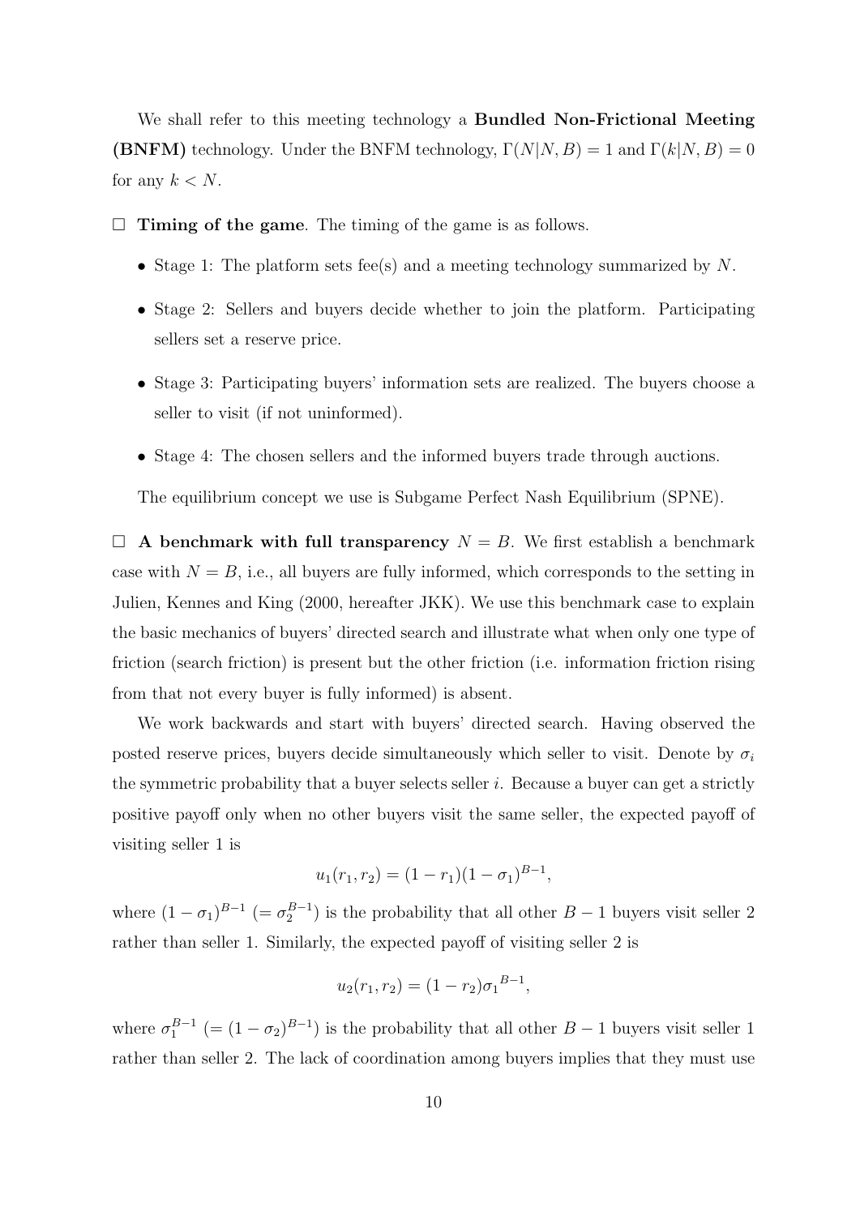We shall refer to this meeting technology a **Bundled Non-Frictional Meeting (BNFM)** technology. Under the BNFM technology, $\Gamma(N|N,B) = 1$ and $\Gamma(k|N,B) = 0$ for any $k < N$.

□ **Timing of the game**. The timing of the game is as follows.

- Stage 1: The platform sets fee(s) and a meeting technology summarized by $N$.
- Stage 2: Sellers and buyers decide whether to join the platform. Participating sellers set a reserve price.
- Stage 3: Participating buyers' information sets are realized. The buyers choose a seller to visit (if not uninformed).
- Stage 4: The chosen sellers and the informed buyers trade through auctions.

The equilibrium concept we use is Subgame Perfect Nash Equilibrium (SPNE).

□ **A benchmark with full transparency** $N = B$. We first establish a benchmark case with $N = B$, i.e., all buyers are fully informed, which corresponds to the setting in Julien, Kennes and King (2000, hereafter JKK). We use this benchmark case to explain the basic mechanics of buyers' directed search and illustrate what when only one type of friction (search friction) is present but the other friction (i.e. information friction rising from that not every buyer is fully informed) is absent.

We work backwards and start with buyers' directed search. Having observed the posted reserve prices, buyers decide simultaneously which seller to visit. Denote by $\sigma_i$ the symmetric probability that a buyer selects seller $i$. Because a buyer can get a strictly positive payoff only when no other buyers visit the same seller, the expected payoff of visiting seller 1 is

$$u_1(r_1, r_2) = (1 - r_1)(1 - \sigma_1)^{B-1},$$

where $(1 - \sigma_1)^{B-1}$ $(= \sigma_2^{B-1})$ is the probability that all other $B - 1$ buyers visit seller 2 rather than seller 1. Similarly, the expected payoff of visiting seller 2 is

$$u_2(r_1, r_2) = (1 - r_2){\sigma_1}^{B-1},$$

where $\sigma_1^{B-1}$ $(= (1 - \sigma_2)^{B-1})$ is the probability that all other $B - 1$ buyers visit seller 1 rather than seller 2. The lack of coordination among buyers implies that they must use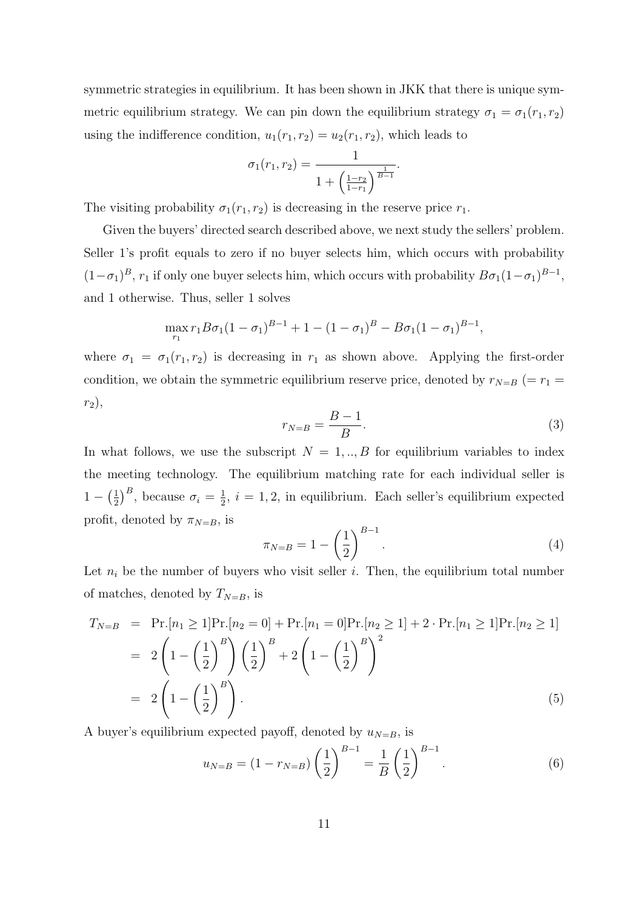symmetric strategies in equilibrium. It has been shown in JKK that there is unique symmetric equilibrium strategy. We can pin down the equilibrium strategy $\sigma_1 = \sigma_1(r_1, r_2)$ using the indifference condition, $u_1(r_1, r_2) = u_2(r_1, r_2)$, which leads to

$$\sigma_1(r_1, r_2) = \frac{1}{1 + \left(\frac{1-r_2}{1-r_1}\right)^{\frac{1}{B-1}}}.$$

The visiting probability $\sigma_1(r_1, r_2)$ is decreasing in the reserve price $r_1$.

Given the buyers' directed search described above, we next study the sellers' problem. Seller 1's profit equals to zero if no buyer selects him, which occurs with probability $(1-\sigma_1)^B$, $r_1$ if only one buyer selects him, which occurs with probability $B\sigma_1(1-\sigma_1)^{B-1}$, and 1 otherwise. Thus, seller 1 solves

$$\max_{r_1} r_1 B\sigma_1(1-\sigma_1)^{B-1} + 1 - (1-\sigma_1)^B - B\sigma_1(1-\sigma_1)^{B-1},$$

where $\sigma_1 = \sigma_1(r_1, r_2)$ is decreasing in $r_1$ as shown above. Applying the first-order condition, we obtain the symmetric equilibrium reserve price, denoted by $r_{N=B}$ $(= r_1 = r_2)$,

$$r_{N=B} = \frac{B-1}{B}. \tag{3}$$

In what follows, we use the subscript $N = 1, .., B$ for equilibrium variables to index the meeting technology. The equilibrium matching rate for each individual seller is $1 - \left(\frac{1}{2}\right)^B$, because $\sigma_i = \frac{1}{2}$, $i = 1, 2$, in equilibrium. Each seller's equilibrium expected profit, denoted by $\pi_{N=B}$, is

$$\pi_{N=B} = 1 - \left(\frac{1}{2}\right)^{B-1}. \tag{4}$$

Let $n_i$ be the number of buyers who visit seller $i$. Then, the equilibrium total number of matches, denoted by $T_{N=B}$, is

$$\begin{aligned}
T_{N=B} &= \text{Pr.}[n_1 \geq 1]\text{Pr.}[n_2 = 0] + \text{Pr.}[n_1 = 0]\text{Pr.}[n_2 \geq 1] + 2 \cdot \text{Pr.}[n_1 \geq 1]\text{Pr.}[n_2 \geq 1] \\
&= 2\left(1 - \left(\frac{1}{2}\right)^B\right)\left(\frac{1}{2}\right)^B + 2\left(1 - \left(\frac{1}{2}\right)^B\right)^2 \\
&= 2\left(1 - \left(\frac{1}{2}\right)^B\right).
\end{aligned} \tag{5}$$

A buyer's equilibrium expected payoff, denoted by $u_{N=B}$, is

$$u_{N=B} = (1 - r_{N=B})\left(\frac{1}{2}\right)^{B-1} = \frac{1}{B}\left(\frac{1}{2}\right)^{B-1}. \tag{6}$$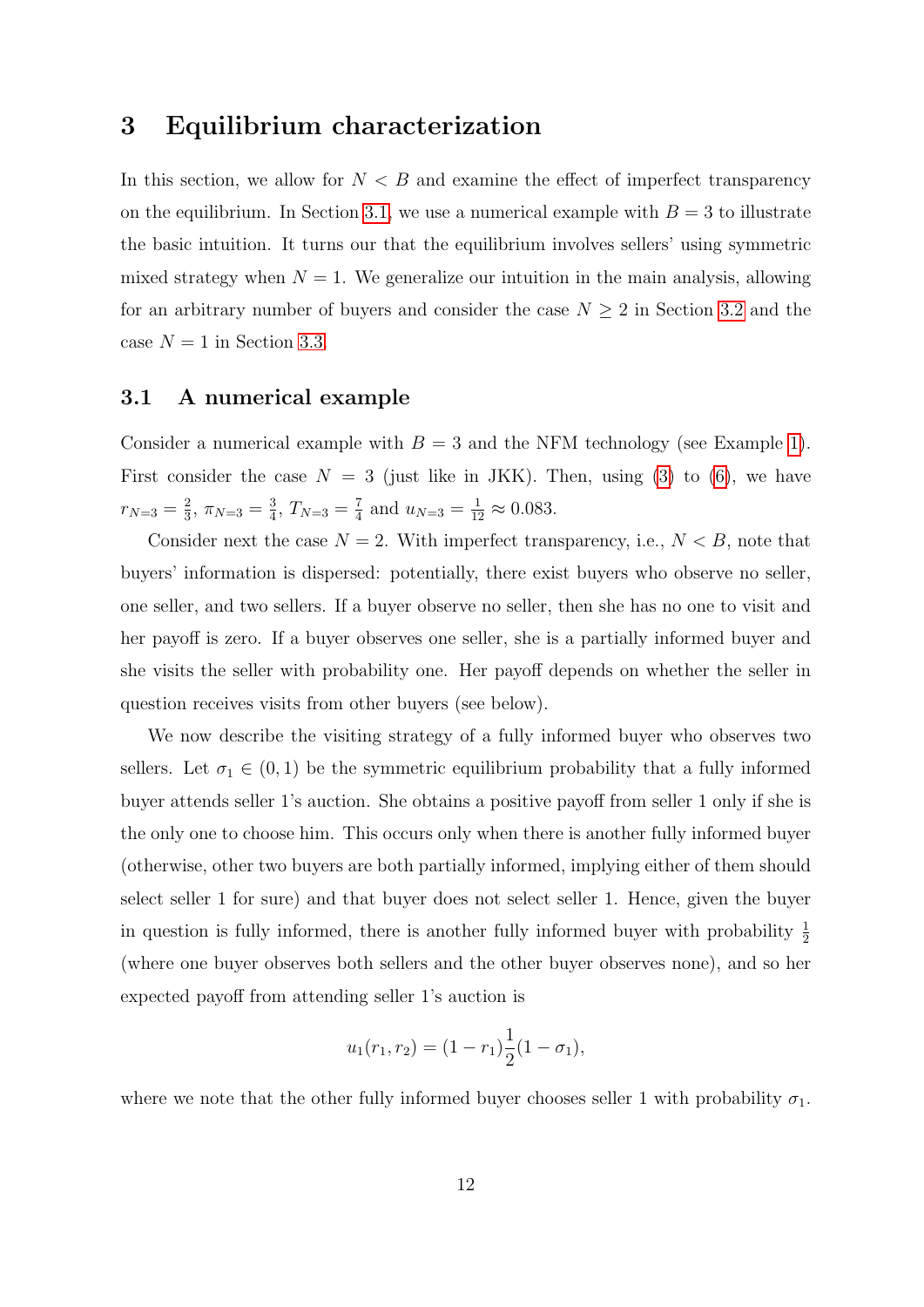## 3 Equilibrium characterization

In this section, we allow for $N < B$ and examine the effect of imperfect transparency on the equilibrium. In Section 3.1, we use a numerical example with $B = 3$ to illustrate the basic intuition. It turns our that the equilibrium involves sellers' using symmetric mixed strategy when $N = 1$. We generalize our intuition in the main analysis, allowing for an arbitrary number of buyers and consider the case $N \geq 2$ in Section 3.2 and the case $N = 1$ in Section 3.3.

### 3.1 A numerical example

Consider a numerical example with $B = 3$ and the NFM technology (see Example 1). First consider the case $N = 3$ (just like in JKK). Then, using (3) to (6), we have $r_{N=3} = \frac{2}{3}$, $\pi_{N=3} = \frac{3}{4}$, $T_{N=3} = \frac{7}{4}$ and $u_{N=3} = \frac{1}{12} \approx 0.083$.

Consider next the case $N = 2$. With imperfect transparency, i.e., $N < B$, note that buyers' information is dispersed: potentially, there exist buyers who observe no seller, one seller, and two sellers. If a buyer observe no seller, then she has no one to visit and her payoff is zero. If a buyer observes one seller, she is a partially informed buyer and she visits the seller with probability one. Her payoff depends on whether the seller in question receives visits from other buyers (see below).

We now describe the visiting strategy of a fully informed buyer who observes two sellers. Let $\sigma_1 \in (0, 1)$ be the symmetric equilibrium probability that a fully informed buyer attends seller 1's auction. She obtains a positive payoff from seller 1 only if she is the only one to choose him. This occurs only when there is another fully informed buyer (otherwise, other two buyers are both partially informed, implying either of them should select seller 1 for sure) and that buyer does not select seller 1. Hence, given the buyer in question is fully informed, there is another fully informed buyer with probability $\frac{1}{2}$ (where one buyer observes both sellers and the other buyer observes none), and so her expected payoff from attending seller 1's auction is

$$u_1(r_1, r_2) = (1 - r_1)\frac{1}{2}(1 - \sigma_1),$$

where we note that the other fully informed buyer chooses seller 1 with probability $\sigma_1$.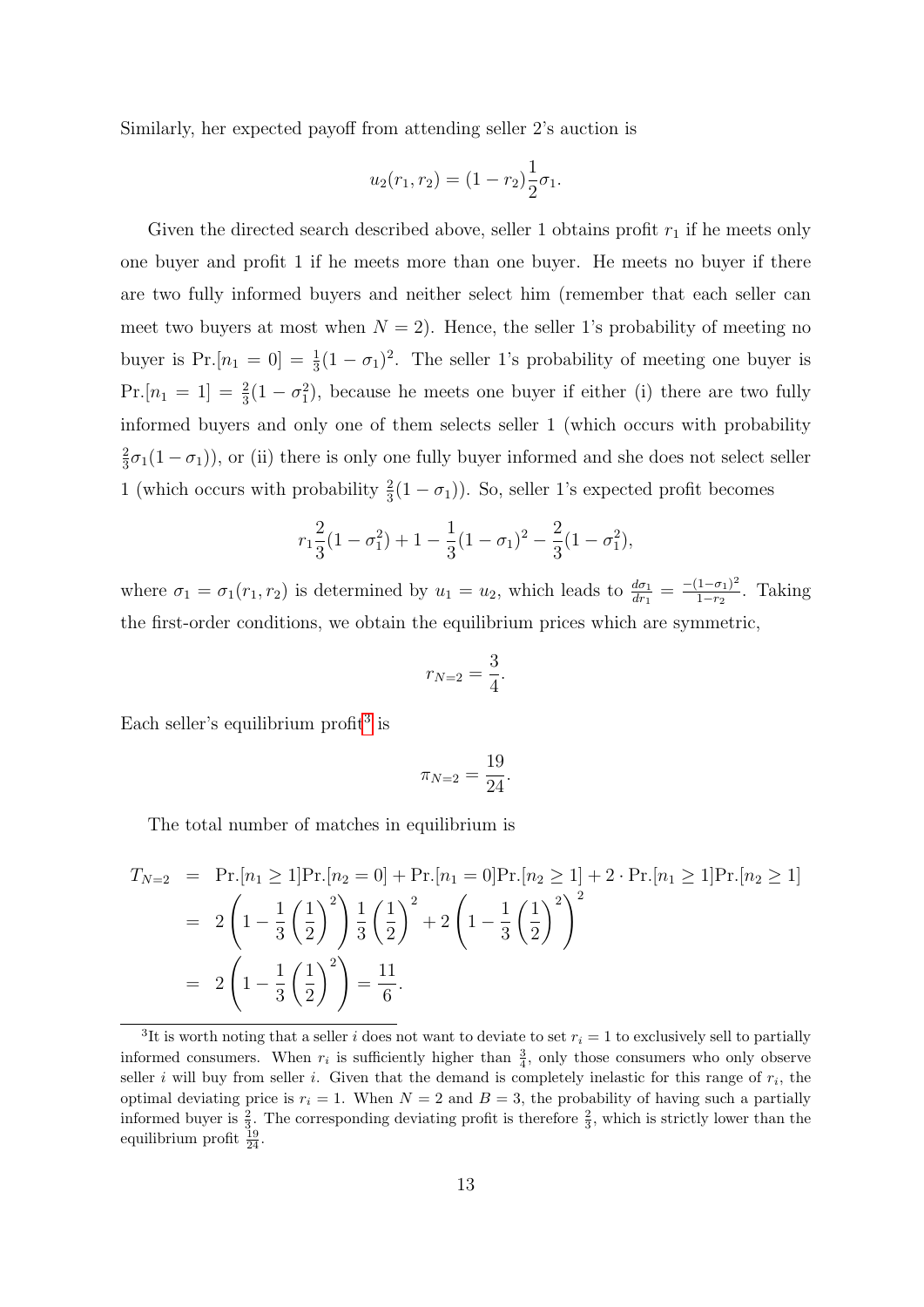Similarly, her expected payoff from attending seller 2's auction is

$$u_2(r_1, r_2) = (1 - r_2)\frac{1}{2}\sigma_1.$$

Given the directed search described above, seller 1 obtains profit $r_1$ if he meets only one buyer and profit 1 if he meets more than one buyer. He meets no buyer if there are two fully informed buyers and neither select him (remember that each seller can meet two buyers at most when $N = 2$). Hence, the seller 1's probability of meeting no buyer is $\Pr.[n_1 = 0] = \frac{1}{3}(1 - \sigma_1)^2$. The seller 1's probability of meeting one buyer is $\Pr.[n_1 = 1] = \frac{2}{3}(1 - \sigma_1^2)$, because he meets one buyer if either (i) there are two fully informed buyers and only one of them selects seller 1 (which occurs with probability $\frac{2}{3}\sigma_1(1 - \sigma_1)$), or (ii) there is only one fully buyer informed and she does not select seller 1 (which occurs with probability $\frac{2}{3}(1 - \sigma_1)$). So, seller 1's expected profit becomes

$$r_1\frac{2}{3}(1 - \sigma_1^2) + 1 - \frac{1}{3}(1 - \sigma_1)^2 - \frac{2}{3}(1 - \sigma_1^2),$$

where $\sigma_1 = \sigma_1(r_1, r_2)$ is determined by $u_1 = u_2$, which leads to $\frac{d\sigma_1}{dr_1} = \frac{-(1-\sigma_1)^2}{1-r_2}$. Taking the first-order conditions, we obtain the equilibrium prices which are symmetric,

$$r_{N=2} = \frac{3}{4}.$$

Each seller's equilibrium profit[3] is

$$\pi_{N=2} = \frac{19}{24}.$$

The total number of matches in equilibrium is

$$\begin{aligned}
T_{N=2} &= \Pr.[n_1 \geq 1]\Pr.[n_2 = 0] + \Pr.[n_1 = 0]\Pr.[n_2 \geq 1] + 2 \cdot \Pr.[n_1 \geq 1]\Pr.[n_2 \geq 1] \\
&= 2\left(1 - \frac{1}{3}\left(\frac{1}{2}\right)^2\right)\frac{1}{3}\left(\frac{1}{2}\right)^2 + 2\left(1 - \frac{1}{3}\left(\frac{1}{2}\right)^2\right)^2 \\
&= 2\left(1 - \frac{1}{3}\left(\frac{1}{2}\right)^2\right) = \frac{11}{6}.
\end{aligned}$$

---

[3] It is worth noting that a seller $i$ does not want to deviate to set $r_i = 1$ to exclusively sell to partially informed consumers. When $r_i$ is sufficiently higher than $\frac{3}{4}$, only those consumers who only observe seller $i$ will buy from seller $i$. Given that the demand is completely inelastic for this range of $r_i$, the optimal deviating price is $r_i = 1$. When $N = 2$ and $B = 3$, the probability of having such a partially informed buyer is $\frac{2}{3}$. The corresponding deviating profit is therefore $\frac{2}{3}$, which is strictly lower than the equilibrium profit $\frac{19}{24}$.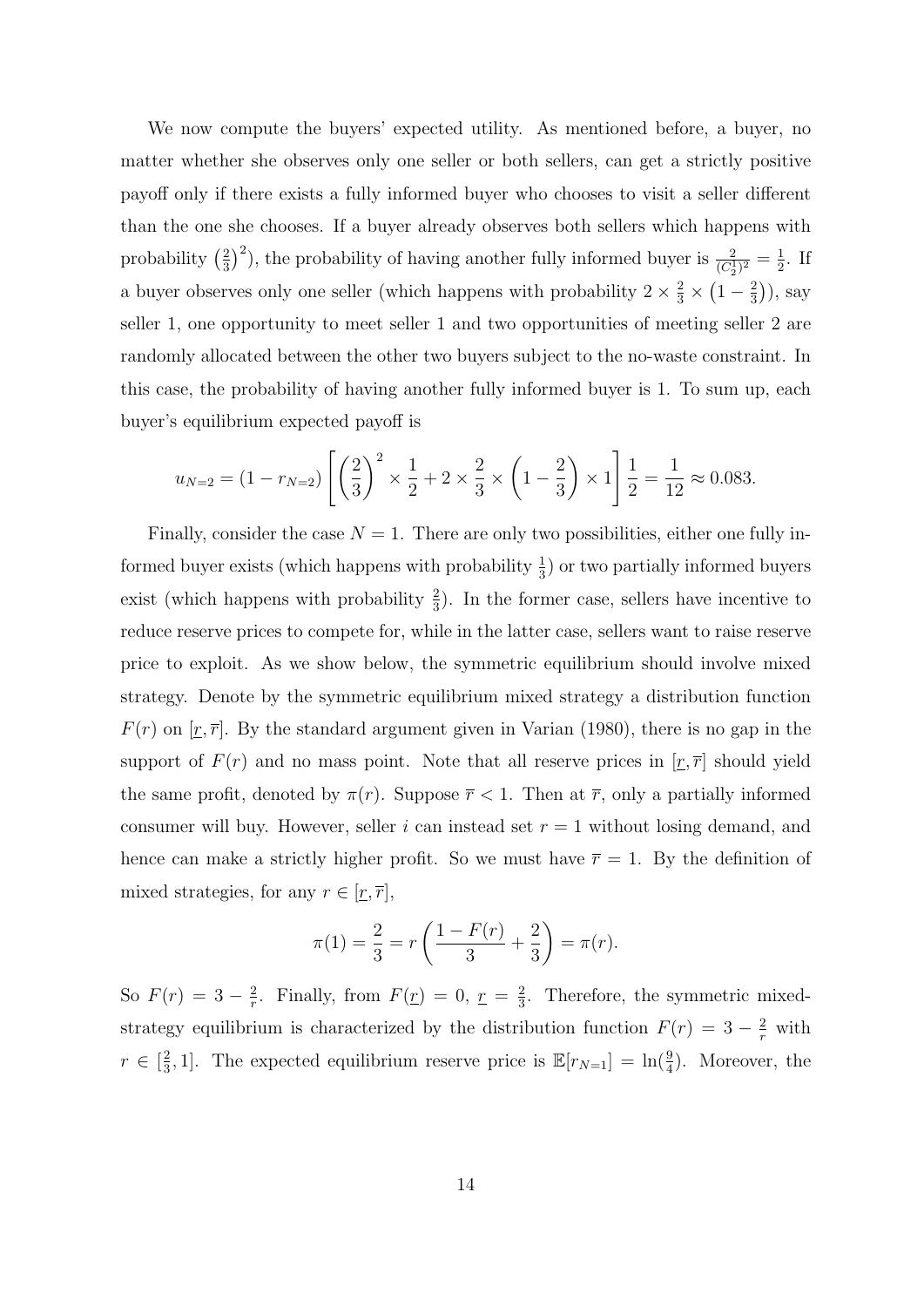We now compute the buyers' expected utility. As mentioned before, a buyer, no matter whether she observes only one seller or both sellers, can get a strictly positive payoff only if there exists a fully informed buyer who chooses to visit a seller different than the one she chooses. If a buyer already observes both sellers which happens with probability $\left(\frac{2}{3}\right)^2$), the probability of having another fully informed buyer is $\frac{2}{(C_2^1)^2} = \frac{1}{2}$. If a buyer observes only one seller (which happens with probability $2 \times \frac{2}{3} \times \left(1 - \frac{2}{3}\right)$), say seller 1, one opportunity to meet seller 1 and two opportunities of meeting seller 2 are randomly allocated between the other two buyers subject to the no-waste constraint. In this case, the probability of having another fully informed buyer is 1. To sum up, each buyer's equilibrium expected payoff is

$$u_{N=2} = (1 - r_{N=2}) \left[ \left(\frac{2}{3}\right)^2 \times \frac{1}{2} + 2 \times \frac{2}{3} \times \left(1 - \frac{2}{3}\right) \times 1 \right] \frac{1}{2} = \frac{1}{12} \approx 0.083.$$

Finally, consider the case $N = 1$. There are only two possibilities, either one fully informed buyer exists (which happens with probability $\frac{1}{3}$) or two partially informed buyers exist (which happens with probability $\frac{2}{3}$). In the former case, sellers have incentive to reduce reserve prices to compete for, while in the latter case, sellers want to raise reserve price to exploit. As we show below, the symmetric equilibrium should involve mixed strategy. Denote by the symmetric equilibrium mixed strategy a distribution function $F(r)$ on $[\underline{r}, \overline{r}]$. By the standard argument given in Varian (1980), there is no gap in the support of $F(r)$ and no mass point. Note that all reserve prices in $[\underline{r}, \overline{r}]$ should yield the same profit, denoted by $\pi(r)$. Suppose $\overline{r} < 1$. Then at $\overline{r}$, only a partially informed consumer will buy. However, seller $i$ can instead set $r = 1$ without losing demand, and hence can make a strictly higher profit. So we must have $\overline{r} = 1$. By the definition of mixed strategies, for any $r \in [\underline{r}, \overline{r}]$,

$$\pi(1) = \frac{2}{3} = r \left( \frac{1 - F(r)}{3} + \frac{2}{3} \right) = \pi(r).$$

So $F(r) = 3 - \frac{2}{r}$. Finally, from $F(\underline{r}) = 0$, $\underline{r} = \frac{2}{3}$. Therefore, the symmetric mixed-strategy equilibrium is characterized by the distribution function $F(r) = 3 - \frac{2}{r}$ with $r \in [\frac{2}{3}, 1]$. The expected equilibrium reserve price is $\mathbb{E}[r_{N=1}] = \ln(\frac{9}{4})$. Moreover, the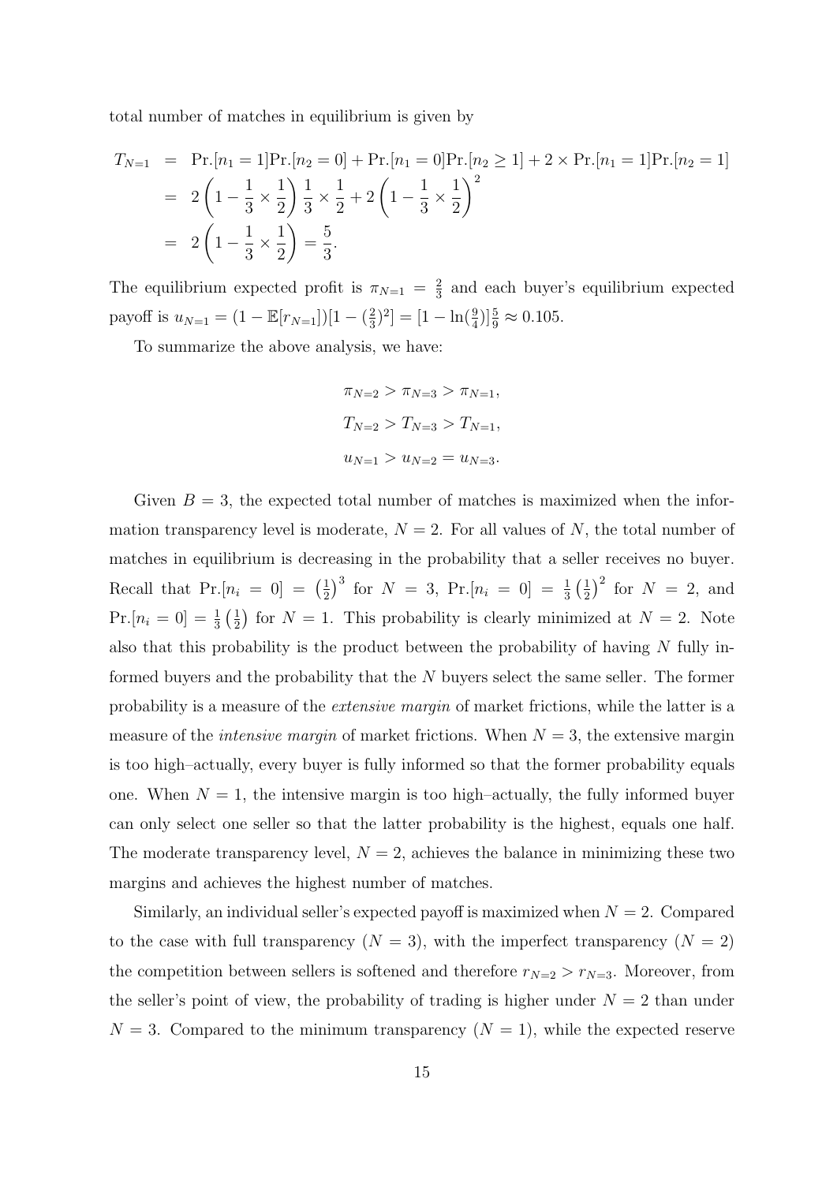total number of matches in equilibrium is given by

$$
\begin{aligned}
T_{N=1} &= \Pr.[n_1 = 1]\Pr.[n_2 = 0] + \Pr.[n_1 = 0]\Pr.[n_2 \geq 1] + 2 \times \Pr.[n_1 = 1]\Pr.[n_2 = 1] \\
&= 2\left(1 - \frac{1}{3} \times \frac{1}{2}\right)\frac{1}{3} \times \frac{1}{2} + 2\left(1 - \frac{1}{3} \times \frac{1}{2}\right)^2 \\
&= 2\left(1 - \frac{1}{3} \times \frac{1}{2}\right) = \frac{5}{3}.
\end{aligned}
$$

The equilibrium expected profit is $\pi_{N=1} = \frac{2}{3}$ and each buyer's equilibrium expected payoff is $u_{N=1} = (1 - \mathbb{E}[r_{N=1}])[1 - (\frac{2}{3})^2] = [1 - \ln(\frac{9}{4})]\frac{5}{9} \approx 0.105$.

To summarize the above analysis, we have:

$$
\begin{aligned}
&\pi_{N=2} > \pi_{N=3} > \pi_{N=1}, \\
&T_{N=2} > T_{N=3} > T_{N=1}, \\
&u_{N=1} > u_{N=2} = u_{N=3}.
\end{aligned}
$$

Given $B = 3$, the expected total number of matches is maximized when the information transparency level is moderate, $N = 2$. For all values of $N$, the total number of matches in equilibrium is decreasing in the probability that a seller receives no buyer. Recall that $\Pr.[n_i = 0] = \left(\frac{1}{2}\right)^3$ for $N = 3$, $\Pr.[n_i = 0] = \frac{1}{3}\left(\frac{1}{2}\right)^2$ for $N = 2$, and $\Pr.[n_i = 0] = \frac{1}{3}\left(\frac{1}{2}\right)$ for $N = 1$. This probability is clearly minimized at $N = 2$. Note also that this probability is the product between the probability of having $N$ fully informed buyers and the probability that the $N$ buyers select the same seller. The former probability is a measure of the *extensive margin* of market frictions, while the latter is a measure of the *intensive margin* of market frictions. When $N = 3$, the extensive margin is too high–actually, every buyer is fully informed so that the former probability equals one. When $N = 1$, the intensive margin is too high–actually, the fully informed buyer can only select one seller so that the latter probability is the highest, equals one half. The moderate transparency level, $N = 2$, achieves the balance in minimizing these two margins and achieves the highest number of matches.

Similarly, an individual seller's expected payoff is maximized when $N = 2$. Compared to the case with full transparency ($N = 3$), with the imperfect transparency ($N = 2$) the competition between sellers is softened and therefore $r_{N=2} > r_{N=3}$. Moreover, from the seller's point of view, the probability of trading is higher under $N = 2$ than under $N = 3$. Compared to the minimum transparency ($N = 1$), while the expected reserve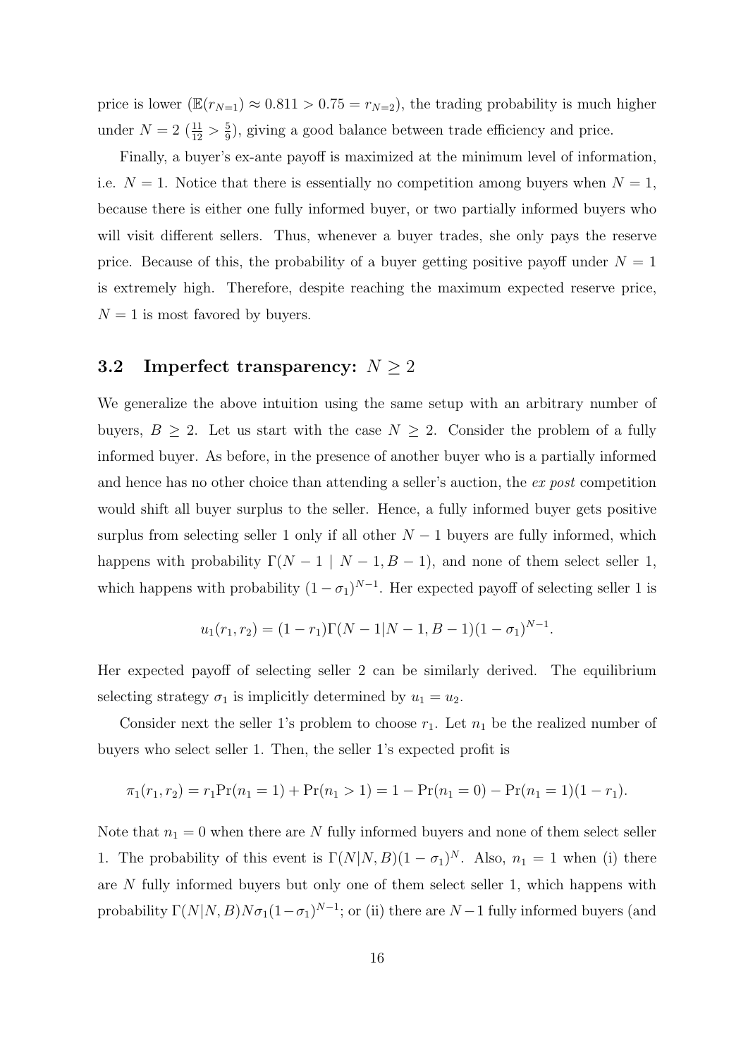price is lower ($\mathbb{E}(r_{N=1}) \approx 0.811 > 0.75 = r_{N=2}$), the trading probability is much higher under $N = 2$ ($\frac{11}{12} > \frac{5}{9}$), giving a good balance between trade efficiency and price.

Finally, a buyer's ex-ante payoff is maximized at the minimum level of information, i.e. $N = 1$. Notice that there is essentially no competition among buyers when $N = 1$, because there is either one fully informed buyer, or two partially informed buyers who will visit different sellers. Thus, whenever a buyer trades, she only pays the reserve price. Because of this, the probability of a buyer getting positive payoff under $N = 1$ is extremely high. Therefore, despite reaching the maximum expected reserve price, $N = 1$ is most favored by buyers.

### 3.2 Imperfect transparency: $N \geq 2$

We generalize the above intuition using the same setup with an arbitrary number of buyers, $B \geq 2$. Let us start with the case $N \geq 2$. Consider the problem of a fully informed buyer. As before, in the presence of another buyer who is a partially informed and hence has no other choice than attending a seller's auction, the *ex post* competition would shift all buyer surplus to the seller. Hence, a fully informed buyer gets positive surplus from selecting seller 1 only if all other $N - 1$ buyers are fully informed, which happens with probability $\Gamma(N - 1 \mid N - 1, B - 1)$, and none of them select seller 1, which happens with probability $(1 - \sigma_1)^{N-1}$. Her expected payoff of selecting seller 1 is

$$u_1(r_1, r_2) = (1 - r_1)\Gamma(N - 1|N - 1, B - 1)(1 - \sigma_1)^{N-1}.$$

Her expected payoff of selecting seller 2 can be similarly derived. The equilibrium selecting strategy $\sigma_1$ is implicitly determined by $u_1 = u_2$.

Consider next the seller 1's problem to choose $r_1$. Let $n_1$ be the realized number of buyers who select seller 1. Then, the seller 1's expected profit is

$$\pi_1(r_1, r_2) = r_1 \Pr(n_1 = 1) + \Pr(n_1 > 1) = 1 - \Pr(n_1 = 0) - \Pr(n_1 = 1)(1 - r_1).$$

Note that $n_1 = 0$ when there are $N$ fully informed buyers and none of them select seller 1. The probability of this event is $\Gamma(N|N, B)(1 - \sigma_1)^N$. Also, $n_1 = 1$ when (i) there are $N$ fully informed buyers but only one of them select seller 1, which happens with probability $\Gamma(N|N, B)N\sigma_1(1 - \sigma_1)^{N-1}$; or (ii) there are $N - 1$ fully informed buyers (and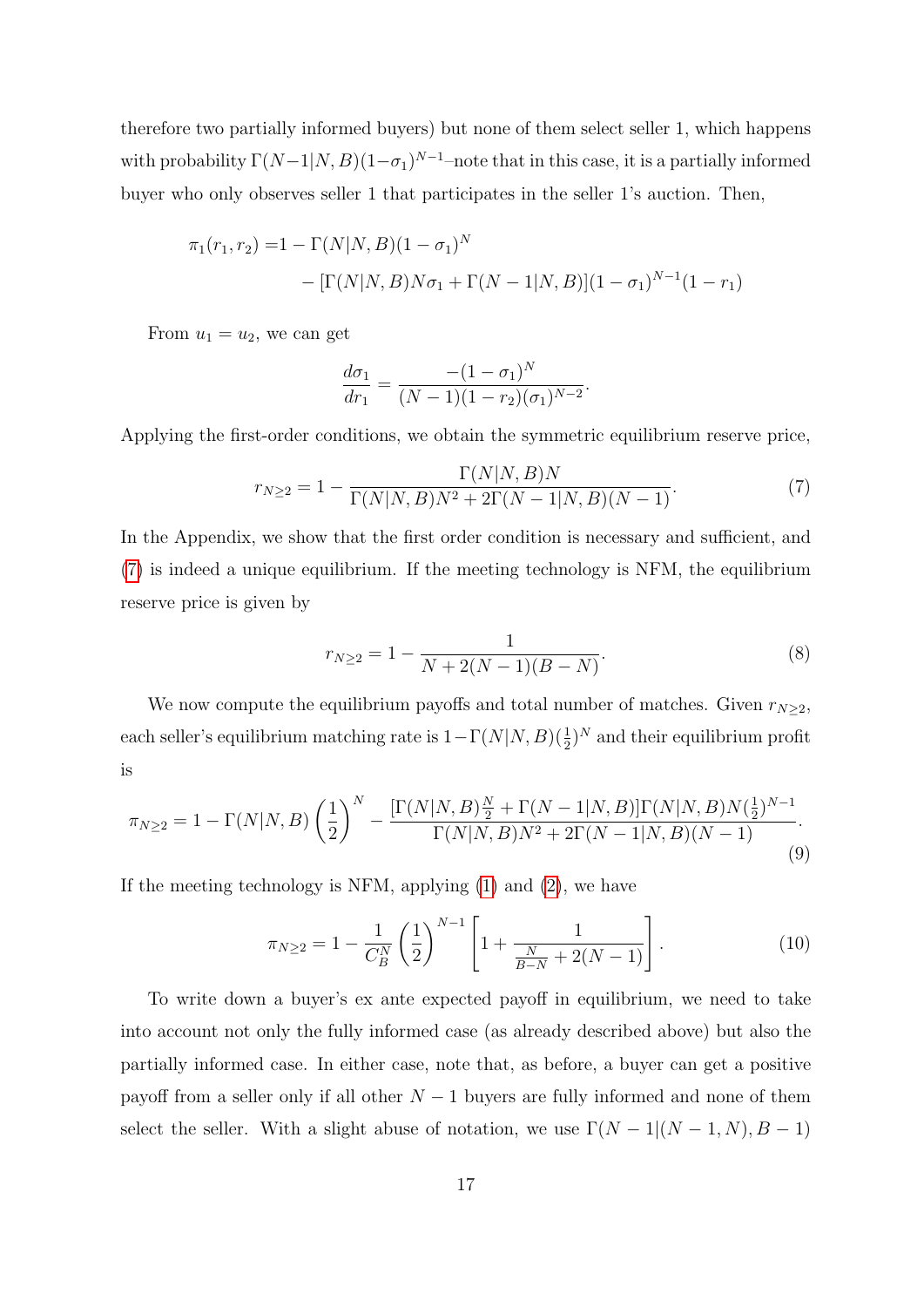therefore two partially informed buyers) but none of them select seller 1, which happens with probability $\Gamma(N-1|N,B)(1-\sigma_1)^{N-1}$–note that in this case, it is a partially informed buyer who only observes seller 1 that participates in the seller 1's auction. Then,

$$
\begin{aligned}
\pi_1(r_1, r_2) =& 1 - \Gamma(N|N,B)(1-\sigma_1)^N \\
& - [\Gamma(N|N,B)N\sigma_1 + \Gamma(N-1|N,B)](1-\sigma_1)^{N-1}(1-r_1)
\end{aligned}
$$

From $u_1 = u_2$, we can get

$$
\frac{d\sigma_1}{dr_1} = \frac{-(1-\sigma_1)^N}{(N-1)(1-r_2)(\sigma_1)^{N-2}}.
$$

Applying the first-order conditions, we obtain the symmetric equilibrium reserve price,

$$
r_{N\geq 2} = 1 - \frac{\Gamma(N|N,B)N}{\Gamma(N|N,B)N^2 + 2\Gamma(N-1|N,B)(N-1)}. \tag{7}
$$

In the Appendix, we show that the first order condition is necessary and sufficient, and (7) is indeed a unique equilibrium. If the meeting technology is NFM, the equilibrium reserve price is given by

$$
r_{N\geq 2} = 1 - \frac{1}{N + 2(N-1)(B-N)}. \tag{8}
$$

We now compute the equilibrium payoffs and total number of matches. Given $r_{N\geq 2}$, each seller's equilibrium matching rate is $1 - \Gamma(N|N,B)(\frac{1}{2})^N$ and their equilibrium profit is

$$
\pi_{N\geq 2} = 1 - \Gamma(N|N,B)\left(\frac{1}{2}\right)^N - \frac{[\Gamma(N|N,B)\frac{N}{2} + \Gamma(N-1|N,B)]\Gamma(N|N,B)N(\frac{1}{2})^{N-1}}{\Gamma(N|N,B)N^2 + 2\Gamma(N-1|N,B)(N-1)}. \tag{9}
$$

If the meeting technology is NFM, applying (1) and (2), we have

$$
\pi_{N\geq 2} = 1 - \frac{1}{C_B^N}\left(\frac{1}{2}\right)^{N-1}\left[1 + \frac{1}{\frac{N}{B-N} + 2(N-1)}\right]. \tag{10}
$$

To write down a buyer's ex ante expected payoff in equilibrium, we need to take into account not only the fully informed case (as already described above) but also the partially informed case. In either case, note that, as before, a buyer can get a positive payoff from a seller only if all other $N-1$ buyers are fully informed and none of them select the seller. With a slight abuse of notation, we use $\Gamma(N-1|(N-1,N), B-1)$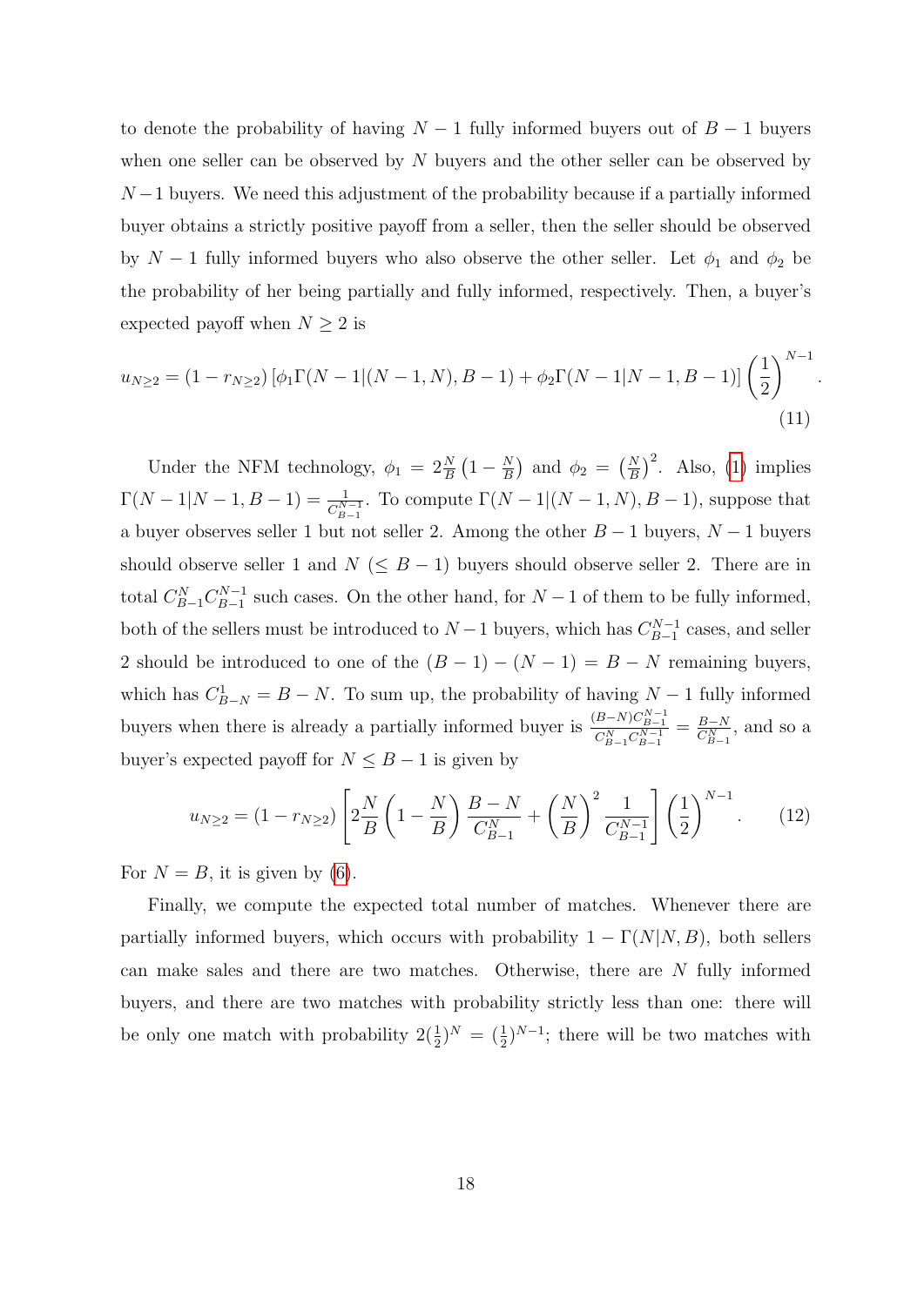to denote the probability of having $N-1$ fully informed buyers out of $B-1$ buyers when one seller can be observed by $N$ buyers and the other seller can be observed by $N-1$ buyers. We need this adjustment of the probability because if a partially informed buyer obtains a strictly positive payoff from a seller, then the seller should be observed by $N-1$ fully informed buyers who also observe the other seller. Let $\phi_1$ and $\phi_2$ be the probability of her being partially and fully informed, respectively. Then, a buyer's expected payoff when $N \geq 2$ is

$$u_{N\geq 2} = (1 - r_{N\geq 2}) \left[\phi_1 \Gamma(N-1|(N-1, N), B-1) + \phi_2 \Gamma(N-1|N-1, B-1)\right] \left(\frac{1}{2}\right)^{N-1}. \tag{11}$$

Under the NFM technology, $\phi_1 = 2\frac{N}{B}\left(1 - \frac{N}{B}\right)$ and $\phi_2 = \left(\frac{N}{B}\right)^2$. Also, (1) implies $\Gamma(N-1|N-1, B-1) = \frac{1}{C_{B-1}^{N-1}}$. To compute $\Gamma(N-1|(N-1, N), B-1)$, suppose that a buyer observes seller 1 but not seller 2. Among the other $B-1$ buyers, $N-1$ buyers should observe seller 1 and $N$ $(\leq B-1)$ buyers should observe seller 2. There are in total $C_{B-1}^{N} C_{B-1}^{N-1}$ such cases. On the other hand, for $N-1$ of them to be fully informed, both of the sellers must be introduced to $N-1$ buyers, which has $C_{B-1}^{N-1}$ cases, and seller 2 should be introduced to one of the $(B-1)-(N-1) = B-N$ remaining buyers, which has $C_{B-N}^{1} = B-N$. To sum up, the probability of having $N-1$ fully informed buyers when there is already a partially informed buyer is $\frac{(B-N)C_{B-1}^{N-1}}{C_{B-1}^{N} C_{B-1}^{N-1}} = \frac{B-N}{C_{B-1}^{N}}$, and so a buyer's expected payoff for $N \leq B-1$ is given by

$$u_{N\geq 2} = (1 - r_{N\geq 2}) \left[2\frac{N}{B}\left(1 - \frac{N}{B}\right)\frac{B-N}{C_{B-1}^{N}} + \left(\frac{N}{B}\right)^2 \frac{1}{C_{B-1}^{N-1}}\right] \left(\frac{1}{2}\right)^{N-1}. \tag{12}$$

For $N = B$, it is given by (6).

Finally, we compute the expected total number of matches. Whenever there are partially informed buyers, which occurs with probability $1 - \Gamma(N|N, B)$, both sellers can make sales and there are two matches. Otherwise, there are $N$ fully informed buyers, and there are two matches with probability strictly less than one: there will be only one match with probability $2(\frac{1}{2})^N = (\frac{1}{2})^{N-1}$; there will be two matches with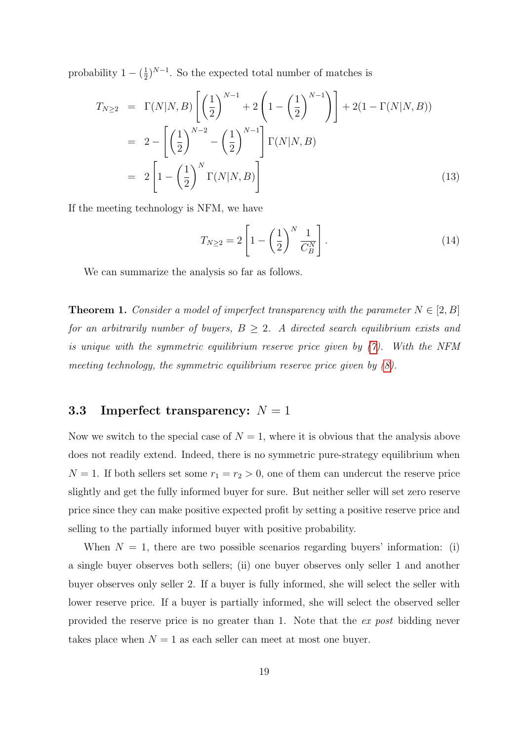probability $1 - (\frac{1}{2})^{N-1}$. So the expected total number of matches is

$$
\begin{aligned}
T_{N\geq 2} &= \Gamma(N|N,B)\left[\left(\frac{1}{2}\right)^{N-1} + 2\left(1 - \left(\frac{1}{2}\right)^{N-1}\right)\right] + 2(1 - \Gamma(N|N,B)) \\
&= 2 - \left[\left(\frac{1}{2}\right)^{N-2} - \left(\frac{1}{2}\right)^{N-1}\right]\Gamma(N|N,B) \\
&= 2\left[1 - \left(\frac{1}{2}\right)^{N}\Gamma(N|N,B)\right] \qquad (13)
\end{aligned}
$$

If the meeting technology is NFM, we have

$$
T_{N\geq 2} = 2\left[1 - \left(\frac{1}{2}\right)^{N}\frac{1}{C_B^N}\right]. \qquad (14)
$$

We can summarize the analysis so far as follows.

**Theorem 1.** *Consider a model of imperfect transparency with the parameter $N \in [2, B]$ for an arbitrarily number of buyers, $B \geq 2$. A directed search equilibrium exists and is unique with the symmetric equilibrium reserve price given by (7). With the NFM meeting technology, the symmetric equilibrium reserve price given by (8).*

### 3.3 Imperfect transparency: $N = 1$

Now we switch to the special case of $N = 1$, where it is obvious that the analysis above does not readily extend. Indeed, there is no symmetric pure-strategy equilibrium when $N = 1$. If both sellers set some $r_1 = r_2 > 0$, one of them can undercut the reserve price slightly and get the fully informed buyer for sure. But neither seller will set zero reserve price since they can make positive expected profit by setting a positive reserve price and selling to the partially informed buyer with positive probability.

When $N = 1$, there are two possible scenarios regarding buyers' information: (i) a single buyer observes both sellers; (ii) one buyer observes only seller 1 and another buyer observes only seller 2. If a buyer is fully informed, she will select the seller with lower reserve price. If a buyer is partially informed, she will select the observed seller provided the reserve price is no greater than 1. Note that the *ex post* bidding never takes place when $N = 1$ as each seller can meet at most one buyer.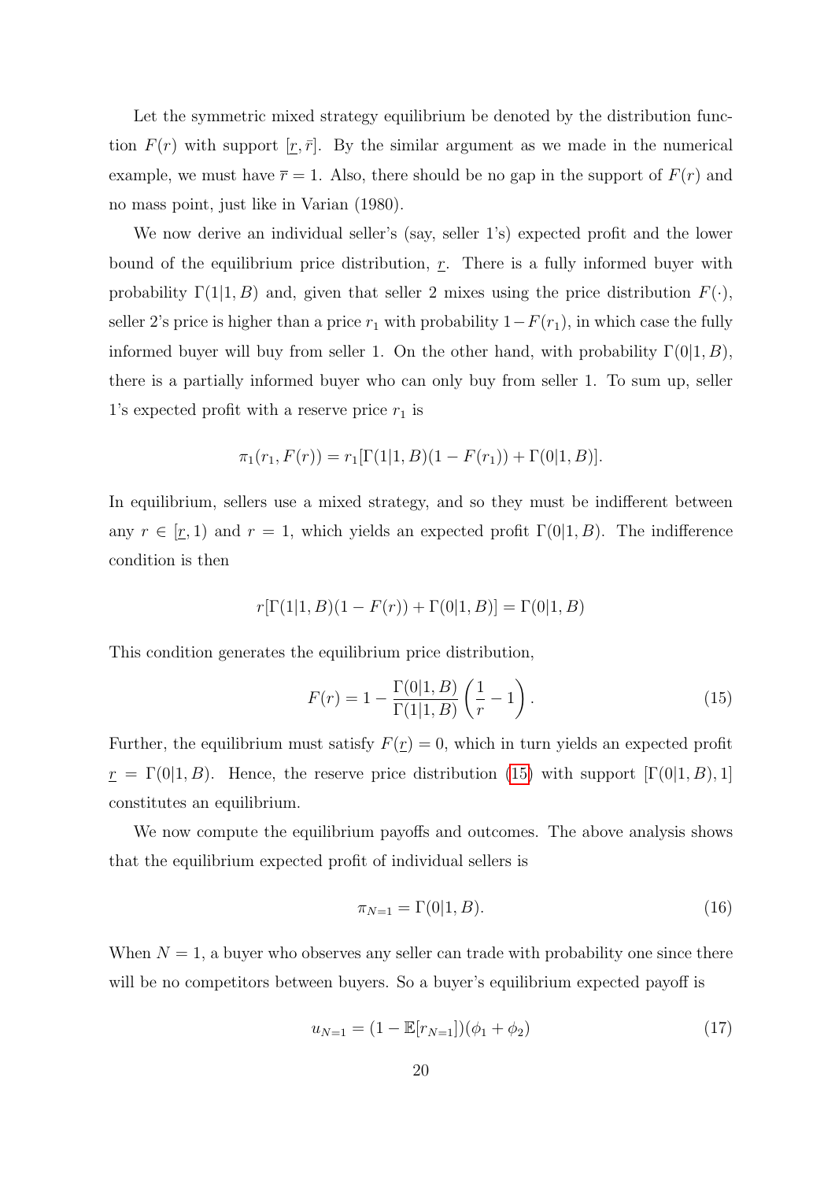Let the symmetric mixed strategy equilibrium be denoted by the distribution function $F(r)$ with support $[\underline{r}, \bar{r}]$. By the similar argument as we made in the numerical example, we must have $\overline{r} = 1$. Also, there should be no gap in the support of $F(r)$ and no mass point, just like in Varian (1980).

We now derive an individual seller's (say, seller 1's) expected profit and the lower bound of the equilibrium price distribution, $\underline{r}$. There is a fully informed buyer with probability $\Gamma(1|1, B)$ and, given that seller 2 mixes using the price distribution $F(\cdot)$, seller 2's price is higher than a price $r_1$ with probability $1 - F(r_1)$, in which case the fully informed buyer will buy from seller 1. On the other hand, with probability $\Gamma(0|1, B)$, there is a partially informed buyer who can only buy from seller 1. To sum up, seller 1's expected profit with a reserve price $r_1$ is

$$\pi_1(r_1, F(r)) = r_1[\Gamma(1|1, B)(1 - F(r_1)) + \Gamma(0|1, B)].$$

In equilibrium, sellers use a mixed strategy, and so they must be indifferent between any $r \in [\underline{r}, 1)$ and $r = 1$, which yields an expected profit $\Gamma(0|1, B)$. The indifference condition is then

$$r[\Gamma(1|1, B)(1 - F(r)) + \Gamma(0|1, B)] = \Gamma(0|1, B)$$

This condition generates the equilibrium price distribution,

$$F(r) = 1 - \frac{\Gamma(0|1, B)}{\Gamma(1|1, B)} \left( \frac{1}{r} - 1 \right). \tag{15}$$

Further, the equilibrium must satisfy $F(\underline{r}) = 0$, which in turn yields an expected profit $\underline{r} = \Gamma(0|1, B)$. Hence, the reserve price distribution (15) with support $[\Gamma(0|1, B), 1]$ constitutes an equilibrium.

We now compute the equilibrium payoffs and outcomes. The above analysis shows that the equilibrium expected profit of individual sellers is

$$\pi_{N=1} = \Gamma(0|1, B). \tag{16}$$

When $N = 1$, a buyer who observes any seller can trade with probability one since there will be no competitors between buyers. So a buyer's equilibrium expected payoff is

$$u_{N=1} = (1 - \mathbb{E}[r_{N=1}])(\phi_1 + \phi_2) \tag{17}$$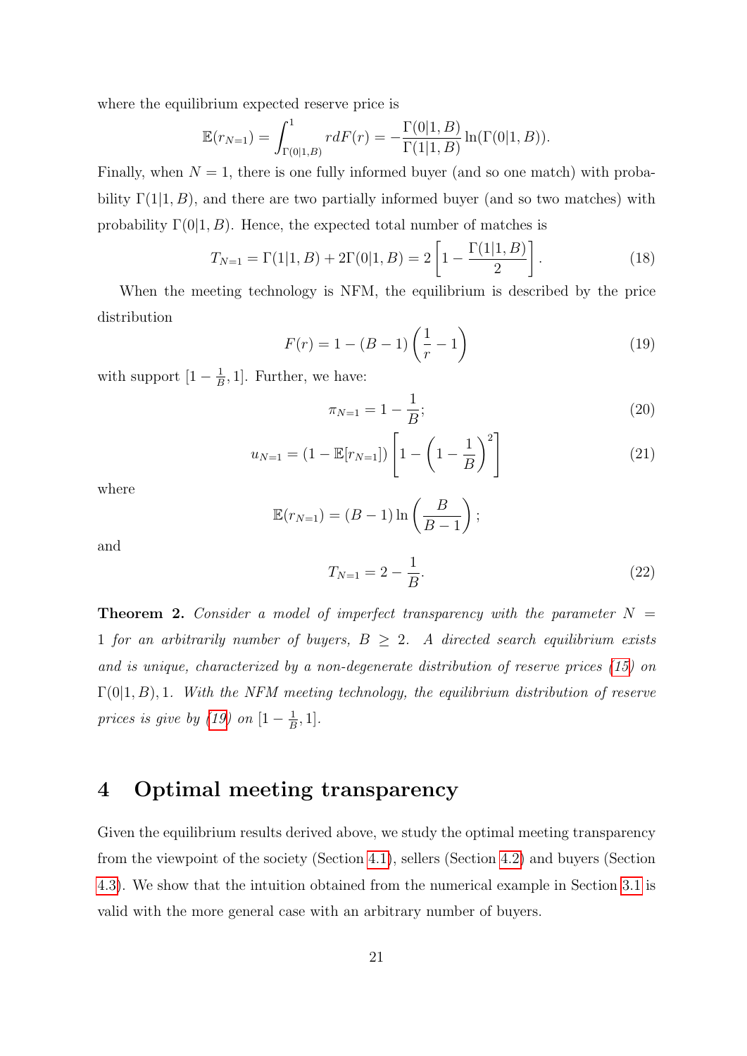where the equilibrium expected reserve price is

$$\mathbb{E}(r_{N=1}) = \int_{\Gamma(0|1,B)}^{1} r dF(r) = -\frac{\Gamma(0|1,B)}{\Gamma(1|1,B)} \ln(\Gamma(0|1,B)).$$

Finally, when $N = 1$, there is one fully informed buyer (and so one match) with probability $\Gamma(1|1,B)$, and there are two partially informed buyer (and so two matches) with probability $\Gamma(0|1,B)$. Hence, the expected total number of matches is

$$T_{N=1} = \Gamma(1|1,B) + 2\Gamma(0|1,B) = 2\left[1 - \frac{\Gamma(1|1,B)}{2}\right]. \tag{18}$$

When the meeting technology is NFM, the equilibrium is described by the price distribution

$$F(r) = 1 - (B-1)\left(\frac{1}{r} - 1\right) \tag{19}$$

with support $[1 - \frac{1}{B}, 1]$. Further, we have:

$$\pi_{N=1} = 1 - \frac{1}{B}; \tag{20}$$

$$u_{N=1} = (1 - \mathbb{E}[r_{N=1}])\left[1 - \left(1 - \frac{1}{B}\right)^2\right] \tag{21}$$

where

$$\mathbb{E}(r_{N=1}) = (B-1)\ln\left(\frac{B}{B-1}\right);$$

and

$$T_{N=1} = 2 - \frac{1}{B}. \tag{22}$$

**Theorem 2.** *Consider a model of imperfect transparency with the parameter $N = 1$ for an arbitrarily number of buyers, $B \geq 2$. A directed search equilibrium exists and is unique, characterized by a non-degenerate distribution of reserve prices (15) on $\Gamma(0|1,B), 1$. With the NFM meeting technology, the equilibrium distribution of reserve prices is give by (19) on $[1 - \frac{1}{B}, 1]$.*

# 4 Optimal meeting transparency

Given the equilibrium results derived above, we study the optimal meeting transparency from the viewpoint of the society (Section 4.1), sellers (Section 4.2) and buyers (Section 4.3). We show that the intuition obtained from the numerical example in Section 3.1 is valid with the more general case with an arbitrary number of buyers.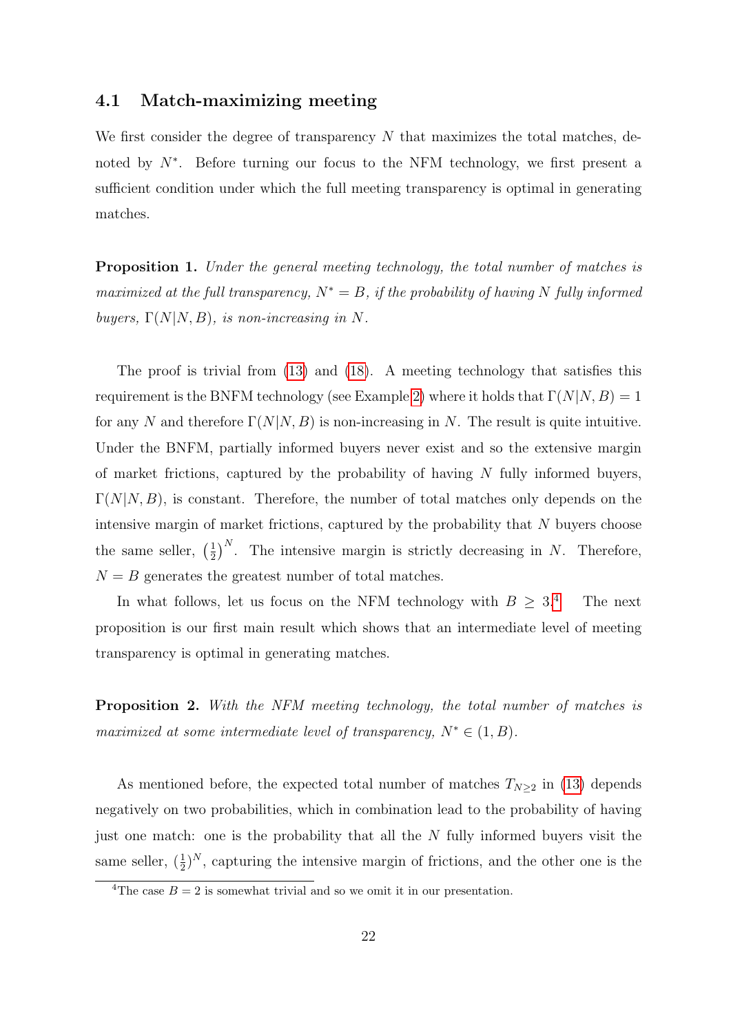### 4.1 Match-maximizing meeting

We first consider the degree of transparency $N$ that maximizes the total matches, denoted by $N^*$. Before turning our focus to the NFM technology, we first present a sufficient condition under which the full meeting transparency is optimal in generating matches.

**Proposition 1.** *Under the general meeting technology, the total number of matches is maximized at the full transparency, $N^* = B$, if the probability of having $N$ fully informed buyers, $\Gamma(N|N, B)$, is non-increasing in $N$.*

The proof is trivial from (13) and (18). A meeting technology that satisfies this requirement is the BNFM technology (see Example 2) where it holds that $\Gamma(N|N, B) = 1$ for any $N$ and therefore $\Gamma(N|N, B)$ is non-increasing in $N$. The result is quite intuitive. Under the BNFM, partially informed buyers never exist and so the extensive margin of market frictions, captured by the probability of having $N$ fully informed buyers, $\Gamma(N|N, B)$, is constant. Therefore, the number of total matches only depends on the intensive margin of market frictions, captured by the probability that $N$ buyers choose the same seller, $\left(\frac{1}{2}\right)^N$. The intensive margin is strictly decreasing in $N$. Therefore, $N = B$ generates the greatest number of total matches.

In what follows, let us focus on the NFM technology with $B \geq 3$.[4] The next proposition is our first main result which shows that an intermediate level of meeting transparency is optimal in generating matches.

**Proposition 2.** *With the NFM meeting technology, the total number of matches is maximized at some intermediate level of transparency, $N^* \in (1, B)$.*

As mentioned before, the expected total number of matches $T_{N \geq 2}$ in (13) depends negatively on two probabilities, which in combination lead to the probability of having just one match: one is the probability that all the $N$ fully informed buyers visit the same seller, $(\frac{1}{2})^N$, capturing the intensive margin of frictions, and the other one is the

[4] The case $B = 2$ is somewhat trivial and so we omit it in our presentation.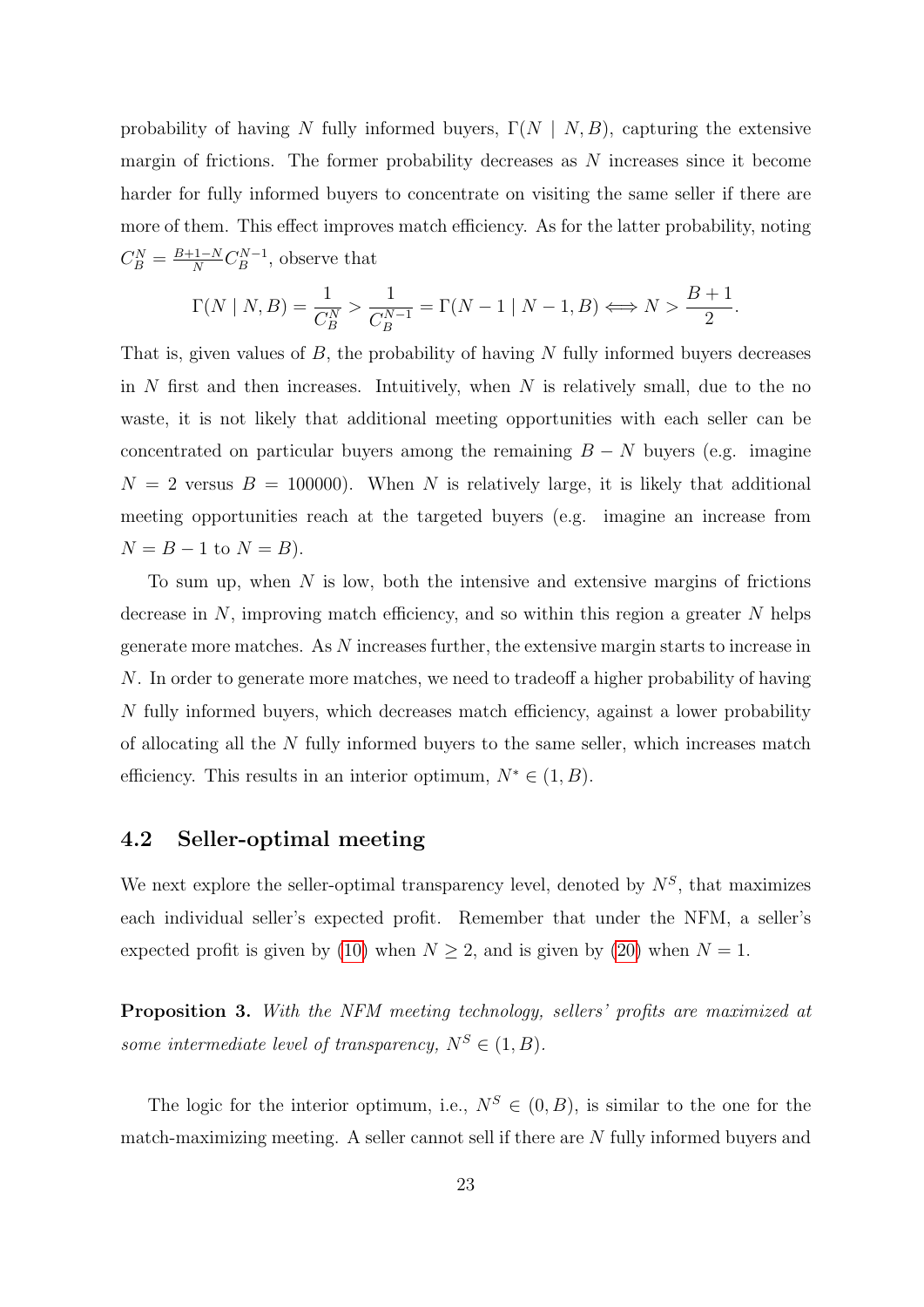probability of having $N$ fully informed buyers, $\Gamma(N \mid N, B)$, capturing the extensive margin of frictions. The former probability decreases as $N$ increases since it become harder for fully informed buyers to concentrate on visiting the same seller if there are more of them. This effect improves match efficiency. As for the latter probability, noting $C_B^N = \frac{B+1-N}{N} C_B^{N-1}$, observe that

$$\Gamma(N \mid N, B) = \frac{1}{C_B^N} > \frac{1}{C_B^{N-1}} = \Gamma(N-1 \mid N-1, B) \Longleftrightarrow N > \frac{B+1}{2}.$$

That is, given values of $B$, the probability of having $N$ fully informed buyers decreases in $N$ first and then increases. Intuitively, when $N$ is relatively small, due to the no waste, it is not likely that additional meeting opportunities with each seller can be concentrated on particular buyers among the remaining $B - N$ buyers (e.g. imagine $N = 2$ versus $B = 100000$). When $N$ is relatively large, it is likely that additional meeting opportunities reach at the targeted buyers (e.g. imagine an increase from $N = B - 1$ to $N = B$).

To sum up, when $N$ is low, both the intensive and extensive margins of frictions decrease in $N$, improving match efficiency, and so within this region a greater $N$ helps generate more matches. As $N$ increases further, the extensive margin starts to increase in $N$. In order to generate more matches, we need to tradeoff a higher probability of having $N$ fully informed buyers, which decreases match efficiency, against a lower probability of allocating all the $N$ fully informed buyers to the same seller, which increases match efficiency. This results in an interior optimum, $N^* \in (1, B)$.

### 4.2 Seller-optimal meeting

We next explore the seller-optimal transparency level, denoted by $N^S$, that maximizes each individual seller's expected profit. Remember that under the NFM, a seller's expected profit is given by (10) when $N \geq 2$, and is given by (20) when $N = 1$.

**Proposition 3.** *With the NFM meeting technology, sellers' profits are maximized at some intermediate level of transparency, $N^S \in (1, B)$.*

The logic for the interior optimum, i.e., $N^S \in (0, B)$, is similar to the one for the match-maximizing meeting. A seller cannot sell if there are $N$ fully informed buyers and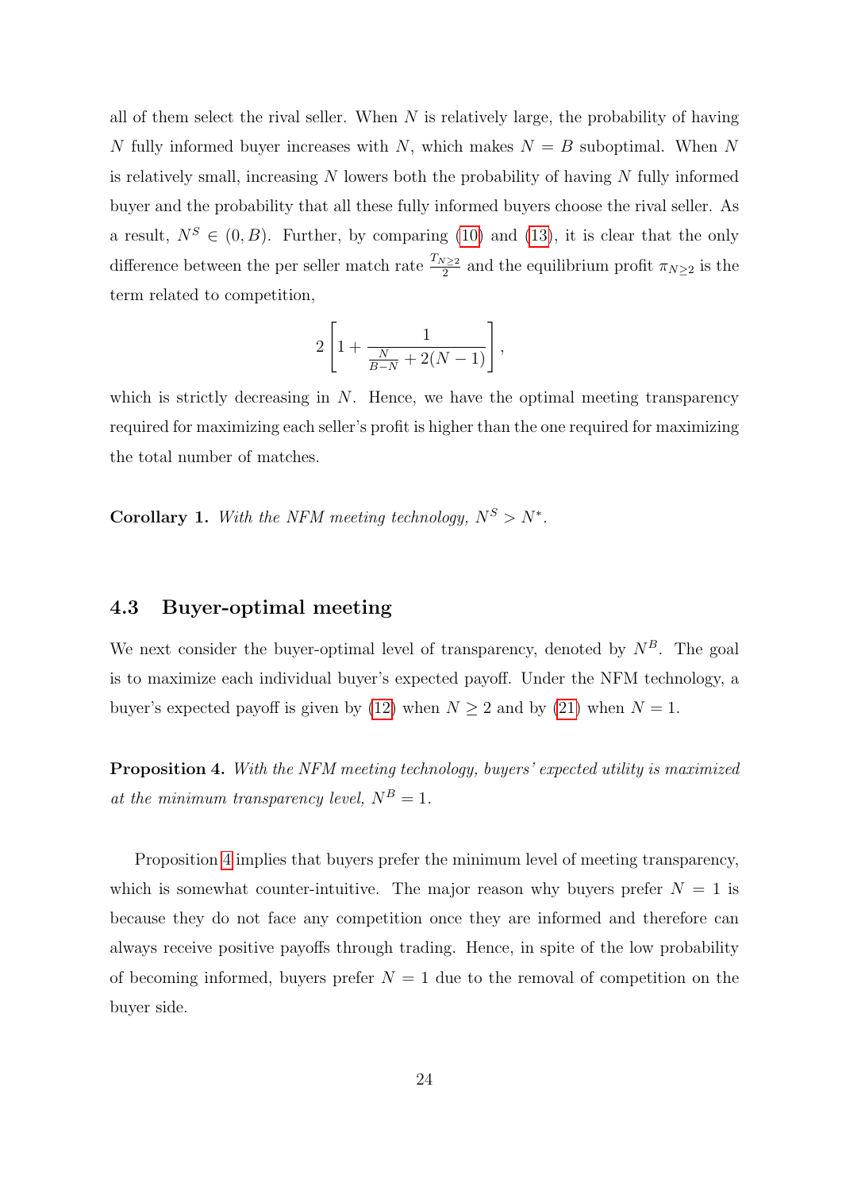all of them select the rival seller. When $N$ is relatively large, the probability of having $N$ fully informed buyer increases with $N$, which makes $N = B$ suboptimal. When $N$ is relatively small, increasing $N$ lowers both the probability of having $N$ fully informed buyer and the probability that all these fully informed buyers choose the rival seller. As a result, $N^S \in (0, B)$. Further, by comparing (10) and (13), it is clear that the only difference between the per seller match rate $\frac{T_{N\geq 2}}{2}$ and the equilibrium profit $\pi_{N\geq 2}$ is the term related to competition,

$$2\left[1 + \frac{1}{\frac{N}{B-N} + 2(N-1)}\right],$$

which is strictly decreasing in $N$. Hence, we have the optimal meeting transparency required for maximizing each seller's profit is higher than the one required for maximizing the total number of matches.

**Corollary 1.** *With the NFM meeting technology, $N^S > N^*$.*

### 4.3 Buyer-optimal meeting

We next consider the buyer-optimal level of transparency, denoted by $N^B$. The goal is to maximize each individual buyer's expected payoff. Under the NFM technology, a buyer's expected payoff is given by (12) when $N \geq 2$ and by (21) when $N = 1$.

**Proposition 4.** *With the NFM meeting technology, buyers' expected utility is maximized at the minimum transparency level, $N^B = 1$.*

Proposition 4 implies that buyers prefer the minimum level of meeting transparency, which is somewhat counter-intuitive. The major reason why buyers prefer $N = 1$ is because they do not face any competition once they are informed and therefore can always receive positive payoffs through trading. Hence, in spite of the low probability of becoming informed, buyers prefer $N = 1$ due to the removal of competition on the buyer side.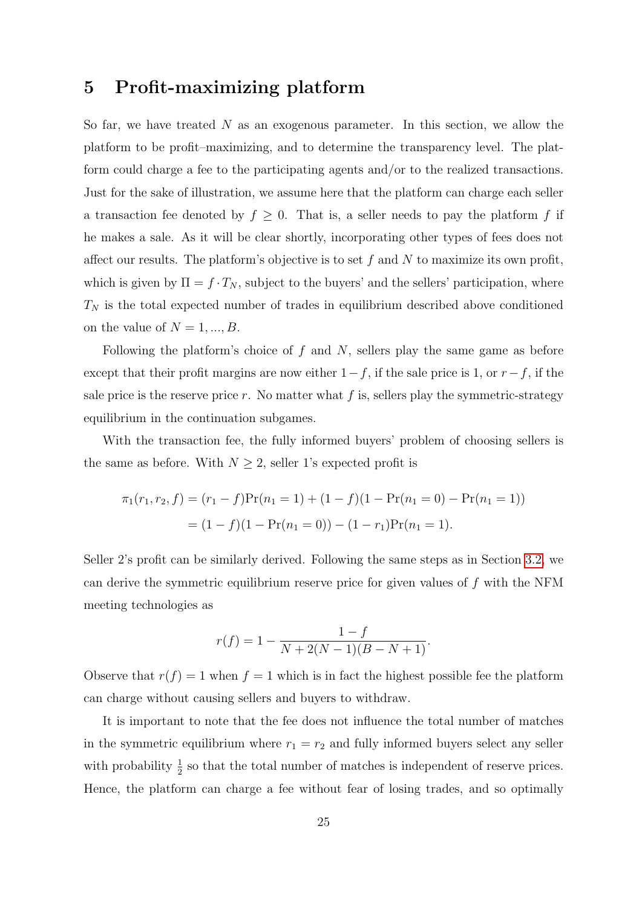# 5 Profit-maximizing platform

So far, we have treated $N$ as an exogenous parameter. In this section, we allow the platform to be profit–maximizing, and to determine the transparency level. The platform could charge a fee to the participating agents and/or to the realized transactions. Just for the sake of illustration, we assume here that the platform can charge each seller a transaction fee denoted by $f \geq 0$. That is, a seller needs to pay the platform $f$ if he makes a sale. As it will be clear shortly, incorporating other types of fees does not affect our results. The platform's objective is to set $f$ and $N$ to maximize its own profit, which is given by $\Pi = f \cdot T_N$, subject to the buyers' and the sellers' participation, where $T_N$ is the total expected number of trades in equilibrium described above conditioned on the value of $N = 1, ..., B$.

Following the platform's choice of $f$ and $N$, sellers play the same game as before except that their profit margins are now either $1 - f$, if the sale price is 1, or $r - f$, if the sale price is the reserve price $r$. No matter what $f$ is, sellers play the symmetric-strategy equilibrium in the continuation subgames.

With the transaction fee, the fully informed buyers' problem of choosing sellers is the same as before. With $N \geq 2$, seller 1's expected profit is

$$
\begin{aligned}
\pi_1(r_1, r_2, f) &= (r_1 - f)\Pr(n_1 = 1) + (1 - f)(1 - \Pr(n_1 = 0) - \Pr(n_1 = 1)) \\
&= (1 - f)(1 - \Pr(n_1 = 0)) - (1 - r_1)\Pr(n_1 = 1).
\end{aligned}
$$

Seller 2's profit can be similarly derived. Following the same steps as in Section 3.2, we can derive the symmetric equilibrium reserve price for given values of $f$ with the NFM meeting technologies as

$$
r(f) = 1 - \frac{1 - f}{N + 2(N - 1)(B - N + 1)}.
$$

Observe that $r(f) = 1$ when $f = 1$ which is in fact the highest possible fee the platform can charge without causing sellers and buyers to withdraw.

It is important to note that the fee does not influence the total number of matches in the symmetric equilibrium where $r_1 = r_2$ and fully informed buyers select any seller with probability $\frac{1}{2}$ so that the total number of matches is independent of reserve prices. Hence, the platform can charge a fee without fear of losing trades, and so optimally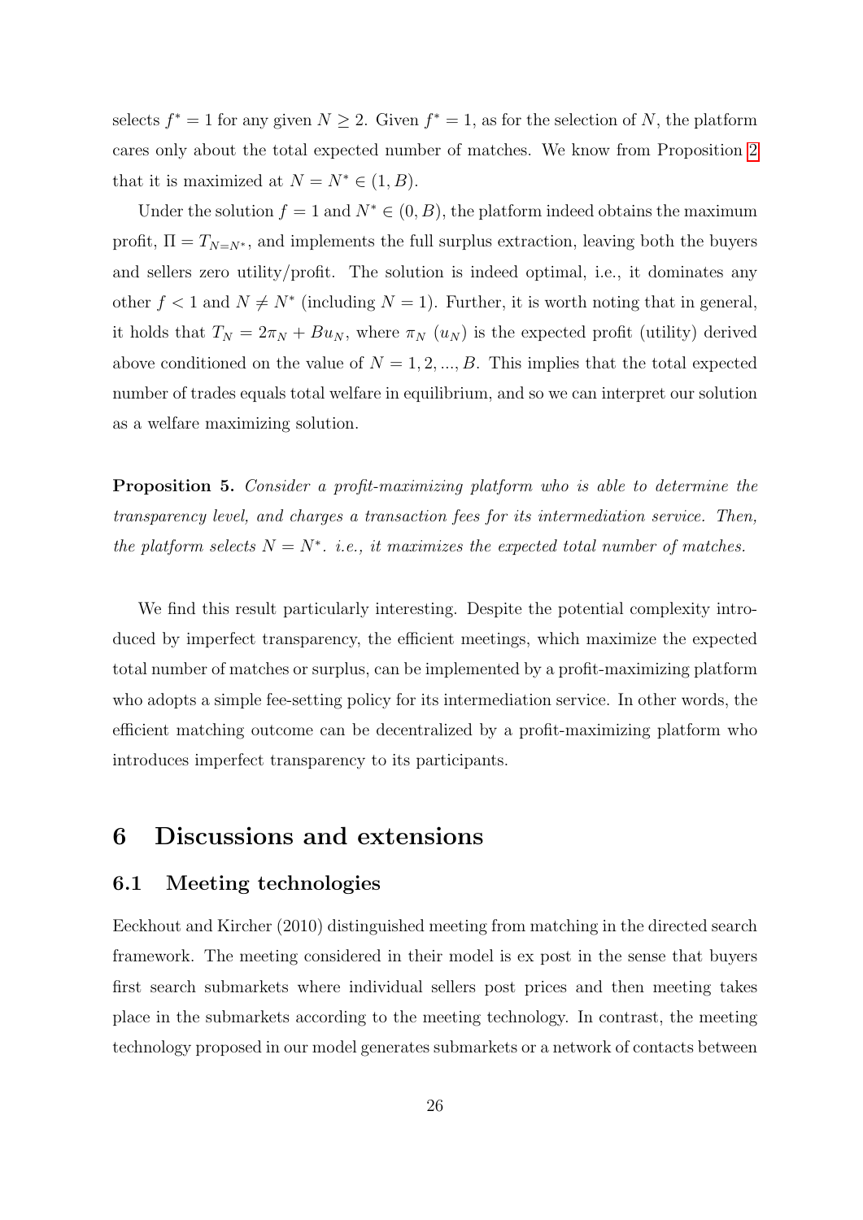selects $f^* = 1$ for any given $N \geq 2$. Given $f^* = 1$, as for the selection of $N$, the platform cares only about the total expected number of matches. We know from Proposition 2 that it is maximized at $N = N^* \in (1, B)$.

Under the solution $f = 1$ and $N^* \in (0, B)$, the platform indeed obtains the maximum profit, $\Pi = T_{N=N^*}$, and implements the full surplus extraction, leaving both the buyers and sellers zero utility/profit. The solution is indeed optimal, i.e., it dominates any other $f < 1$ and $N \neq N^*$ (including $N = 1$). Further, it is worth noting that in general, it holds that $T_N = 2\pi_N + Bu_N$, where $\pi_N$ ($u_N$) is the expected profit (utility) derived above conditioned on the value of $N = 1, 2, ..., B$. This implies that the total expected number of trades equals total welfare in equilibrium, and so we can interpret our solution as a welfare maximizing solution.

**Proposition 5.** *Consider a profit-maximizing platform who is able to determine the transparency level, and charges a transaction fees for its intermediation service. Then, the platform selects $N = N^*$. i.e., it maximizes the expected total number of matches.*

We find this result particularly interesting. Despite the potential complexity introduced by imperfect transparency, the efficient meetings, which maximize the expected total number of matches or surplus, can be implemented by a profit-maximizing platform who adopts a simple fee-setting policy for its intermediation service. In other words, the efficient matching outcome can be decentralized by a profit-maximizing platform who introduces imperfect transparency to its participants.

# 6 Discussions and extensions

## 6.1 Meeting technologies

Eeckhout and Kircher (2010) distinguished meeting from matching in the directed search framework. The meeting considered in their model is ex post in the sense that buyers first search submarkets where individual sellers post prices and then meeting takes place in the submarkets according to the meeting technology. In contrast, the meeting technology proposed in our model generates submarkets or a network of contacts between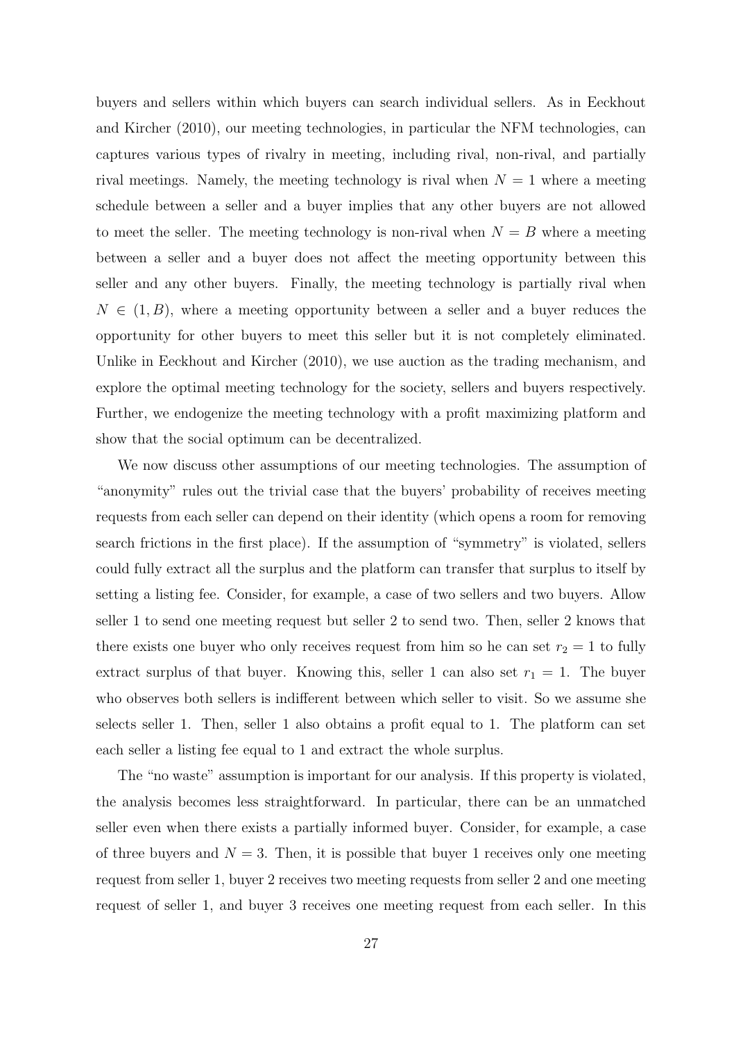buyers and sellers within which buyers can search individual sellers. As in Eeckhout and Kircher (2010), our meeting technologies, in particular the NFM technologies, can captures various types of rivalry in meeting, including rival, non-rival, and partially rival meetings. Namely, the meeting technology is rival when $N = 1$ where a meeting schedule between a seller and a buyer implies that any other buyers are not allowed to meet the seller. The meeting technology is non-rival when $N = B$ where a meeting between a seller and a buyer does not affect the meeting opportunity between this seller and any other buyers. Finally, the meeting technology is partially rival when $N \in (1, B)$, where a meeting opportunity between a seller and a buyer reduces the opportunity for other buyers to meet this seller but it is not completely eliminated. Unlike in Eeckhout and Kircher (2010), we use auction as the trading mechanism, and explore the optimal meeting technology for the society, sellers and buyers respectively. Further, we endogenize the meeting technology with a profit maximizing platform and show that the social optimum can be decentralized.

We now discuss other assumptions of our meeting technologies. The assumption of "anonymity" rules out the trivial case that the buyers' probability of receives meeting requests from each seller can depend on their identity (which opens a room for removing search frictions in the first place). If the assumption of "symmetry" is violated, sellers could fully extract all the surplus and the platform can transfer that surplus to itself by setting a listing fee. Consider, for example, a case of two sellers and two buyers. Allow seller 1 to send one meeting request but seller 2 to send two. Then, seller 2 knows that there exists one buyer who only receives request from him so he can set $r_2 = 1$ to fully extract surplus of that buyer. Knowing this, seller 1 can also set $r_1 = 1$. The buyer who observes both sellers is indifferent between which seller to visit. So we assume she selects seller 1. Then, seller 1 also obtains a profit equal to 1. The platform can set each seller a listing fee equal to 1 and extract the whole surplus.

The "no waste" assumption is important for our analysis. If this property is violated, the analysis becomes less straightforward. In particular, there can be an unmatched seller even when there exists a partially informed buyer. Consider, for example, a case of three buyers and $N = 3$. Then, it is possible that buyer 1 receives only one meeting request from seller 1, buyer 2 receives two meeting requests from seller 2 and one meeting request of seller 1, and buyer 3 receives one meeting request from each seller. In this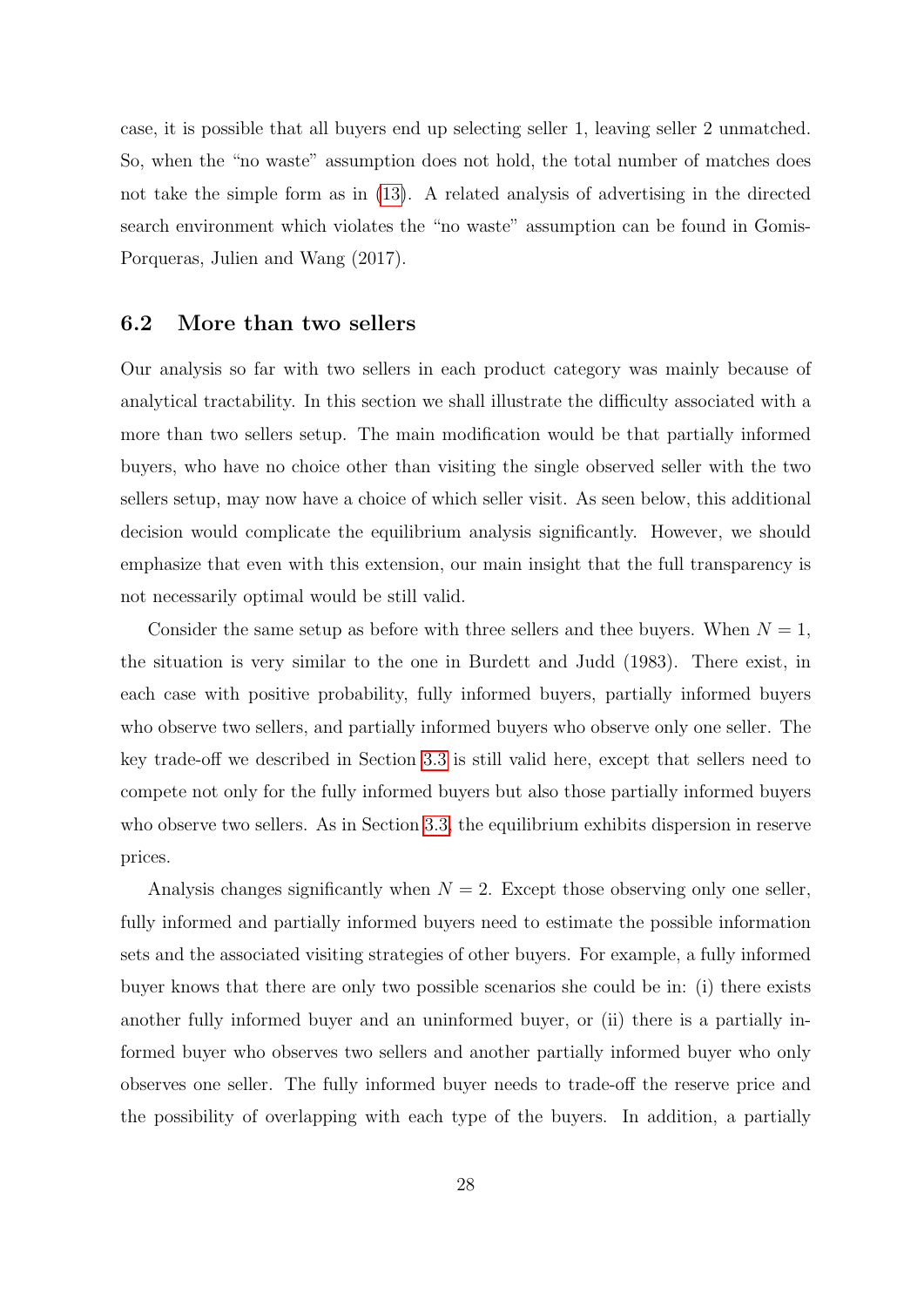case, it is possible that all buyers end up selecting seller 1, leaving seller 2 unmatched. So, when the "no waste" assumption does not hold, the total number of matches does not take the simple form as in (13). A related analysis of advertising in the directed search environment which violates the "no waste" assumption can be found in Gomis-Porqueras, Julien and Wang (2017).

### 6.2 More than two sellers

Our analysis so far with two sellers in each product category was mainly because of analytical tractability. In this section we shall illustrate the difficulty associated with a more than two sellers setup. The main modification would be that partially informed buyers, who have no choice other than visiting the single observed seller with the two sellers setup, may now have a choice of which seller visit. As seen below, this additional decision would complicate the equilibrium analysis significantly. However, we should emphasize that even with this extension, our main insight that the full transparency is not necessarily optimal would be still valid.

Consider the same setup as before with three sellers and thee buyers. When $N = 1$, the situation is very similar to the one in Burdett and Judd (1983). There exist, in each case with positive probability, fully informed buyers, partially informed buyers who observe two sellers, and partially informed buyers who observe only one seller. The key trade-off we described in Section 3.3 is still valid here, except that sellers need to compete not only for the fully informed buyers but also those partially informed buyers who observe two sellers. As in Section 3.3, the equilibrium exhibits dispersion in reserve prices.

Analysis changes significantly when $N = 2$. Except those observing only one seller, fully informed and partially informed buyers need to estimate the possible information sets and the associated visiting strategies of other buyers. For example, a fully informed buyer knows that there are only two possible scenarios she could be in: (i) there exists another fully informed buyer and an uninformed buyer, or (ii) there is a partially informed buyer who observes two sellers and another partially informed buyer who only observes one seller. The fully informed buyer needs to trade-off the reserve price and the possibility of overlapping with each type of the buyers. In addition, a partially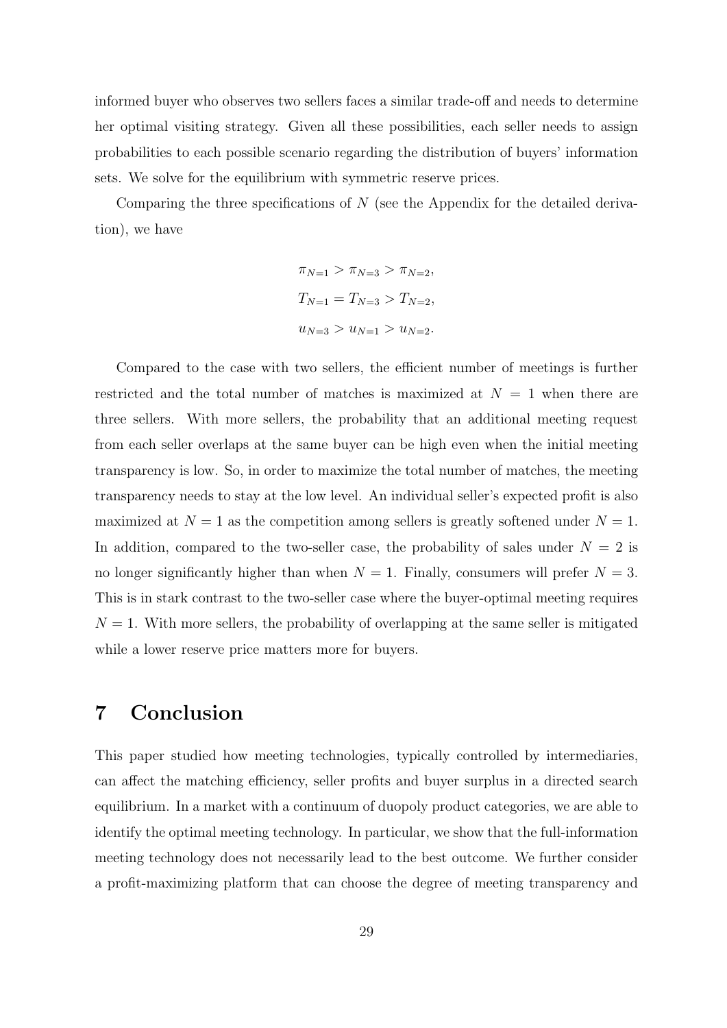informed buyer who observes two sellers faces a similar trade-off and needs to determine her optimal visiting strategy. Given all these possibilities, each seller needs to assign probabilities to each possible scenario regarding the distribution of buyers' information sets. We solve for the equilibrium with symmetric reserve prices.

Comparing the three specifications of $N$ (see the Appendix for the detailed derivation), we have

$$
\begin{aligned}
&\pi_{N=1} > \pi_{N=3} > \pi_{N=2}, \\
&T_{N=1} = T_{N=3} > T_{N=2}, \\
&u_{N=3} > u_{N=1} > u_{N=2}.
\end{aligned}
$$

Compared to the case with two sellers, the efficient number of meetings is further restricted and the total number of matches is maximized at $N = 1$ when there are three sellers. With more sellers, the probability that an additional meeting request from each seller overlaps at the same buyer can be high even when the initial meeting transparency is low. So, in order to maximize the total number of matches, the meeting transparency needs to stay at the low level. An individual seller's expected profit is also maximized at $N = 1$ as the competition among sellers is greatly softened under $N = 1$. In addition, compared to the two-seller case, the probability of sales under $N = 2$ is no longer significantly higher than when $N = 1$. Finally, consumers will prefer $N = 3$. This is in stark contrast to the two-seller case where the buyer-optimal meeting requires $N = 1$. With more sellers, the probability of overlapping at the same seller is mitigated while a lower reserve price matters more for buyers.

# 7 Conclusion

This paper studied how meeting technologies, typically controlled by intermediaries, can affect the matching efficiency, seller profits and buyer surplus in a directed search equilibrium. In a market with a continuum of duopoly product categories, we are able to identify the optimal meeting technology. In particular, we show that the full-information meeting technology does not necessarily lead to the best outcome. We further consider a profit-maximizing platform that can choose the degree of meeting transparency and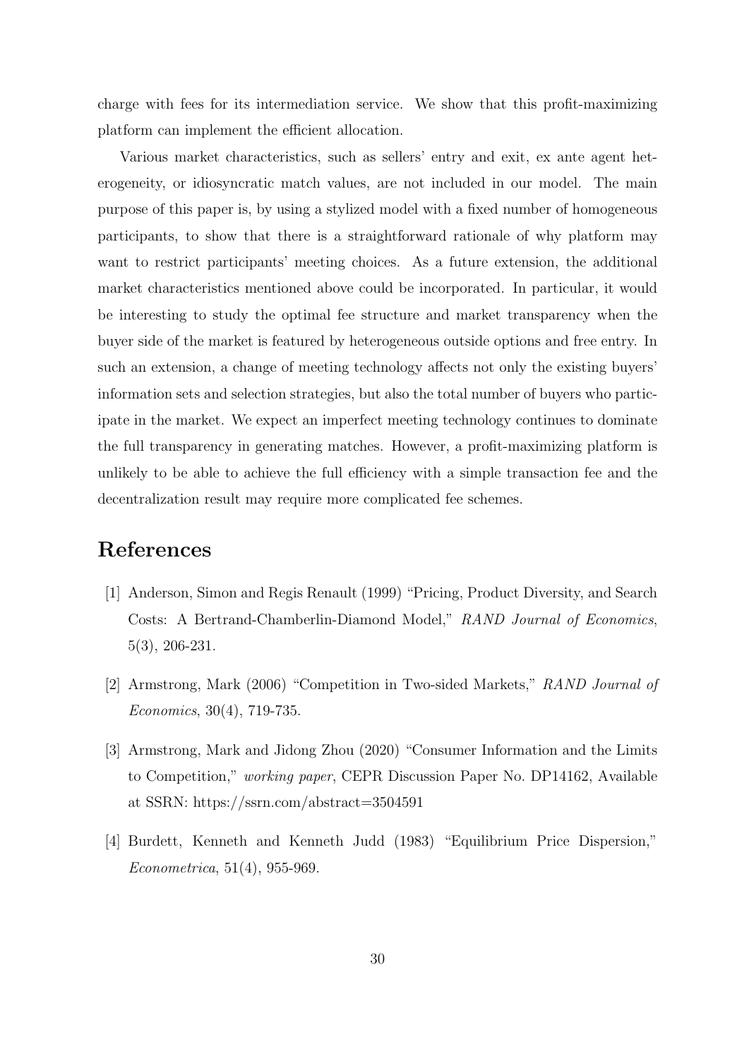charge with fees for its intermediation service. We show that this profit-maximizing platform can implement the efficient allocation.

Various market characteristics, such as sellers' entry and exit, ex ante agent heterogeneity, or idiosyncratic match values, are not included in our model. The main purpose of this paper is, by using a stylized model with a fixed number of homogeneous participants, to show that there is a straightforward rationale of why platform may want to restrict participants' meeting choices. As a future extension, the additional market characteristics mentioned above could be incorporated. In particular, it would be interesting to study the optimal fee structure and market transparency when the buyer side of the market is featured by heterogeneous outside options and free entry. In such an extension, a change of meeting technology affects not only the existing buyers' information sets and selection strategies, but also the total number of buyers who participate in the market. We expect an imperfect meeting technology continues to dominate the full transparency in generating matches. However, a profit-maximizing platform is unlikely to be able to achieve the full efficiency with a simple transaction fee and the decentralization result may require more complicated fee schemes.

# References

[1] Anderson, Simon and Regis Renault (1999) "Pricing, Product Diversity, and Search Costs: A Bertrand-Chamberlin-Diamond Model," *RAND Journal of Economics*, 5(3), 206-231.

[2] Armstrong, Mark (2006) "Competition in Two-sided Markets," *RAND Journal of Economics*, 30(4), 719-735.

[3] Armstrong, Mark and Jidong Zhou (2020) "Consumer Information and the Limits to Competition," *working paper*, CEPR Discussion Paper No. DP14162, Available at SSRN: https://ssrn.com/abstract=3504591

[4] Burdett, Kenneth and Kenneth Judd (1983) "Equilibrium Price Dispersion," *Econometrica*, 51(4), 955-969.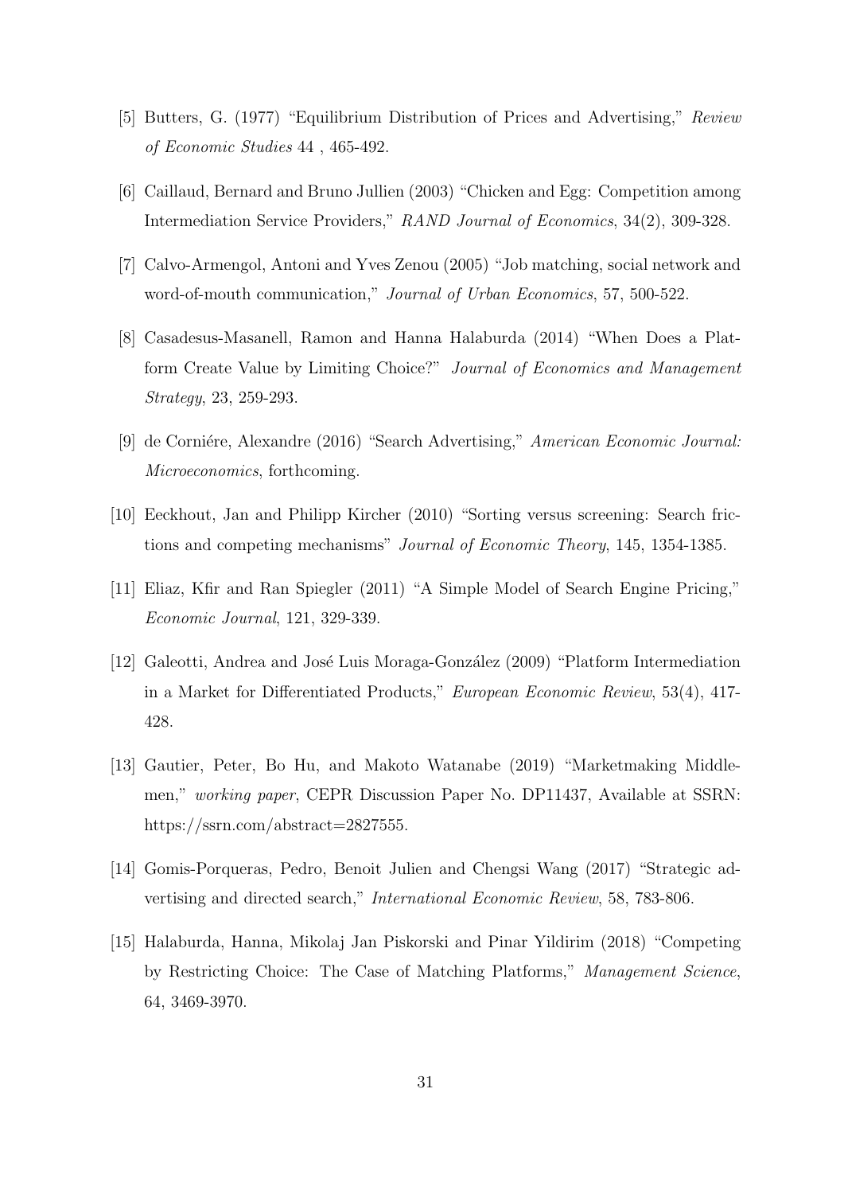[5] Butters, G. (1977) "Equilibrium Distribution of Prices and Advertising," *Review of Economic Studies* 44 , 465-492.

[6] Caillaud, Bernard and Bruno Jullien (2003) "Chicken and Egg: Competition among Intermediation Service Providers," *RAND Journal of Economics*, 34(2), 309-328.

[7] Calvo-Armengol, Antoni and Yves Zenou (2005) "Job matching, social network and word-of-mouth communication," *Journal of Urban Economics*, 57, 500-522.

[8] Casadesus-Masanell, Ramon and Hanna Halaburda (2014) "When Does a Platform Create Value by Limiting Choice?" *Journal of Economics and Management Strategy*, 23, 259-293.

[9] de Corniére, Alexandre (2016) "Search Advertising," *American Economic Journal: Microeconomics*, forthcoming.

[10] Eeckhout, Jan and Philipp Kircher (2010) "Sorting versus screening: Search frictions and competing mechanisms" *Journal of Economic Theory*, 145, 1354-1385.

[11] Eliaz, Kfir and Ran Spiegler (2011) "A Simple Model of Search Engine Pricing," *Economic Journal*, 121, 329-339.

[12] Galeotti, Andrea and José Luis Moraga-González (2009) "Platform Intermediation in a Market for Differentiated Products," *European Economic Review*, 53(4), 417-428.

[13] Gautier, Peter, Bo Hu, and Makoto Watanabe (2019) "Marketmaking Middlemen," *working paper*, CEPR Discussion Paper No. DP11437, Available at SSRN: https://ssrn.com/abstract=2827555.

[14] Gomis-Porqueras, Pedro, Benoit Julien and Chengsi Wang (2017) "Strategic advertising and directed search," *International Economic Review*, 58, 783-806.

[15] Halaburda, Hanna, Mikolaj Jan Piskorski and Pinar Yildirim (2018) "Competing by Restricting Choice: The Case of Matching Platforms," *Management Science*, 64, 3469-3970.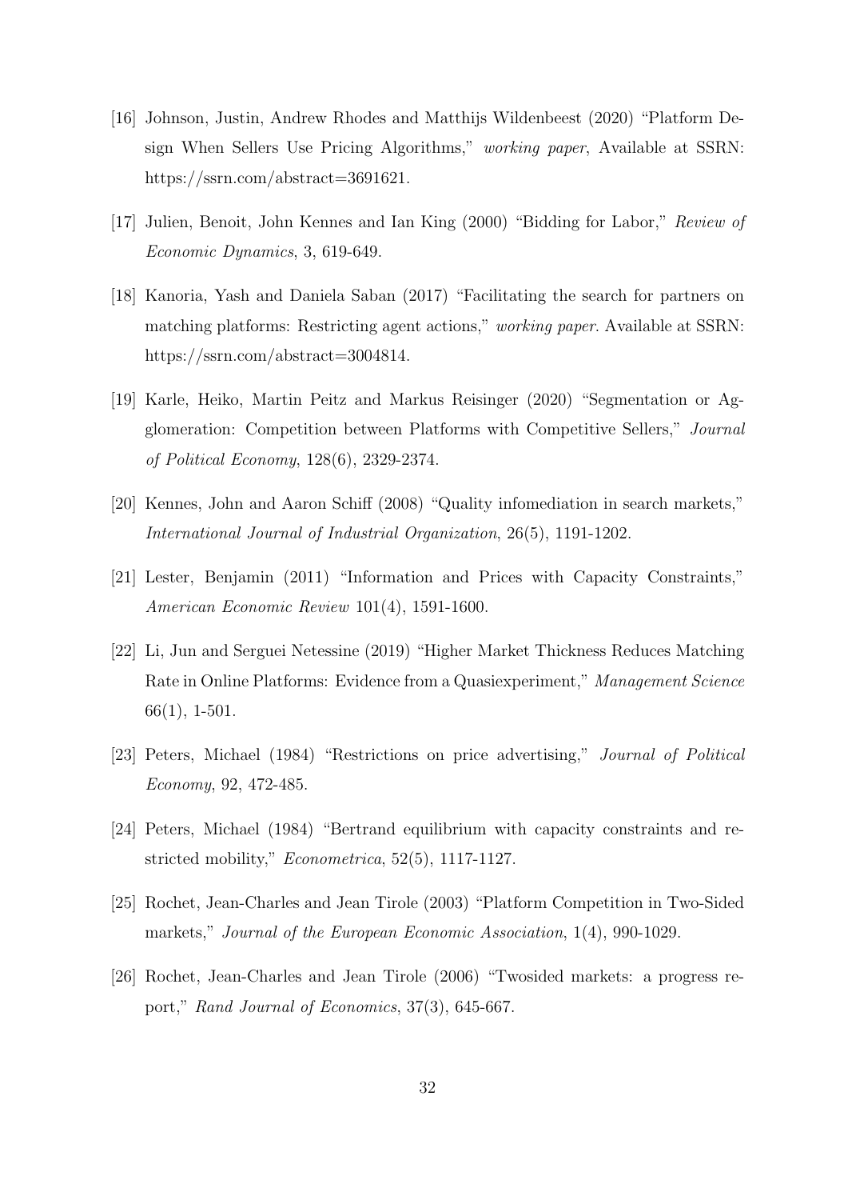[16] Johnson, Justin, Andrew Rhodes and Matthijs Wildenbeest (2020) "Platform Design When Sellers Use Pricing Algorithms," *working paper*, Available at SSRN: https://ssrn.com/abstract=3691621.

[17] Julien, Benoit, John Kennes and Ian King (2000) "Bidding for Labor," *Review of Economic Dynamics*, 3, 619-649.

[18] Kanoria, Yash and Daniela Saban (2017) "Facilitating the search for partners on matching platforms: Restricting agent actions," *working paper*. Available at SSRN: https://ssrn.com/abstract=3004814.

[19] Karle, Heiko, Martin Peitz and Markus Reisinger (2020) "Segmentation or Agglomeration: Competition between Platforms with Competitive Sellers," *Journal of Political Economy*, 128(6), 2329-2374.

[20] Kennes, John and Aaron Schiff (2008) "Quality infomediation in search markets," *International Journal of Industrial Organization*, 26(5), 1191-1202.

[21] Lester, Benjamin (2011) "Information and Prices with Capacity Constraints," *American Economic Review* 101(4), 1591-1600.

[22] Li, Jun and Serguei Netessine (2019) "Higher Market Thickness Reduces Matching Rate in Online Platforms: Evidence from a Quasiexperiment," *Management Science* 66(1), 1-501.

[23] Peters, Michael (1984) "Restrictions on price advertising," *Journal of Political Economy*, 92, 472-485.

[24] Peters, Michael (1984) "Bertrand equilibrium with capacity constraints and restricted mobility," *Econometrica*, 52(5), 1117-1127.

[25] Rochet, Jean-Charles and Jean Tirole (2003) "Platform Competition in Two-Sided markets," *Journal of the European Economic Association*, 1(4), 990-1029.

[26] Rochet, Jean-Charles and Jean Tirole (2006) "Twosided markets: a progress report," *Rand Journal of Economics*, 37(3), 645-667.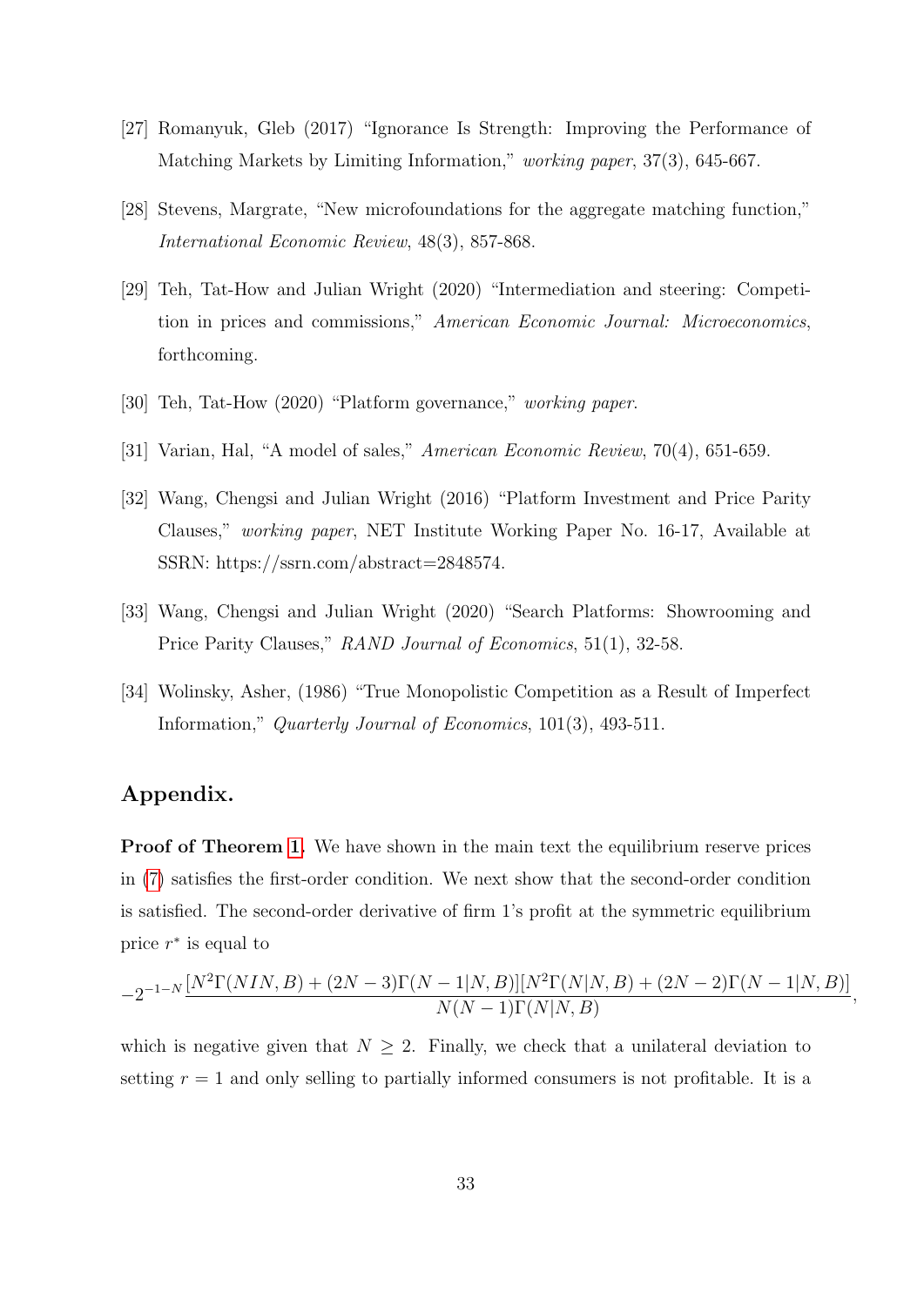[27] Romanyuk, Gleb (2017) "Ignorance Is Strength: Improving the Performance of Matching Markets by Limiting Information," *working paper*, 37(3), 645-667.

[28] Stevens, Margrate, "New microfoundations for the aggregate matching function," *International Economic Review*, 48(3), 857-868.

[29] Teh, Tat-How and Julian Wright (2020) "Intermediation and steering: Competition in prices and commissions," *American Economic Journal: Microeconomics*, forthcoming.

[30] Teh, Tat-How (2020) "Platform governance," *working paper*.

[31] Varian, Hal, "A model of sales," *American Economic Review*, 70(4), 651-659.

[32] Wang, Chengsi and Julian Wright (2016) "Platform Investment and Price Parity Clauses," *working paper*, NET Institute Working Paper No. 16-17, Available at SSRN: https://ssrn.com/abstract=2848574.

[33] Wang, Chengsi and Julian Wright (2020) "Search Platforms: Showrooming and Price Parity Clauses," *RAND Journal of Economics*, 51(1), 32-58.

[34] Wolinsky, Asher, (1986) "True Monopolistic Competition as a Result of Imperfect Information," *Quarterly Journal of Economics*, 101(3), 493-511.

## Appendix.

**Proof of Theorem 1.** We have shown in the main text the equilibrium reserve prices in (7) satisfies the first-order condition. We next show that the second-order condition is satisfied. The second-order derivative of firm 1's profit at the symmetric equilibrium price $r^*$ is equal to

$$-2^{-1-N}\frac{[N^2\Gamma(NIN,B)+(2N-3)\Gamma(N-1|N,B)][N^2\Gamma(N|N,B)+(2N-2)\Gamma(N-1|N,B)]}{N(N-1)\Gamma(N|N,B)},$$

which is negative given that $N \geq 2$. Finally, we check that a unilateral deviation to setting $r = 1$ and only selling to partially informed consumers is not profitable. It is a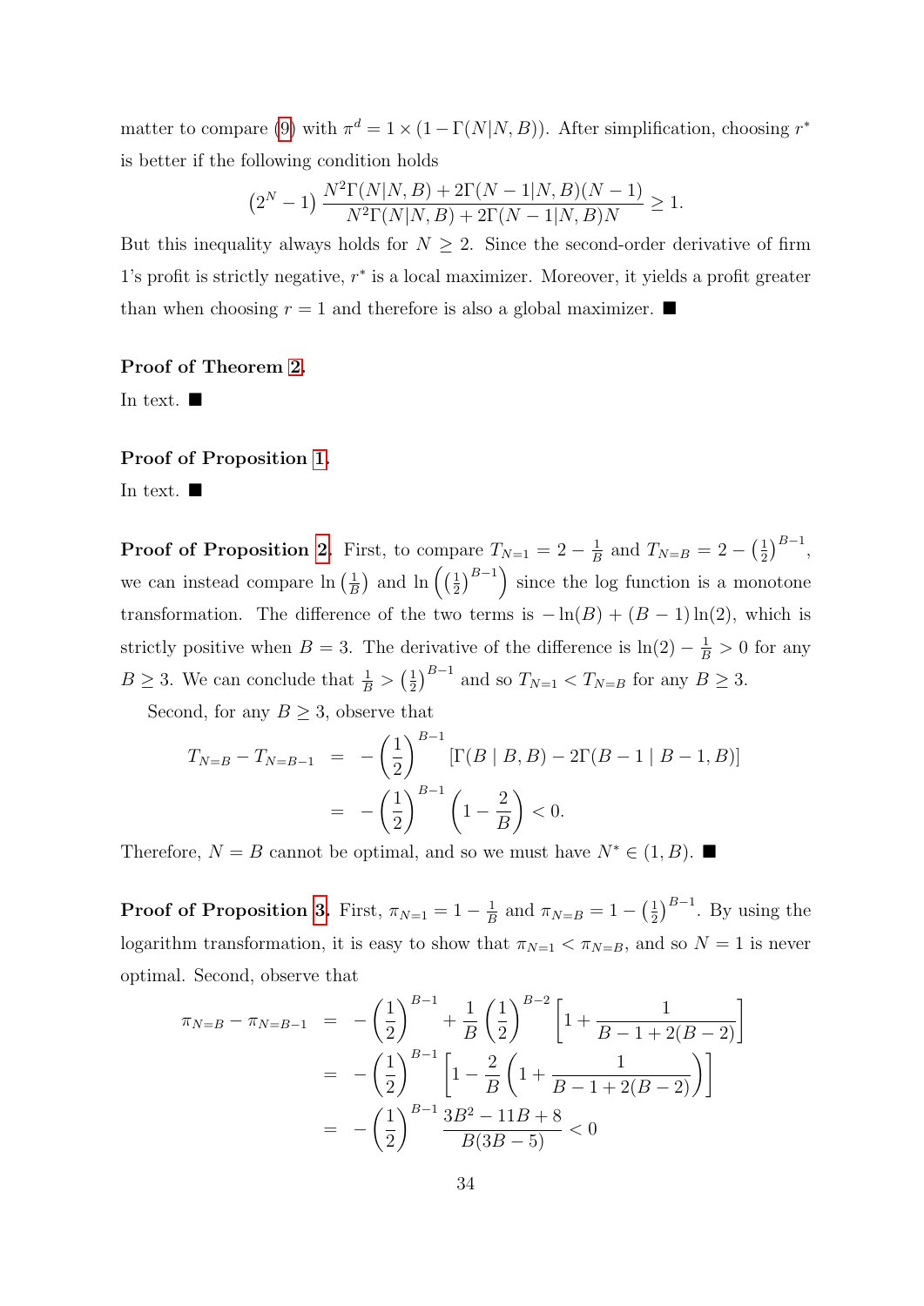matter to compare (9) with $\pi^d = 1 \times (1 - \Gamma(N|N,B))$. After simplification, choosing $r^*$ is better if the following condition holds

$$\left(2^N - 1\right) \frac{N^2\Gamma(N|N,B) + 2\Gamma(N-1|N,B)(N-1)}{N^2\Gamma(N|N,B) + 2\Gamma(N-1|N,B)N} \geq 1.$$

But this inequality always holds for $N \geq 2$. Since the second-order derivative of firm 1's profit is strictly negative, $r^*$ is a local maximizer. Moreover, it yields a profit greater than when choosing $r = 1$ and therefore is also a global maximizer. ■

**Proof of Theorem 2.**

In text. ■

**Proof of Proposition 1.**

In text. ■

**Proof of Proposition 2.** First, to compare $T_{N=1} = 2 - \frac{1}{B}$ and $T_{N=B} = 2 - \left(\frac{1}{2}\right)^{B-1}$, we can instead compare $\ln\left(\frac{1}{B}\right)$ and $\ln\left(\left(\frac{1}{2}\right)^{B-1}\right)$ since the log function is a monotone transformation. The difference of the two terms is $-\ln(B) + (B-1)\ln(2)$, which is strictly positive when $B = 3$. The derivative of the difference is $\ln(2) - \frac{1}{B} > 0$ for any $B \geq 3$. We can conclude that $\frac{1}{B} > \left(\frac{1}{2}\right)^{B-1}$ and so $T_{N=1} < T_{N=B}$ for any $B \geq 3$.

Second, for any $B \geq 3$, observe that

$$\begin{aligned}
T_{N=B} - T_{N=B-1} &= -\left(\frac{1}{2}\right)^{B-1} [\Gamma(B \mid B, B) - 2\Gamma(B-1 \mid B-1, B)] \\
&= -\left(\frac{1}{2}\right)^{B-1} \left(1 - \frac{2}{B}\right) < 0.
\end{aligned}$$

Therefore, $N = B$ cannot be optimal, and so we must have $N^* \in (1, B)$. ■

**Proof of Proposition 3.** First, $\pi_{N=1} = 1 - \frac{1}{B}$ and $\pi_{N=B} = 1 - \left(\frac{1}{2}\right)^{B-1}$. By using the logarithm transformation, it is easy to show that $\pi_{N=1} < \pi_{N=B}$, and so $N = 1$ is never optimal. Second, observe that

$$\begin{aligned}
\pi_{N=B} - \pi_{N=B-1} &= -\left(\frac{1}{2}\right)^{B-1} + \frac{1}{B}\left(\frac{1}{2}\right)^{B-2}\left[1 + \frac{1}{B-1+2(B-2)}\right] \\
&= -\left(\frac{1}{2}\right)^{B-1}\left[1 - \frac{2}{B}\left(1 + \frac{1}{B-1+2(B-2)}\right)\right] \\
&= -\left(\frac{1}{2}\right)^{B-1} \frac{3B^2 - 11B + 8}{B(3B-5)} < 0
\end{aligned}$$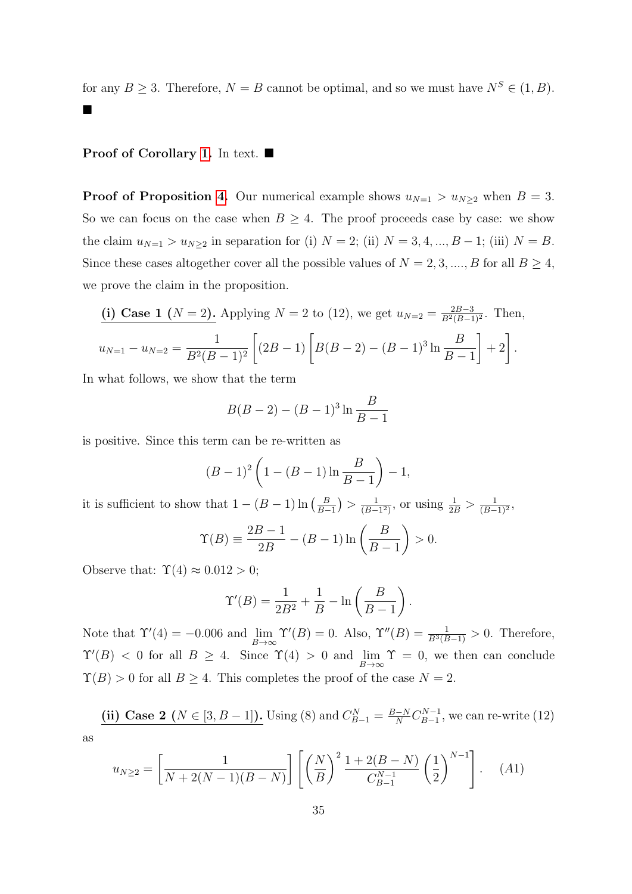for any $B \geq 3$. Therefore, $N = B$ cannot be optimal, and so we must have $N^S \in (1, B)$. ■

**Proof of Corollary 1.** In text. ■

**Proof of Proposition 4.** Our numerical example shows $u_{N=1} > u_{N\geq 2}$ when $B = 3$. So we can focus on the case when $B \geq 4$. The proof proceeds case by case: we show the claim $u_{N=1} > u_{N\geq 2}$ in separation for (i) $N = 2$; (ii) $N = 3, 4, ..., B-1$; (iii) $N = B$. Since these cases altogether cover all the possible values of $N = 2, 3, ...., B$ for all $B \geq 4$, we prove the claim in the proposition.

**(i) Case 1 ($N = 2$).** Applying $N = 2$ to (12), we get $u_{N=2} = \frac{2B-3}{B^2(B-1)^2}$. Then,

$$u_{N=1} - u_{N=2} = \frac{1}{B^2(B-1)^2}\left[(2B-1)\left[B(B-2) - (B-1)^3 \ln \frac{B}{B-1}\right] + 2\right].$$

In what follows, we show that the term

$$B(B-2) - (B-1)^3 \ln \frac{B}{B-1}$$

is positive. Since this term can be re-written as

$$(B-1)^2\left(1 - (B-1)\ln \frac{B}{B-1}\right) - 1,$$

it is sufficient to show that $1 - (B-1)\ln\left(\frac{B}{B-1}\right) > \frac{1}{(B-1^2)}$, or using $\frac{1}{2B} > \frac{1}{(B-1)^2}$,

$$\Upsilon(B) \equiv \frac{2B-1}{2B} - (B-1)\ln\left(\frac{B}{B-1}\right) > 0.$$

Observe that: $\Upsilon(4) \approx 0.012 > 0$;

$$\Upsilon'(B) = \frac{1}{2B^2} + \frac{1}{B} - \ln\left(\frac{B}{B-1}\right).$$

Note that $\Upsilon'(4) = -0.006$ and $\lim_{B\to\infty} \Upsilon'(B) = 0$. Also, $\Upsilon''(B) = \frac{1}{B^3(B-1)} > 0$. Therefore, $\Upsilon'(B) < 0$ for all $B \geq 4$. Since $\Upsilon(4) > 0$ and $\lim_{B\to\infty} \Upsilon = 0$, we then can conclude $\Upsilon(B) > 0$ for all $B \geq 4$. This completes the proof of the case $N = 2$.

**(ii) Case 2 ($N \in [3, B-1]$).** Using (8) and $C^N_{B-1} = \frac{B-N}{N}C^{N-1}_{B-1}$, we can re-write (12) as

$$u_{N\geq 2} = \left[\frac{1}{N + 2(N-1)(B-N)}\right]\left[\left(\frac{N}{B}\right)^2 \frac{1 + 2(B-N)}{C^{N-1}_{B-1}}\left(\frac{1}{2}\right)^{N-1}\right]. \quad (A1)$$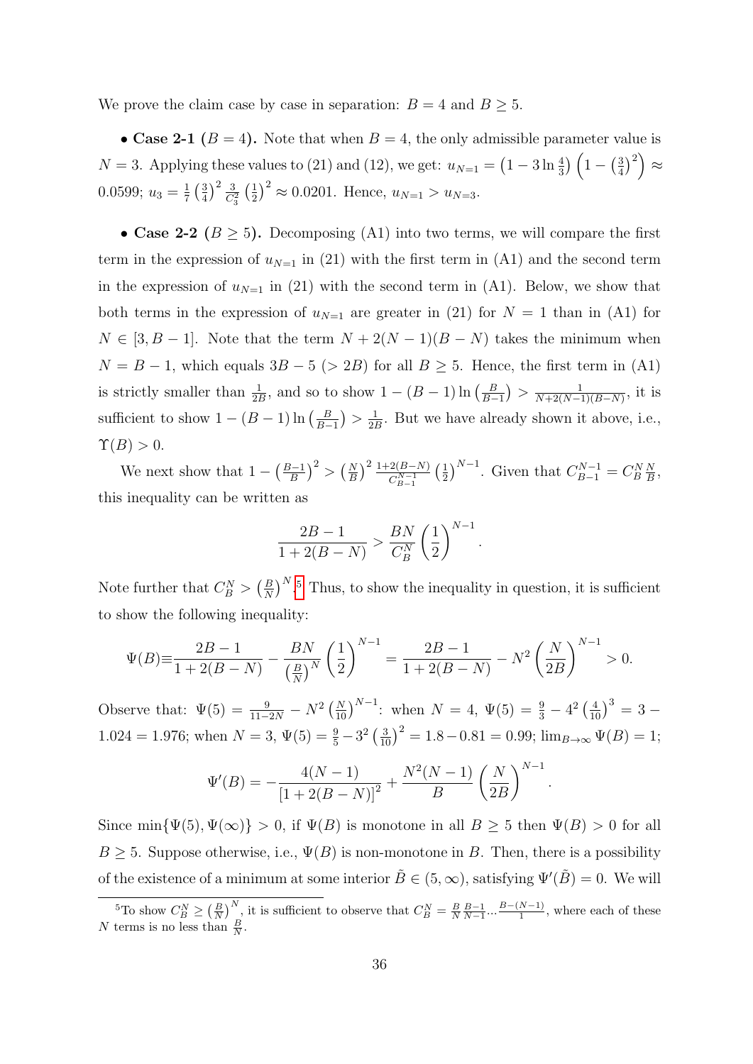We prove the claim case by case in separation: $B = 4$ and $B \geq 5$.

- **Case 2-1 ($B = 4$).** Note that when $B = 4$, the only admissible parameter value is $N = 3$. Applying these values to (21) and (12), we get: $u_{N=1} = \left(1 - 3\ln\frac{4}{3}\right)\left(1 - \left(\frac{3}{4}\right)^2\right) \approx 0.0599$; $u_3 = \frac{1}{7}\left(\frac{3}{4}\right)^2 \frac{3}{C_3^2}\left(\frac{1}{2}\right)^2 \approx 0.0201$. Hence, $u_{N=1} > u_{N=3}$.

- **Case 2-2 ($B \geq 5$).** Decomposing (A1) into two terms, we will compare the first term in the expression of $u_{N=1}$ in (21) with the first term in (A1) and the second term in the expression of $u_{N=1}$ in (21) with the second term in (A1). Below, we show that both terms in the expression of $u_{N=1}$ are greater in (21) for $N = 1$ than in (A1) for $N \in [3, B-1]$. Note that the term $N + 2(N-1)(B-N)$ takes the minimum when $N = B - 1$, which equals $3B - 5$ ($> 2B$) for all $B \geq 5$. Hence, the first term in (A1) is strictly smaller than $\frac{1}{2B}$, and so to show $1 - (B-1)\ln\left(\frac{B}{B-1}\right) > \frac{1}{N+2(N-1)(B-N)}$, it is sufficient to show $1 - (B-1)\ln\left(\frac{B}{B-1}\right) > \frac{1}{2B}$. But we have already shown it above, i.e., $\Upsilon(B) > 0$.

We next show that $1 - \left(\frac{B-1}{B}\right)^2 > \left(\frac{N}{B}\right)^2 \frac{1+2(B-N)}{C_{B-1}^{N-1}}\left(\frac{1}{2}\right)^{N-1}$. Given that $C_{B-1}^{N-1} = C_B^N \frac{N}{B}$, this inequality can be written as

$$\frac{2B-1}{1+2(B-N)} > \frac{BN}{C_B^N}\left(\frac{1}{2}\right)^{N-1}.$$

Note further that $C_B^N > \left(\frac{B}{N}\right)^N$.[5] Thus, to show the inequality in question, it is sufficient to show the following inequality:

$$\Psi(B) \equiv \frac{2B-1}{1+2(B-N)} - \frac{BN}{\left(\frac{B}{N}\right)^N}\left(\frac{1}{2}\right)^{N-1} = \frac{2B-1}{1+2(B-N)} - N^2\left(\frac{N}{2B}\right)^{N-1} > 0.$$

Observe that: $\Psi(5) = \frac{9}{11-2N} - N^2\left(\frac{N}{10}\right)^{N-1}$: when $N = 4$, $\Psi(5) = \frac{9}{3} - 4^2\left(\frac{4}{10}\right)^3 = 3 - 1.024 = 1.976$; when $N = 3$, $\Psi(5) = \frac{9}{5} - 3^2\left(\frac{3}{10}\right)^2 = 1.8 - 0.81 = 0.99$; $\lim_{B\to\infty}\Psi(B) = 1$;

$$\Psi'(B) = -\frac{4(N-1)}{\left[1+2(B-N)\right]^2} + \frac{N^2(N-1)}{B}\left(\frac{N}{2B}\right)^{N-1}.$$

Since $\min\{\Psi(5), \Psi(\infty)\} > 0$, if $\Psi(B)$ is monotone in all $B \geq 5$ then $\Psi(B) > 0$ for all $B \geq 5$. Suppose otherwise, i.e., $\Psi(B)$ is non-monotone in $B$. Then, there is a possibility of the existence of a minimum at some interior $\tilde{B} \in (5, \infty)$, satisfying $\Psi'(\tilde{B}) = 0$. We will

[5] To show $C_B^N \geq \left(\frac{B}{N}\right)^N$, it is sufficient to observe that $C_B^N = \frac{B}{N}\frac{B-1}{N-1}\cdots\frac{B-(N-1)}{1}$, where each of these $N$ terms is no less than $\frac{B}{N}$.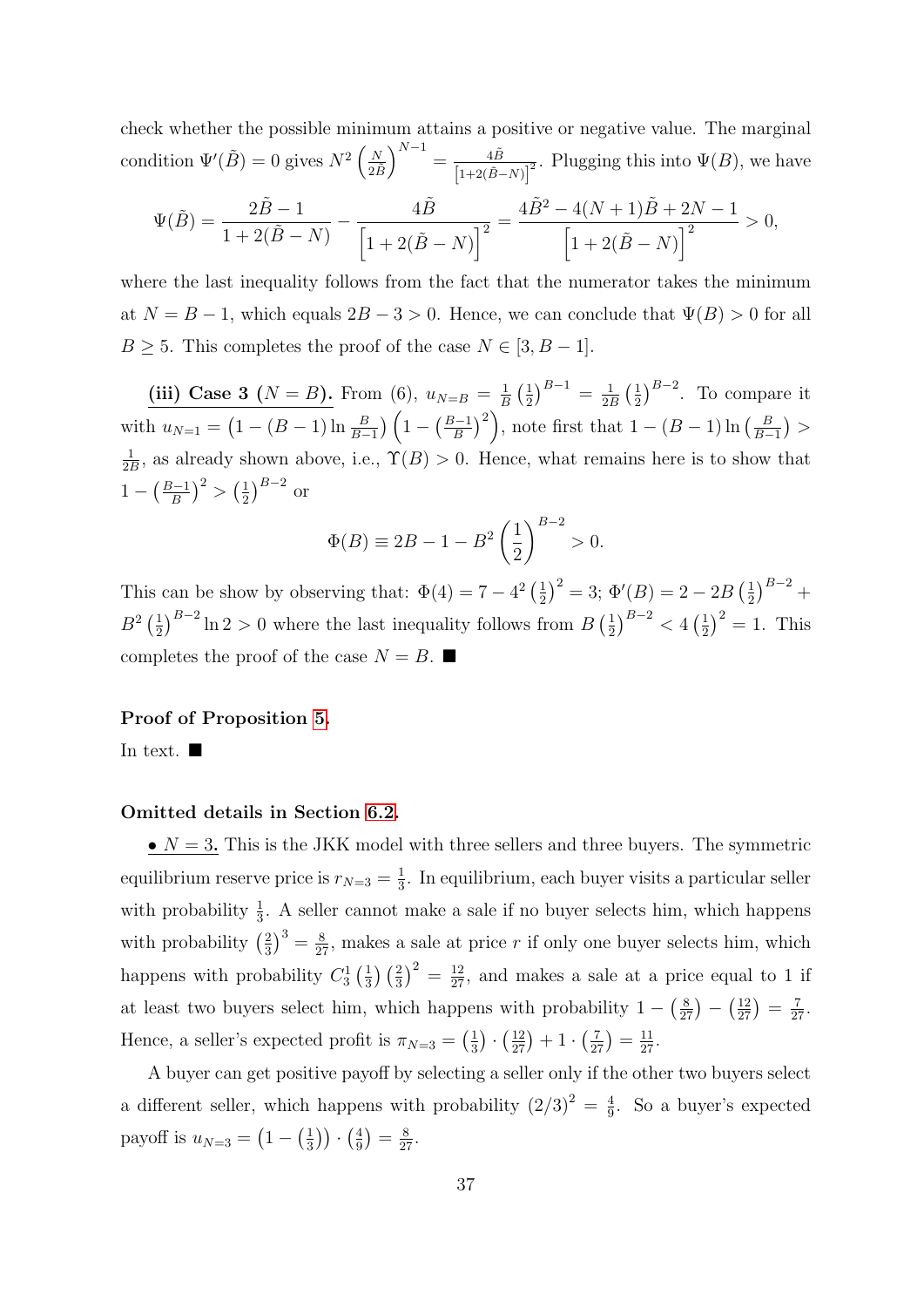check whether the possible minimum attains a positive or negative value. The marginal condition $\Psi'(\tilde{B}) = 0$ gives $N^2\left(\frac{N}{2\tilde{B}}\right)^{N-1} = \frac{4\tilde{B}}{\left[1+2(\tilde{B}-N)\right]^2}$. Plugging this into $\Psi(B)$, we have

$$\Psi(\tilde{B}) = \frac{2\tilde{B}-1}{1+2(\tilde{B}-N)} - \frac{4\tilde{B}}{\left[1+2(\tilde{B}-N)\right]^2} = \frac{4\tilde{B}^2 - 4(N+1)\tilde{B} + 2N - 1}{\left[1+2(\tilde{B}-N)\right]^2} > 0,$$

where the last inequality follows from the fact that the numerator takes the minimum at $N = B-1$, which equals $2B-3 > 0$. Hence, we can conclude that $\Psi(B) > 0$ for all $B \geq 5$. This completes the proof of the case $N \in [3, B-1]$.

**(iii) Case 3 ($N = B$).** From (6), $u_{N=B} = \frac{1}{B}\left(\frac{1}{2}\right)^{B-1} = \frac{1}{2B}\left(\frac{1}{2}\right)^{B-2}$. To compare it with $u_{N=1} = \left(1-(B-1)\ln\frac{B}{B-1}\right)\left(1-\left(\frac{B-1}{B}\right)^2\right)$, note first that $1-(B-1)\ln\left(\frac{B}{B-1}\right) > \frac{1}{2B}$, as already shown above, i.e., $\Upsilon(B) > 0$. Hence, what remains here is to show that $1-\left(\frac{B-1}{B}\right)^2 > \left(\frac{1}{2}\right)^{B-2}$ or

$$\Phi(B) \equiv 2B - 1 - B^2\left(\frac{1}{2}\right)^{B-2} > 0.$$

This can be show by observing that: $\Phi(4) = 7 - 4^2\left(\frac{1}{2}\right)^2 = 3$; $\Phi'(B) = 2 - 2B\left(\frac{1}{2}\right)^{B-2} + B^2\left(\frac{1}{2}\right)^{B-2}\ln 2 > 0$ where the last inequality follows from $B\left(\frac{1}{2}\right)^{B-2} < 4\left(\frac{1}{2}\right)^2 = 1$. This completes the proof of the case $N = B$. ■

**Proof of Proposition 5.**

In text. ■

**Omitted details in Section 6.2.**

**• $N = 3$.** This is the JKK model with three sellers and three buyers. The symmetric equilibrium reserve price is $r_{N=3} = \frac{1}{3}$. In equilibrium, each buyer visits a particular seller with probability $\frac{1}{3}$. A seller cannot make a sale if no buyer selects him, which happens with probability $\left(\frac{2}{3}\right)^3 = \frac{8}{27}$, makes a sale at price $r$ if only one buyer selects him, which happens with probability $C_3^1\left(\frac{1}{3}\right)\left(\frac{2}{3}\right)^2 = \frac{12}{27}$, and makes a sale at a price equal to 1 if at least two buyers select him, which happens with probability $1-\left(\frac{8}{27}\right)-\left(\frac{12}{27}\right) = \frac{7}{27}$. Hence, a seller's expected profit is $\pi_{N=3} = \left(\frac{1}{3}\right)\cdot\left(\frac{12}{27}\right) + 1\cdot\left(\frac{7}{27}\right) = \frac{11}{27}$.

A buyer can get positive payoff by selecting a seller only if the other two buyers select a different seller, which happens with probability $(2/3)^2 = \frac{4}{9}$. So a buyer's expected payoff is $u_{N=3} = \left(1-\left(\frac{1}{3}\right)\right)\cdot\left(\frac{4}{9}\right) = \frac{8}{27}$.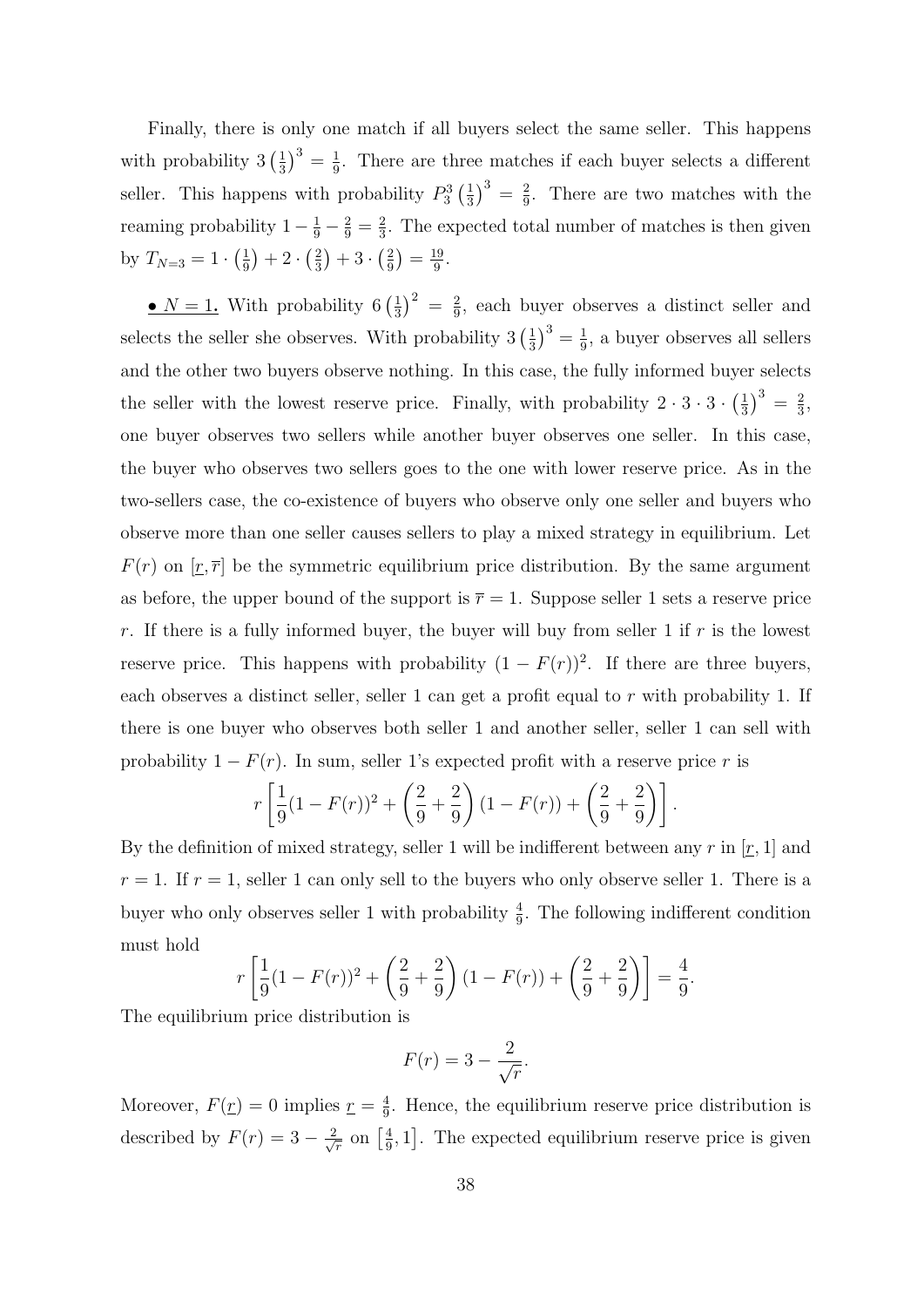Finally, there is only one match if all buyers select the same seller. This happens with probability $3\left(\frac{1}{3}\right)^3 = \frac{1}{9}$. There are three matches if each buyer selects a different seller. This happens with probability $P_3^3\left(\frac{1}{3}\right)^3 = \frac{2}{9}$. There are two matches with the reaming probability $1 - \frac{1}{9} - \frac{2}{9} = \frac{2}{3}$. The expected total number of matches is then given by $T_{N=3} = 1 \cdot \left(\frac{1}{9}\right) + 2 \cdot \left(\frac{2}{3}\right) + 3 \cdot \left(\frac{2}{9}\right) = \frac{19}{9}$.

• **$N = 1$.** With probability $6\left(\frac{1}{3}\right)^2 = \frac{2}{9}$, each buyer observes a distinct seller and selects the seller she observes. With probability $3\left(\frac{1}{3}\right)^3 = \frac{1}{9}$, a buyer observes all sellers and the other two buyers observe nothing. In this case, the fully informed buyer selects the seller with the lowest reserve price. Finally, with probability $2 \cdot 3 \cdot 3 \cdot \left(\frac{1}{3}\right)^3 = \frac{2}{3}$, one buyer observes two sellers while another buyer observes one seller. In this case, the buyer who observes two sellers goes to the one with lower reserve price. As in the two-sellers case, the co-existence of buyers who observe only one seller and buyers who observe more than one seller causes sellers to play a mixed strategy in equilibrium. Let $F(r)$ on $[\underline{r}, \overline{r}]$ be the symmetric equilibrium price distribution. By the same argument as before, the upper bound of the support is $\overline{r} = 1$. Suppose seller 1 sets a reserve price $r$. If there is a fully informed buyer, the buyer will buy from seller 1 if $r$ is the lowest reserve price. This happens with probability $(1 - F(r))^2$. If there are three buyers, each observes a distinct seller, seller 1 can get a profit equal to $r$ with probability 1. If there is one buyer who observes both seller 1 and another seller, seller 1 can sell with probability $1 - F(r)$. In sum, seller 1's expected profit with a reserve price $r$ is

$$r\left[\frac{1}{9}(1 - F(r))^2 + \left(\frac{2}{9} + \frac{2}{9}\right)(1 - F(r)) + \left(\frac{2}{9} + \frac{2}{9}\right)\right].$$

By the definition of mixed strategy, seller 1 will be indifferent between any $r$ in $[\underline{r}, 1]$ and $r = 1$. If $r = 1$, seller 1 can only sell to the buyers who only observe seller 1. There is a buyer who only observes seller 1 with probability $\frac{4}{9}$. The following indifferent condition must hold

$$r\left[\frac{1}{9}(1 - F(r))^2 + \left(\frac{2}{9} + \frac{2}{9}\right)(1 - F(r)) + \left(\frac{2}{9} + \frac{2}{9}\right)\right] = \frac{4}{9}.$$

The equilibrium price distribution is

$$F(r) = 3 - \frac{2}{\sqrt{r}}.$$

Moreover, $F(\underline{r}) = 0$ implies $\underline{r} = \frac{4}{9}$. Hence, the equilibrium reserve price distribution is described by $F(r) = 3 - \frac{2}{\sqrt{r}}$ on $\left[\frac{4}{9}, 1\right]$. The expected equilibrium reserve price is given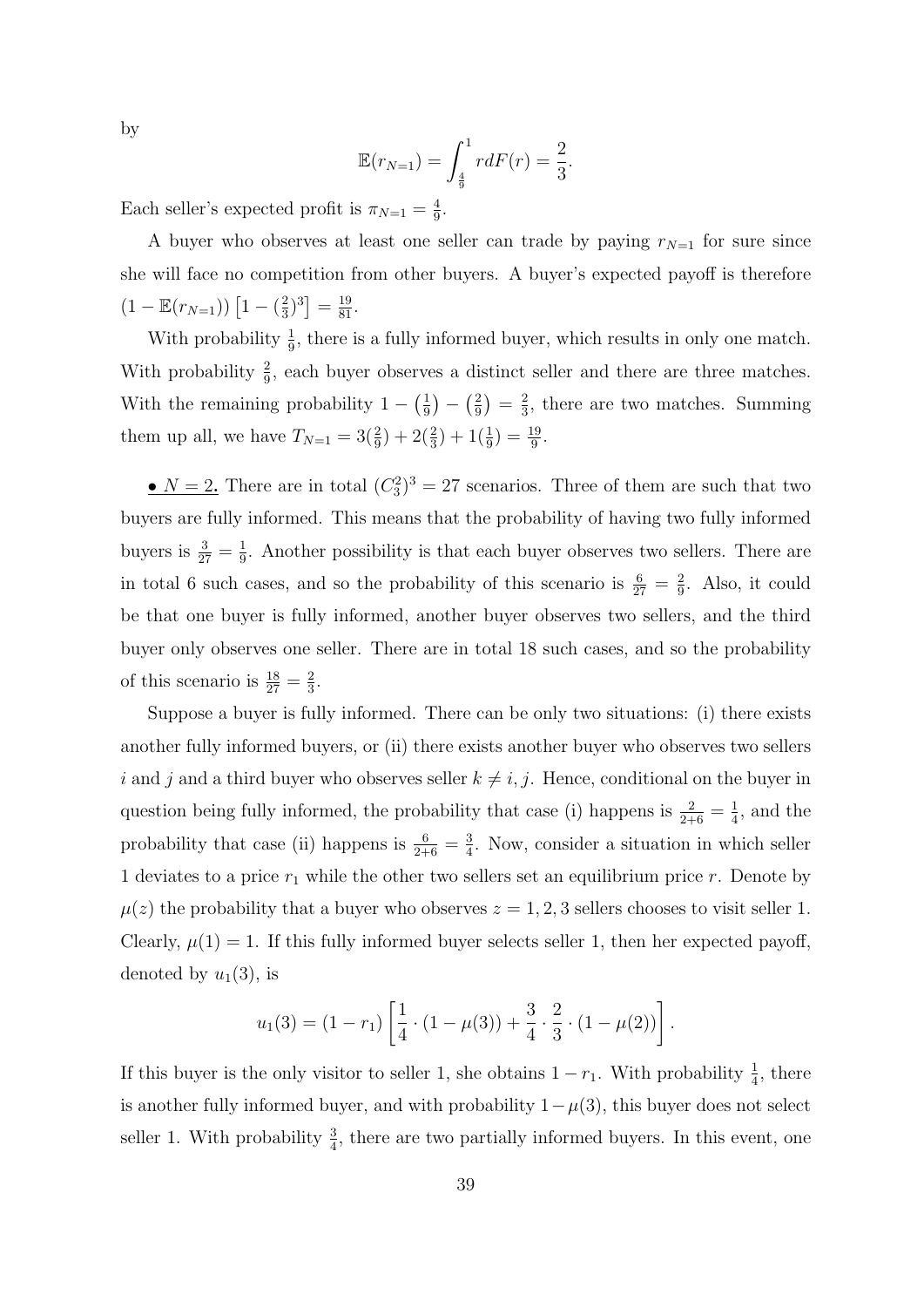by

$$\mathbb{E}(r_{N=1}) = \int_{\frac{4}{9}}^{1} r dF(r) = \frac{2}{3}.$$

Each seller's expected profit is $\pi_{N=1} = \frac{4}{9}$.

A buyer who observes at least one seller can trade by paying $r_{N=1}$ for sure since she will face no competition from other buyers. A buyer's expected payoff is therefore $(1 - \mathbb{E}(r_{N=1}))\left[1 - (\frac{2}{3})^3\right] = \frac{19}{81}$.

With probability $\frac{1}{9}$, there is a fully informed buyer, which results in only one match. With probability $\frac{2}{9}$, each buyer observes a distinct seller and there are three matches. With the remaining probability $1 - \left(\frac{1}{9}\right) - \left(\frac{2}{9}\right) = \frac{2}{3}$, there are two matches. Summing them up all, we have $T_{N=1} = 3(\frac{2}{9}) + 2(\frac{2}{3}) + 1(\frac{1}{9}) = \frac{19}{9}$.

**• $N = 2$.** There are in total $(C_3^2)^3 = 27$ scenarios. Three of them are such that two buyers are fully informed. This means that the probability of having two fully informed buyers is $\frac{3}{27} = \frac{1}{9}$. Another possibility is that each buyer observes two sellers. There are in total 6 such cases, and so the probability of this scenario is $\frac{6}{27} = \frac{2}{9}$. Also, it could be that one buyer is fully informed, another buyer observes two sellers, and the third buyer only observes one seller. There are in total 18 such cases, and so the probability of this scenario is $\frac{18}{27} = \frac{2}{3}$.

Suppose a buyer is fully informed. There can be only two situations: (i) there exists another fully informed buyers, or (ii) there exists another buyer who observes two sellers $i$ and $j$ and a third buyer who observes seller $k \neq i, j$. Hence, conditional on the buyer in question being fully informed, the probability that case (i) happens is $\frac{2}{2+6} = \frac{1}{4}$, and the probability that case (ii) happens is $\frac{6}{2+6} = \frac{3}{4}$. Now, consider a situation in which seller 1 deviates to a price $r_1$ while the other two sellers set an equilibrium price $r$. Denote by $\mu(z)$ the probability that a buyer who observes $z = 1, 2, 3$ sellers chooses to visit seller 1. Clearly, $\mu(1) = 1$. If this fully informed buyer selects seller 1, then her expected payoff, denoted by $u_1(3)$, is

$$u_1(3) = (1 - r_1)\left[\frac{1}{4} \cdot (1 - \mu(3)) + \frac{3}{4} \cdot \frac{2}{3} \cdot (1 - \mu(2))\right].$$

If this buyer is the only visitor to seller 1, she obtains $1 - r_1$. With probability $\frac{1}{4}$, there is another fully informed buyer, and with probability $1 - \mu(3)$, this buyer does not select seller 1. With probability $\frac{3}{4}$, there are two partially informed buyers. In this event, one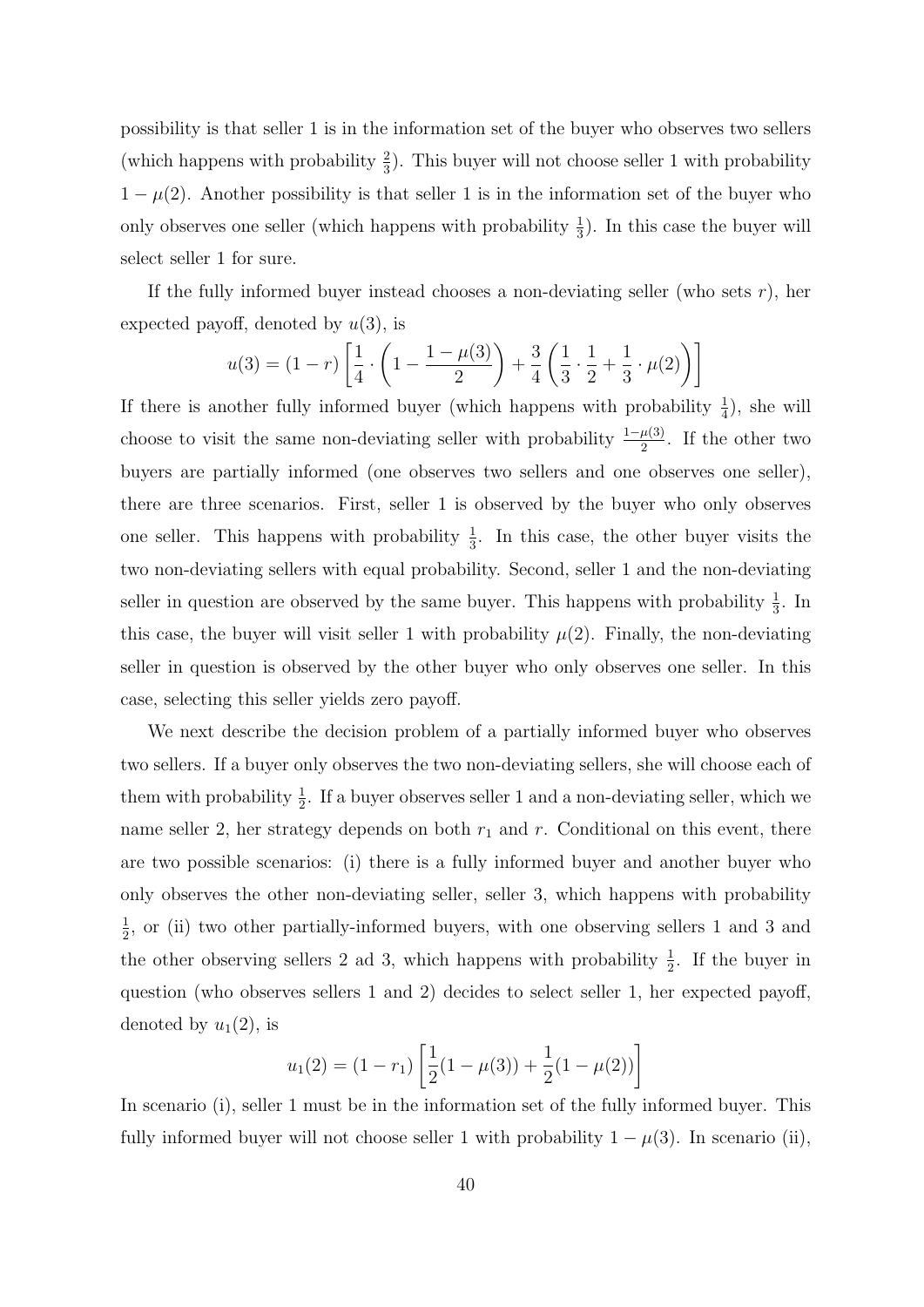possibility is that seller 1 is in the information set of the buyer who observes two sellers (which happens with probability $\frac{2}{3}$). This buyer will not choose seller 1 with probability $1 - \mu(2)$. Another possibility is that seller 1 is in the information set of the buyer who only observes one seller (which happens with probability $\frac{1}{3}$). In this case the buyer will select seller 1 for sure.

If the fully informed buyer instead chooses a non-deviating seller (who sets $r$), her expected payoff, denoted by $u(3)$, is

$$u(3) = (1 - r)\left[\frac{1}{4} \cdot \left(1 - \frac{1 - \mu(3)}{2}\right) + \frac{3}{4}\left(\frac{1}{3} \cdot \frac{1}{2} + \frac{1}{3} \cdot \mu(2)\right)\right]$$

If there is another fully informed buyer (which happens with probability $\frac{1}{4}$), she will choose to visit the same non-deviating seller with probability $\frac{1-\mu(3)}{2}$. If the other two buyers are partially informed (one observes two sellers and one observes one seller), there are three scenarios. First, seller 1 is observed by the buyer who only observes one seller. This happens with probability $\frac{1}{3}$. In this case, the other buyer visits the two non-deviating sellers with equal probability. Second, seller 1 and the non-deviating seller in question are observed by the same buyer. This happens with probability $\frac{1}{3}$. In this case, the buyer will visit seller 1 with probability $\mu(2)$. Finally, the non-deviating seller in question is observed by the other buyer who only observes one seller. In this case, selecting this seller yields zero payoff.

We next describe the decision problem of a partially informed buyer who observes two sellers. If a buyer only observes the two non-deviating sellers, she will choose each of them with probability $\frac{1}{2}$. If a buyer observes seller 1 and a non-deviating seller, which we name seller 2, her strategy depends on both $r_1$ and $r$. Conditional on this event, there are two possible scenarios: (i) there is a fully informed buyer and another buyer who only observes the other non-deviating seller, seller 3, which happens with probability $\frac{1}{2}$, or (ii) two other partially-informed buyers, with one observing sellers 1 and 3 and the other observing sellers 2 ad 3, which happens with probability $\frac{1}{2}$. If the buyer in question (who observes sellers 1 and 2) decides to select seller 1, her expected payoff, denoted by $u_1(2)$, is

$$u_1(2) = (1 - r_1)\left[\frac{1}{2}(1 - \mu(3)) + \frac{1}{2}(1 - \mu(2))\right]$$

In scenario (i), seller 1 must be in the information set of the fully informed buyer. This fully informed buyer will not choose seller 1 with probability $1 - \mu(3)$. In scenario (ii),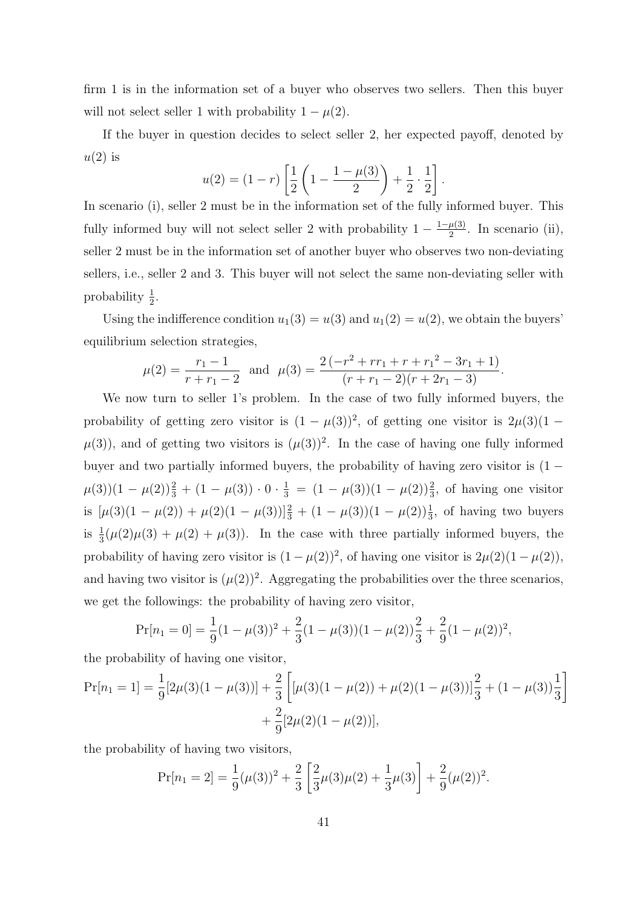firm 1 is in the information set of a buyer who observes two sellers. Then this buyer will not select seller 1 with probability $1 - \mu(2)$.

If the buyer in question decides to select seller 2, her expected payoff, denoted by $u(2)$ is

$$u(2) = (1-r)\left[\frac{1}{2}\left(1 - \frac{1-\mu(3)}{2}\right) + \frac{1}{2}\cdot\frac{1}{2}\right].$$

In scenario (i), seller 2 must be in the information set of the fully informed buyer. This fully informed buy will not select seller 2 with probability $1 - \frac{1-\mu(3)}{2}$. In scenario (ii), seller 2 must be in the information set of another buyer who observes two non-deviating sellers, i.e., seller 2 and 3. This buyer will not select the same non-deviating seller with probability $\frac{1}{2}$.

Using the indifference condition $u_1(3) = u(3)$ and $u_1(2) = u(2)$, we obtain the buyers' equilibrium selection strategies,

$$\mu(2) = \frac{r_1 - 1}{r + r_1 - 2} \quad \text{and} \quad \mu(3) = \frac{2\left(-r^2 + rr_1 + r + {r_1}^2 - 3r_1 + 1\right)}{(r + r_1 - 2)(r + 2r_1 - 3)}.$$

We now turn to seller 1's problem. In the case of two fully informed buyers, the probability of getting zero visitor is $(1-\mu(3))^2$, of getting one visitor is $2\mu(3)(1-\mu(3))$, and of getting two visitors is $(\mu(3))^2$. In the case of having one fully informed buyer and two partially informed buyers, the probability of having zero visitor is $(1-\mu(3))(1-\mu(2))\frac{2}{3} + (1-\mu(3))\cdot 0 \cdot \frac{1}{3} = (1-\mu(3))(1-\mu(2))\frac{2}{3}$, of having one visitor is $[\mu(3)(1-\mu(2)) + \mu(2)(1-\mu(3))]\frac{2}{3} + (1-\mu(3))(1-\mu(2))\frac{1}{3}$, of having two buyers is $\frac{1}{3}(\mu(2)\mu(3) + \mu(2) + \mu(3))$. In the case with three partially informed buyers, the probability of having zero visitor is $(1-\mu(2))^2$, of having one visitor is $2\mu(2)(1-\mu(2))$, and having two visitor is $(\mu(2))^2$. Aggregating the probabilities over the three scenarios, we get the followings: the probability of having zero visitor,

$$\Pr[n_1 = 0] = \frac{1}{9}(1-\mu(3))^2 + \frac{2}{3}(1-\mu(3))(1-\mu(2))\frac{2}{3} + \frac{2}{9}(1-\mu(2))^2,$$

the probability of having one visitor,

$$\Pr[n_1 = 1] = \frac{1}{9}[2\mu(3)(1-\mu(3))] + \frac{2}{3}\left[[\mu(3)(1-\mu(2)) + \mu(2)(1-\mu(3))]\frac{2}{3} + (1-\mu(3))\frac{1}{3}\right] + \frac{2}{9}[2\mu(2)(1-\mu(2))],$$

the probability of having two visitors,

$$\Pr[n_1 = 2] = \frac{1}{9}(\mu(3))^2 + \frac{2}{3}\left[\frac{2}{3}\mu(3)\mu(2) + \frac{1}{3}\mu(3)\right] + \frac{2}{9}(\mu(2))^2.$$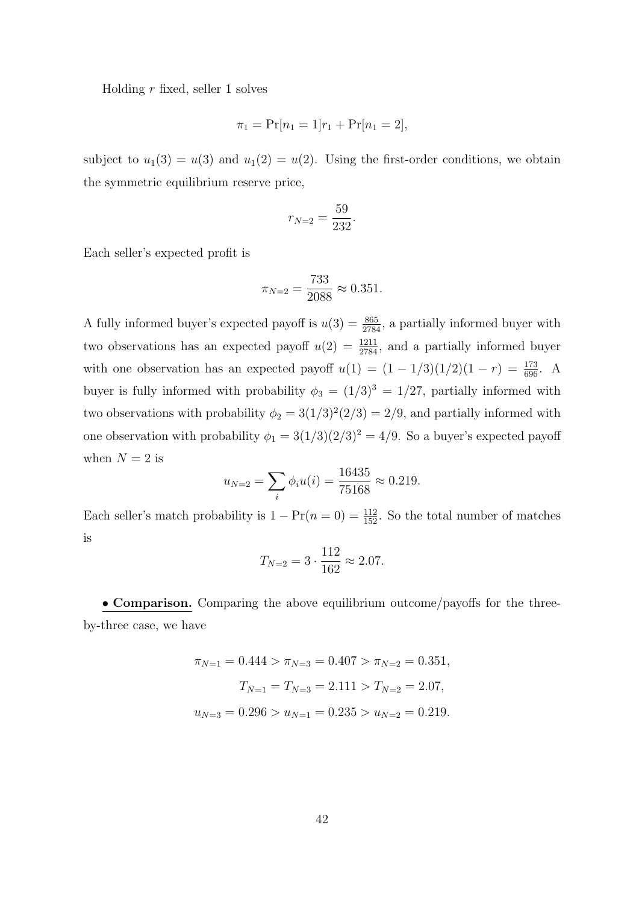Holding $r$ fixed, seller 1 solves

$$\pi_1 = \Pr[n_1 = 1]r_1 + \Pr[n_1 = 2],$$

subject to $u_1(3) = u(3)$ and $u_1(2) = u(2)$. Using the first-order conditions, we obtain the symmetric equilibrium reserve price,

$$r_{N=2} = \frac{59}{232}.$$

Each seller's expected profit is

$$\pi_{N=2} = \frac{733}{2088} \approx 0.351.$$

A fully informed buyer's expected payoff is $u(3) = \frac{865}{2784}$, a partially informed buyer with two observations has an expected payoff $u(2) = \frac{1211}{2784}$, and a partially informed buyer with one observation has an expected payoff $u(1) = (1 - 1/3)(1/2)(1 - r) = \frac{173}{696}$. A buyer is fully informed with probability $\phi_3 = (1/3)^3 = 1/27$, partially informed with two observations with probability $\phi_2 = 3(1/3)^2(2/3) = 2/9$, and partially informed with one observation with probability $\phi_1 = 3(1/3)(2/3)^2 = 4/9$. So a buyer's expected payoff when $N = 2$ is

$$u_{N=2} = \sum_i \phi_i u(i) = \frac{16435}{75168} \approx 0.219.$$

Each seller's match probability is $1 - \Pr(n = 0) = \frac{112}{152}$. So the total number of matches is

$$T_{N=2} = 3 \cdot \frac{112}{162} \approx 2.07.$$

• **Comparison.** Comparing the above equilibrium outcome/payoffs for the three-by-three case, we have

$$\pi_{N=1} = 0.444 > \pi_{N=3} = 0.407 > \pi_{N=2} = 0.351,$$

$$T_{N=1} = T_{N=3} = 2.111 > T_{N=2} = 2.07,$$

$$u_{N=3} = 0.296 > u_{N=1} = 0.235 > u_{N=2} = 0.219.$$